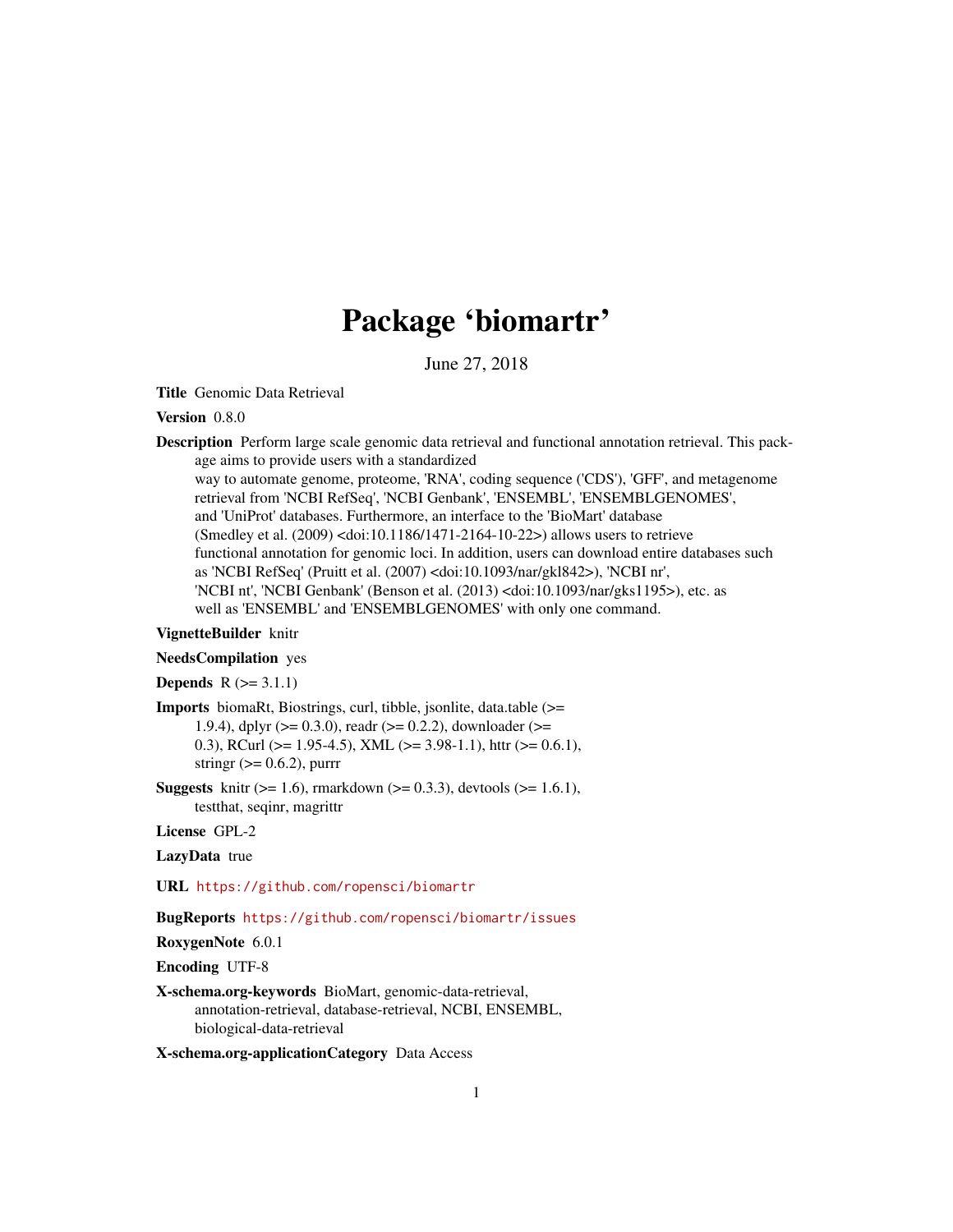# Package 'biomartr'

June 27, 2018

**Title** Genomic Data Retrieval

**Version** 0.8.0

**Description** Perform large scale genomic data retrieval and functional annotation retrieval. This package aims to provide users with a standardized way to automate genome, proteome, 'RNA', coding sequence ('CDS'), 'GFF', and metagenome retrieval from 'NCBI RefSeq', 'NCBI Genbank', 'ENSEMBL', 'ENSEMBLGENOMES', and 'UniProt' databases. Furthermore, an interface to the 'BioMart' database (Smedley et al. (2009) <doi:10.1186/1471-2164-10-22>) allows users to retrieve functional annotation for genomic loci. In addition, users can download entire databases such as 'NCBI RefSeq' (Pruitt et al. (2007) <doi:10.1093/nar/gkl842>), 'NCBI nr', 'NCBI nt', 'NCBI Genbank' (Benson et al. (2013) <doi:10.1093/nar/gks1195>), etc. as well as 'ENSEMBL' and 'ENSEMBLGENOMES' with only one command.

**VignetteBuilder** knitr

**NeedsCompilation** yes

**Depends** R (>= 3.1.1)

**Imports** biomaRt, Biostrings, curl, tibble, jsonlite, data.table (>= 1.9.4), dplyr (>= 0.3.0), readr (>= 0.2.2), downloader (>= 0.3), RCurl (>= 1.95-4.5), XML (>= 3.98-1.1), httr (>= 0.6.1), stringr (>= 0.6.2), purrr

**Suggests** knitr (>= 1.6), rmarkdown (>= 0.3.3), devtools (>= 1.6.1), testthat, seqinr, magrittr

**License** GPL-2

**LazyData** true

**URL** https://github.com/ropensci/biomartr

**BugReports** https://github.com/ropensci/biomartr/issues

**RoxygenNote** 6.0.1

**Encoding** UTF-8

**X-schema.org-keywords** BioMart, genomic-data-retrieval, annotation-retrieval, database-retrieval, NCBI, ENSEMBL, biological-data-retrieval

**X-schema.org-applicationCategory** Data Access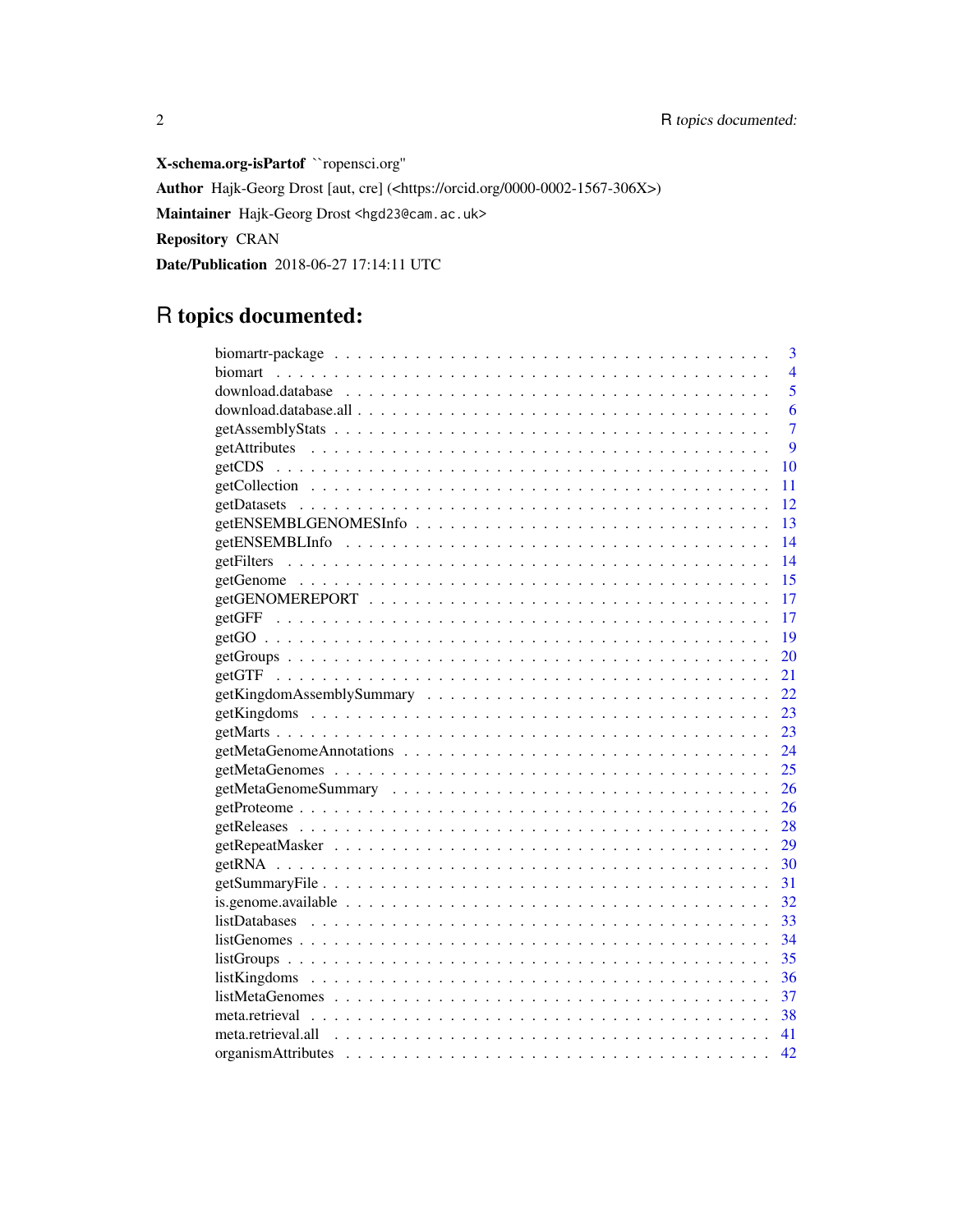**X-schema.org-isPartof** ``ropensci.org''

**Author** Hajk-Georg Drost [aut, cre] (<https://orcid.org/0000-0002-1567-306X>)

**Maintainer** Hajk-Georg Drost <hgd23@cam.ac.uk>

**Repository** CRAN

**Date/Publication** 2018-06-27 17:14:11 UTC

# R topics documented:

| | |
|---|---|
| biomartr-package | 3 |
| biomart | 4 |
| download.database | 5 |
| download.database.all | 6 |
| getAssemblyStats | 7 |
| getAttributes | 9 |
| getCDS | 10 |
| getCollection | 11 |
| getDatasets | 12 |
| getENSEMBLGENOMESInfo | 13 |
| getENSEMBLInfo | 14 |
| getFilters | 14 |
| getGenome | 15 |
| getGENOMEREPORT | 17 |
| getGFF | 17 |
| getGO | 19 |
| getGroups | 20 |
| getGTF | 21 |
| getKingdomAssemblySummary | 22 |
| getKingdoms | 23 |
| getMarts | 23 |
| getMetaGenomeAnnotations | 24 |
| getMetaGenomes | 25 |
| getMetaGenomeSummary | 26 |
| getProteome | 26 |
| getReleases | 28 |
| getRepeatMasker | 29 |
| getRNA | 30 |
| getSummaryFile | 31 |
| is.genome.available | 32 |
| listDatabases | 33 |
| listGenomes | 34 |
| listGroups | 35 |
| listKingdoms | 36 |
| listMetaGenomes | 37 |
| meta.retrieval | 38 |
| meta.retrieval.all | 41 |
| organismAttributes | 42 |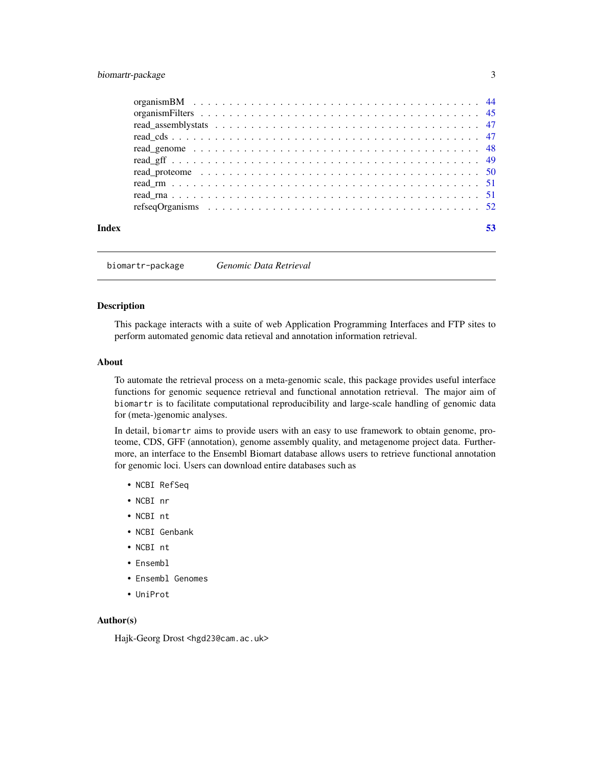organismBM . . . . . . . . . . . . . . . . . . . . . . . . . . . . . . . . . . . . . . . . 44
organismFilters . . . . . . . . . . . . . . . . . . . . . . . . . . . . . . . . . . . . . . . 45
read_assemblystats . . . . . . . . . . . . . . . . . . . . . . . . . . . . . . . . . . . . . 47
read_cds . . . . . . . . . . . . . . . . . . . . . . . . . . . . . . . . . . . . . . . . . . . 47
read_genome . . . . . . . . . . . . . . . . . . . . . . . . . . . . . . . . . . . . . . . . 48
read_gff . . . . . . . . . . . . . . . . . . . . . . . . . . . . . . . . . . . . . . . . . . . 49
read_proteome . . . . . . . . . . . . . . . . . . . . . . . . . . . . . . . . . . . . . . . 50
read_rm . . . . . . . . . . . . . . . . . . . . . . . . . . . . . . . . . . . . . . . . . . . 51
read_rna . . . . . . . . . . . . . . . . . . . . . . . . . . . . . . . . . . . . . . . . . . . 51
refseqOrganisms . . . . . . . . . . . . . . . . . . . . . . . . . . . . . . . . . . . . . . 52

**Index** 53

---

`biomartr-package` *Genomic Data Retrieval*

---

## Description

This package interacts with a suite of web Application Programming Interfaces and FTP sites to perform automated genomic data retieval and annotation information retrieval.

## About

To automate the retrieval process on a meta-genomic scale, this package provides useful interface functions for genomic sequence retrieval and functional annotation retrieval. The major aim of `biomartr` is to facilitate computational reproducibility and large-scale handling of genomic data for (meta-)genomic analyses.

In detail, `biomartr` aims to provide users with an easy to use framework to obtain genome, proteome, CDS, GFF (annotation), genome assembly quality, and metagenome project data. Furthermore, an interface to the Ensembl Biomart database allows users to retrieve functional annotation for genomic loci. Users can download entire databases such as

- `NCBI RefSeq`
- `NCBI nr`
- `NCBI nt`
- `NCBI Genbank`
- `NCBI nt`
- `Ensembl`
- `Ensembl Genomes`
- `UniProt`

## Author(s)

Hajk-Georg Drost <hgd23@cam.ac.uk>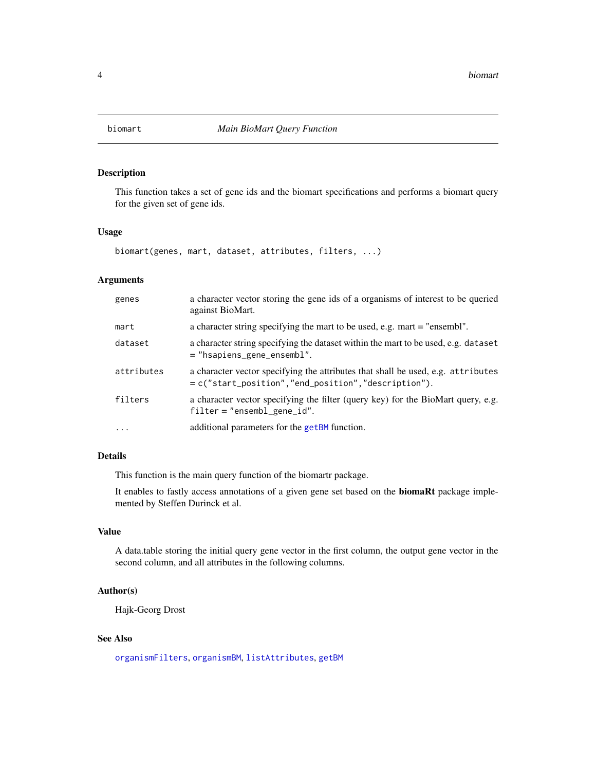# biomart — *Main BioMart Query Function*

## Description

This function takes a set of gene ids and the biomart specifications and performs a biomart query for the given set of gene ids.

## Usage

```
biomart(genes, mart, dataset, attributes, filters, ...)
```

## Arguments

| | |
|---|---|
| `genes` | a character vector storing the gene ids of a organisms of interest to be queried against BioMart. |
| `mart` | a character string specifying the mart to be used, e.g. mart = "ensembl". |
| `dataset` | a character string specifying the dataset within the mart to be used, e.g. `dataset = "hsapiens_gene_ensembl"`. |
| `attributes` | a character vector specifying the attributes that shall be used, e.g. `attributes = c("start_position","end_position","description")`. |
| `filters` | a character vector specifying the filter (query key) for the BioMart query, e.g. `filter = "ensembl_gene_id"`. |
| `...` | additional parameters for the `getBM` function. |

## Details

This function is the main query function of the biomartr package.

It enables to fastly access annotations of a given gene set based on the **biomaRt** package implemented by Steffen Durinck et al.

## Value

A data.table storing the initial query gene vector in the first column, the output gene vector in the second column, and all attributes in the following columns.

## Author(s)

Hajk-Georg Drost

## See Also

`organismFilters`, `organismBM`, `listAttributes`, `getBM`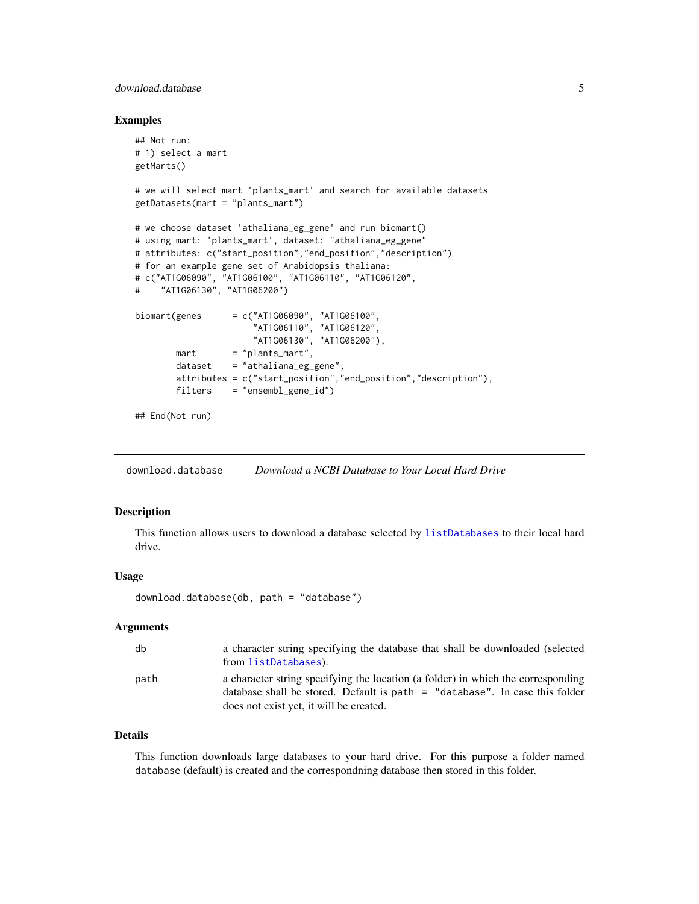### Examples

```
## Not run:
# 1) select a mart
getMarts()

# we will select mart 'plants_mart' and search for available datasets
getDatasets(mart = "plants_mart")

# we choose dataset 'athaliana_eg_gene' and run biomart()
# using mart: 'plants_mart', dataset: "athaliana_eg_gene"
# attributes: c("start_position","end_position","description")
# for an example gene set of Arabidopsis thaliana:
# c("AT1G06090", "AT1G06100", "AT1G06110", "AT1G06120",
#    "AT1G06130", "AT1G06200")

biomart(genes      = c("AT1G06090", "AT1G06100",
                       "AT1G06110", "AT1G06120",
                       "AT1G06130", "AT1G06200"),
        mart       = "plants_mart",
        dataset    = "athaliana_eg_gene",
        attributes = c("start_position","end_position","description"),
        filters    = "ensembl_gene_id")

## End(Not run)
```

---

## download.database — *Download a NCBI Database to Your Local Hard Drive*

### Description

This function allows users to download a database selected by `listDatabases` to their local hard drive.

### Usage

```
download.database(db, path = "database")
```

### Arguments

| | |
|---|---|
| db | a character string specifying the database that shall be downloaded (selected from `listDatabases`). |
| path | a character string specifying the location (a folder) in which the corresponding database shall be stored. Default is `path = "database"`. In case this folder does not exist yet, it will be created. |

### Details

This function downloads large databases to your hard drive. For this purpose a folder named `database` (default) is created and the correspondning database then stored in this folder.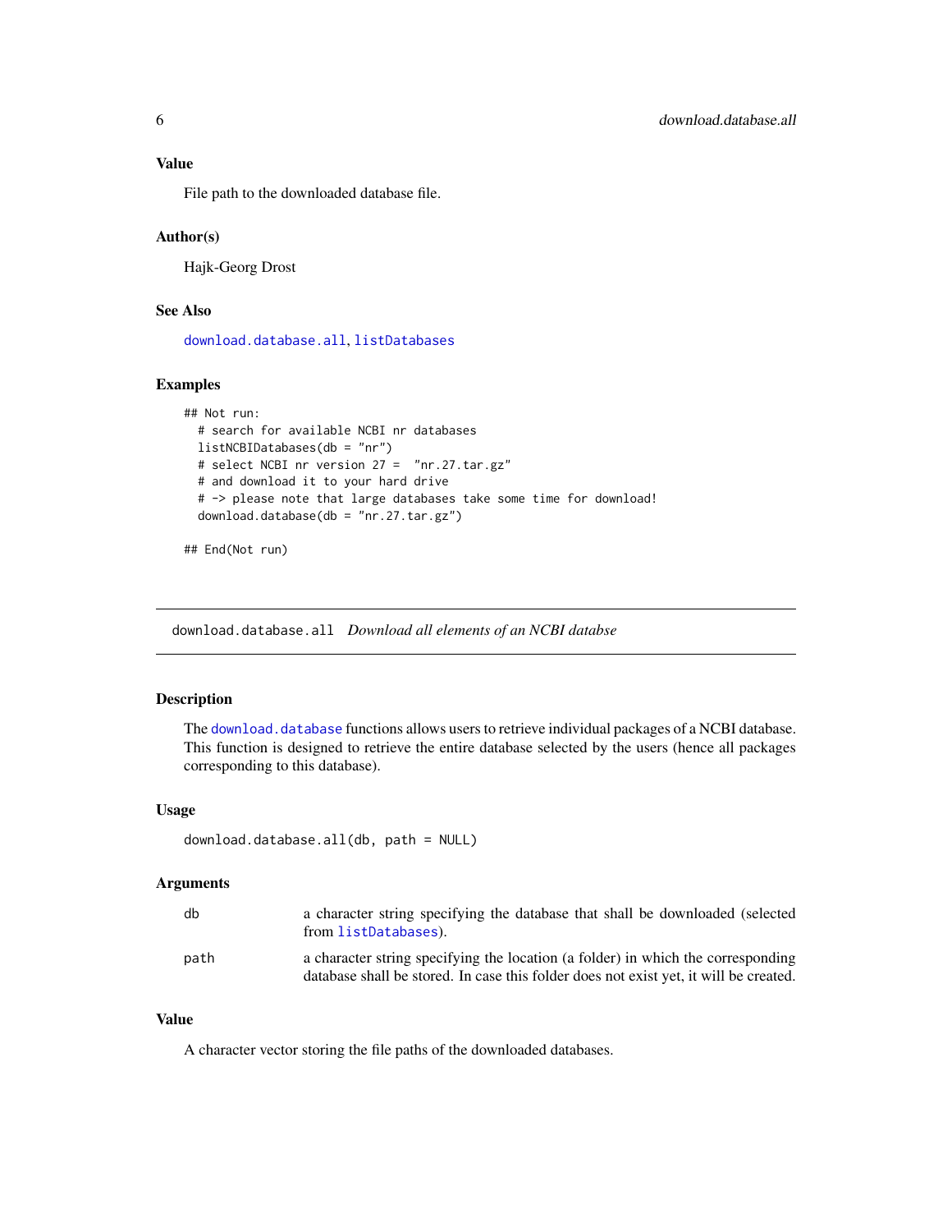### Value

File path to the downloaded database file.

### Author(s)

Hajk-Georg Drost

### See Also

download.database.all, listDatabases

### Examples

```
## Not run:
  # search for available NCBI nr databases
  listNCBIDatabases(db = "nr")
  # select NCBI nr version 27 =  "nr.27.tar.gz"
  # and download it to your hard drive
  # -> please note that large databases take some time for download!
  download.database(db = "nr.27.tar.gz")

## End(Not run)
```

---

## download.database.all *Download all elements of an NCBI databse*

---

### Description

The download.database functions allows users to retrieve individual packages of a NCBI database. This function is designed to retrieve the entire database selected by the users (hence all packages corresponding to this database).

### Usage

```
download.database.all(db, path = NULL)
```

### Arguments

| | |
|---|---|
| db | a character string specifying the database that shall be downloaded (selected from listDatabases). |
| path | a character string specifying the location (a folder) in which the corresponding database shall be stored. In case this folder does not exist yet, it will be created. |

### Value

A character vector storing the file paths of the downloaded databases.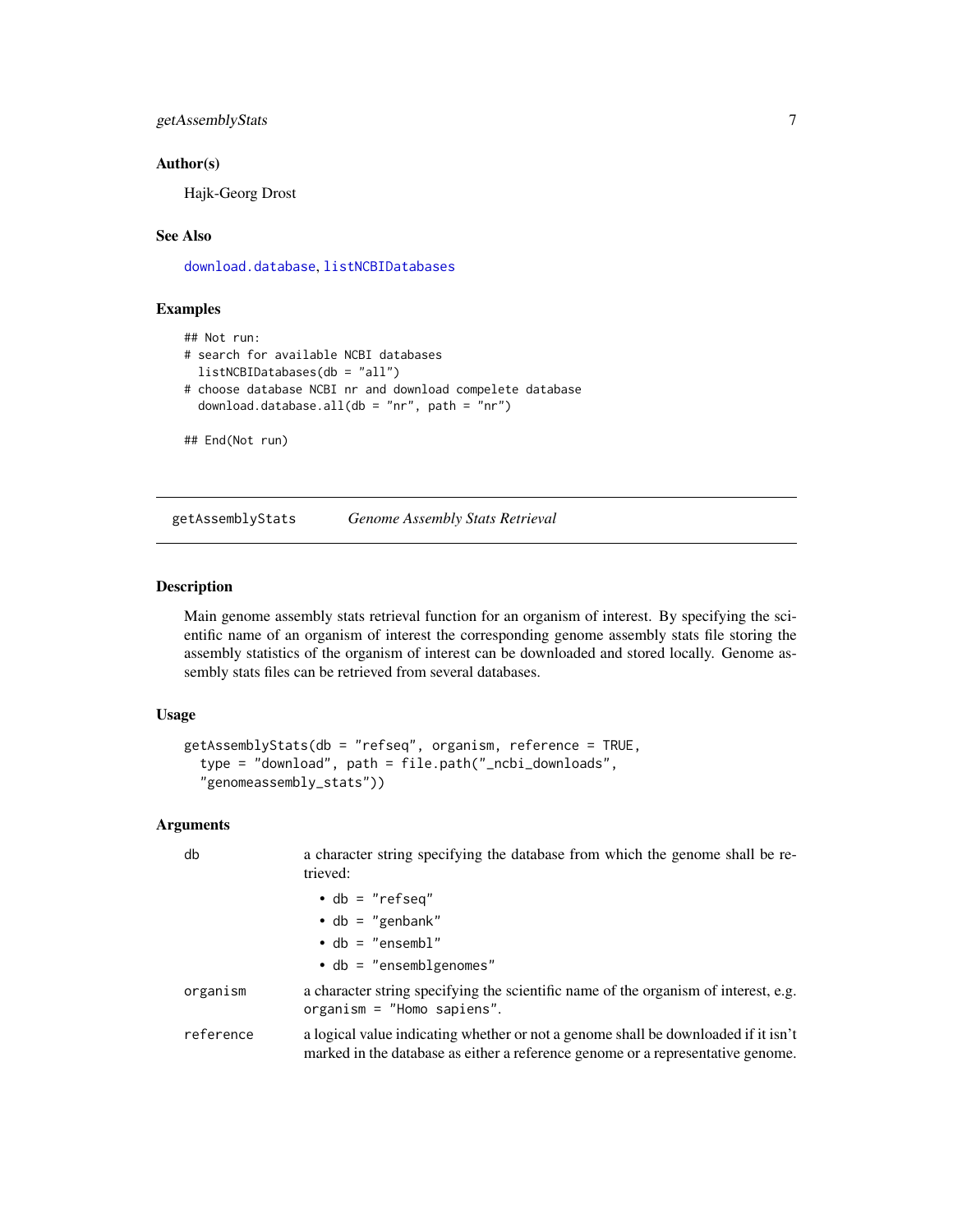### Author(s)

Hajk-Georg Drost

### See Also

download.database, listNCBIDatabases

### Examples

```
## Not run:
# search for available NCBI databases
  listNCBIDatabases(db = "all")
# choose database NCBI nr and download compelete database
  download.database.all(db = "nr", path = "nr")

## End(Not run)
```

---

## getAssemblyStats *Genome Assembly Stats Retrieval*

### Description

Main genome assembly stats retrieval function for an organism of interest. By specifying the scientific name of an organism of interest the corresponding genome assembly stats file storing the assembly statistics of the organism of interest can be downloaded and stored locally. Genome assembly stats files can be retrieved from several databases.

### Usage

```
getAssemblyStats(db = "refseq", organism, reference = TRUE,
  type = "download", path = file.path("_ncbi_downloads",
  "genomeassembly_stats"))
```

### Arguments

**db** a character string specifying the database from which the genome shall be retrieved:

- db = "refseq"
- db = "genbank"
- db = "ensembl"
- db = "ensemblgenomes"

**organism** a character string specifying the scientific name of the organism of interest, e.g. organism = "Homo sapiens".

**reference** a logical value indicating whether or not a genome shall be downloaded if it isn't marked in the database as either a reference genome or a representative genome.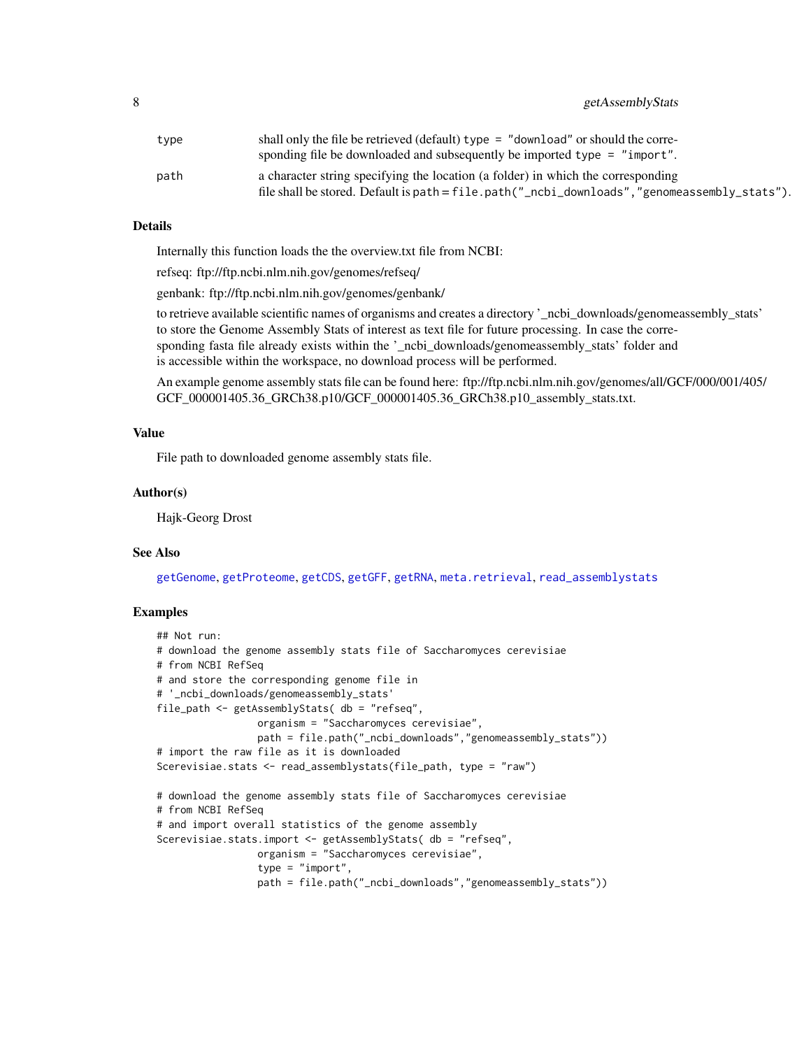| | |
|---|---|
| type | shall only the file be retrieved (default) `type = "download"` or should the corresponding file be downloaded and subsequently be imported `type = "import"`. |
| path | a character string specifying the location (a folder) in which the corresponding file shall be stored. Default is `path = file.path("_ncbi_downloads","genomeassembly_stats")`. |

## Details

Internally this function loads the the overview.txt file from NCBI:

refseq: ftp://ftp.ncbi.nlm.nih.gov/genomes/refseq/

genbank: ftp://ftp.ncbi.nlm.nih.gov/genomes/genbank/

to retrieve available scientific names of organisms and creates a directory '_ncbi_downloads/genomeassembly_stats' to store the Genome Assembly Stats of interest as text file for future processing. In case the corresponding fasta file already exists within the '_ncbi_downloads/genomeassembly_stats' folder and is accessible within the workspace, no download process will be performed.

An example genome assembly stats file can be found here: ftp://ftp.ncbi.nlm.nih.gov/genomes/all/GCF/000/001/405/GCF_000001405.36_GRCh38.p10/GCF_000001405.36_GRCh38.p10_assembly_stats.txt.

## Value

File path to downloaded genome assembly stats file.

## Author(s)

Hajk-Georg Drost

## See Also

getGenome, getProteome, getCDS, getGFF, getRNA, meta.retrieval, read_assemblystats

## Examples

```
## Not run:
# download the genome assembly stats file of Saccharomyces cerevisiae
# from NCBI RefSeq
# and store the corresponding genome file in
# '_ncbi_downloads/genomeassembly_stats'
file_path <- getAssemblyStats( db = "refseq",
                 organism = "Saccharomyces cerevisiae",
                 path = file.path("_ncbi_downloads","genomeassembly_stats"))
# import the raw file as it is downloaded
Scerevisiae.stats <- read_assemblystats(file_path, type = "raw")

# download the genome assembly stats file of Saccharomyces cerevisiae
# from NCBI RefSeq
# and import overall statistics of the genome assembly
Scerevisiae.stats.import <- getAssemblyStats( db = "refseq",
                 organism = "Saccharomyces cerevisiae",
                 type = "import",
                 path = file.path("_ncbi_downloads","genomeassembly_stats"))
```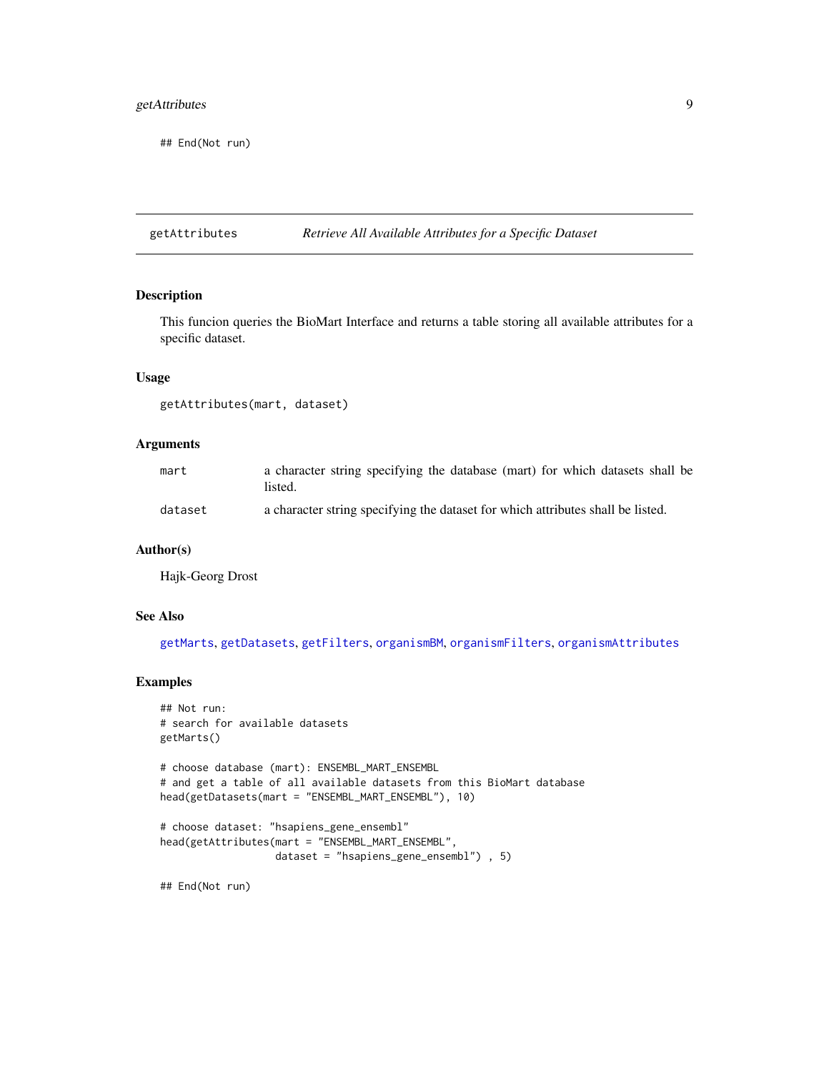```
## End(Not run)
```

## getAttributes — *Retrieve All Available Attributes for a Specific Dataset*

### Description

This funcion queries the BioMart Interface and returns a table storing all available attributes for a specific dataset.

### Usage

```
getAttributes(mart, dataset)
```

### Arguments

| | |
|---|---|
| `mart` | a character string specifying the database (mart) for which datasets shall be listed. |
| `dataset` | a character string specifying the dataset for which attributes shall be listed. |

### Author(s)

Hajk-Georg Drost

### See Also

`getMarts`, `getDatasets`, `getFilters`, `organismBM`, `organismFilters`, `organismAttributes`

### Examples

```
## Not run:
# search for available datasets
getMarts()

# choose database (mart): ENSEMBL_MART_ENSEMBL
# and get a table of all available datasets from this BioMart database
head(getDatasets(mart = "ENSEMBL_MART_ENSEMBL"), 10)

# choose dataset: "hsapiens_gene_ensembl"
head(getAttributes(mart = "ENSEMBL_MART_ENSEMBL",
                   dataset = "hsapiens_gene_ensembl") , 5)

## End(Not run)
```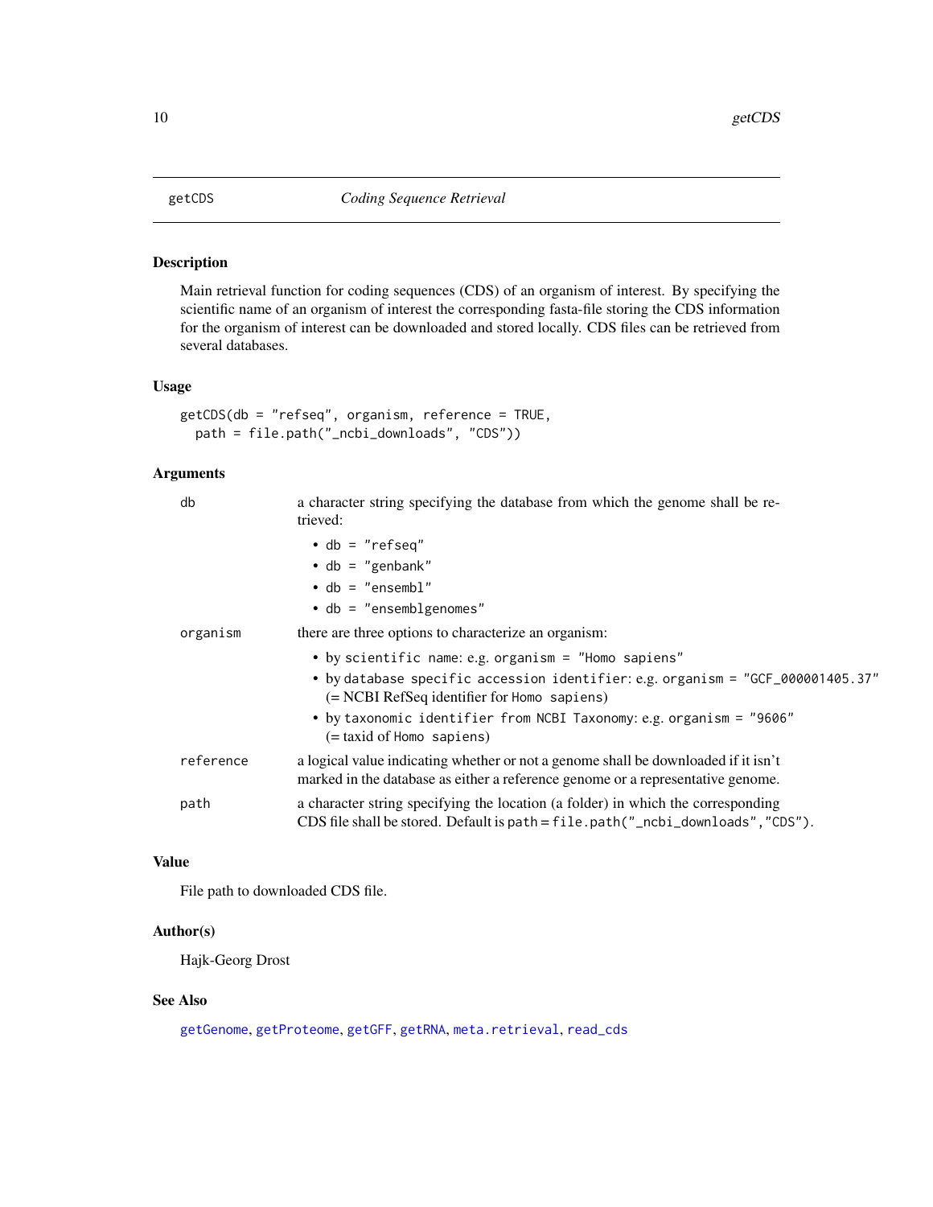# getCDS — *Coding Sequence Retrieval*

## Description

Main retrieval function for coding sequences (CDS) of an organism of interest. By specifying the scientific name of an organism of interest the corresponding fasta-file storing the CDS information for the organism of interest can be downloaded and stored locally. CDS files can be retrieved from several databases.

## Usage

```
getCDS(db = "refseq", organism, reference = TRUE,
  path = file.path("_ncbi_downloads", "CDS"))
```

## Arguments

`db` — a character string specifying the database from which the genome shall be retrieved:

- `db = "refseq"`
- `db = "genbank"`
- `db = "ensembl"`
- `db = "ensemblgenomes"`

`organism` — there are three options to characterize an organism:

- by `scientific name`: e.g. `organism = "Homo sapiens"`
- by `database specific accession identifier`: e.g. `organism = "GCF_000001405.37"` (= NCBI RefSeq identifier for `Homo sapiens`)
- by `taxonomic identifier from NCBI Taxonomy`: e.g. `organism = "9606"` (= taxid of `Homo sapiens`)

`reference` — a logical value indicating whether or not a genome shall be downloaded if it isn't marked in the database as either a reference genome or a representative genome.

`path` — a character string specifying the location (a folder) in which the corresponding CDS file shall be stored. Default is `path = file.path("_ncbi_downloads","CDS")`.

## Value

File path to downloaded CDS file.

## Author(s)

Hajk-Georg Drost

## See Also

getGenome, getProteome, getGFF, getRNA, meta.retrieval, read_cds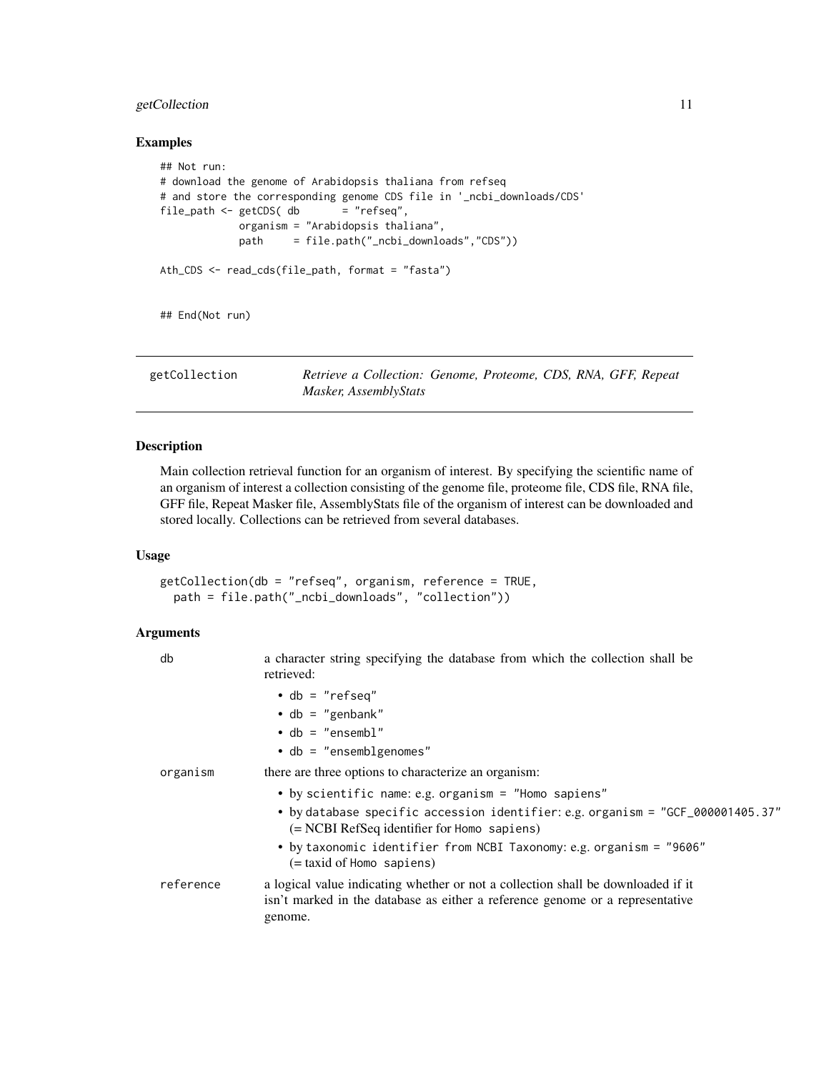## Examples

```
## Not run:
# download the genome of Arabidopsis thaliana from refseq
# and store the corresponding genome CDS file in '_ncbi_downloads/CDS'
file_path <- getCDS( db       = "refseq",
             organism = "Arabidopsis thaliana",
             path     = file.path("_ncbi_downloads","CDS"))

Ath_CDS <- read_cds(file_path, format = "fasta")


## End(Not run)
```

---

# getCollection — *Retrieve a Collection: Genome, Proteome, CDS, RNA, GFF, Repeat Masker, AssemblyStats*

---

## Description

Main collection retrieval function for an organism of interest. By specifying the scientific name of an organism of interest a collection consisting of the genome file, proteome file, CDS file, RNA file, GFF file, Repeat Masker file, AssemblyStats file of the organism of interest can be downloaded and stored locally. Collections can be retrieved from several databases.

## Usage

```
getCollection(db = "refseq", organism, reference = TRUE,
  path = file.path("_ncbi_downloads", "collection"))
```

## Arguments

| | |
|---|---|
| db | a character string specifying the database from which the collection shall be retrieved:<br>• `db = "refseq"`<br>• `db = "genbank"`<br>• `db = "ensembl"`<br>• `db = "ensemblgenomes"` |
| organism | there are three options to characterize an organism:<br>• by `scientific name`: e.g. `organism = "Homo sapiens"`<br>• by `database specific accession identifier`: e.g. `organism = "GCF_000001405.37"` (= NCBI RefSeq identifier for `Homo sapiens`)<br>• by `taxonomic identifier from NCBI Taxonomy`: e.g. `organism = "9606"` (= taxid of `Homo sapiens`) |
| reference | a logical value indicating whether or not a collection shall be downloaded if it isn't marked in the database as either a reference genome or a representative genome. |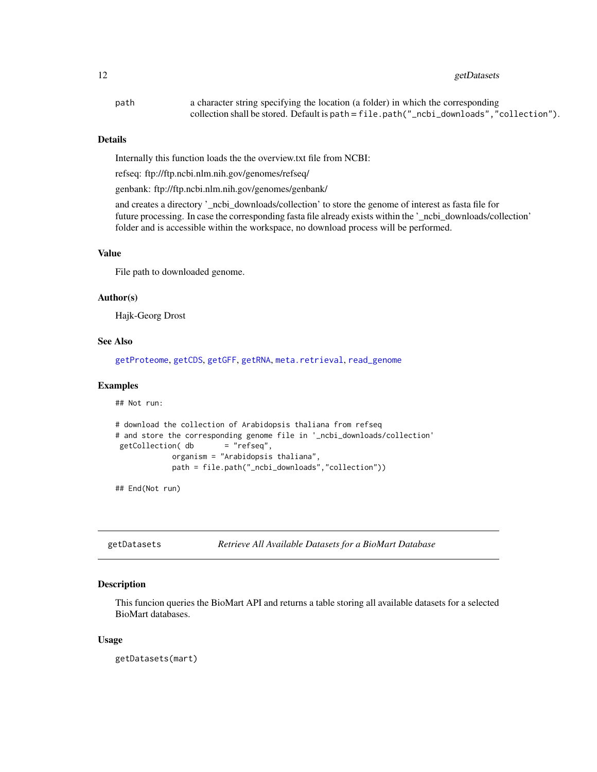| | |
|---|---|
| path | a character string specifying the location (a folder) in which the corresponding collection shall be stored. Default is `path = file.path("_ncbi_downloads","collection")`. |

### Details

Internally this function loads the the overview.txt file from NCBI:

refseq: ftp://ftp.ncbi.nlm.nih.gov/genomes/refseq/

genbank: ftp://ftp.ncbi.nlm.nih.gov/genomes/genbank/

and creates a directory '_ncbi_downloads/collection' to store the genome of interest as fasta file for future processing. In case the corresponding fasta file already exists within the '_ncbi_downloads/collection' folder and is accessible within the workspace, no download process will be performed.

### Value

File path to downloaded genome.

### Author(s)

Hajk-Georg Drost

### See Also

`getProteome`, `getCDS`, `getGFF`, `getRNA`, `meta.retrieval`, `read_genome`

### Examples

```
## Not run:

# download the collection of Arabidopsis thaliana from refseq
# and store the corresponding genome file in '_ncbi_downloads/collection'
 getCollection( db       = "refseq",
             organism = "Arabidopsis thaliana",
             path = file.path("_ncbi_downloads","collection"))

## End(Not run)
```

---

## getDatasets — *Retrieve All Available Datasets for a BioMart Database*

---

### Description

This funcion queries the BioMart API and returns a table storing all available datasets for a selected BioMart databases.

### Usage

```
getDatasets(mart)
```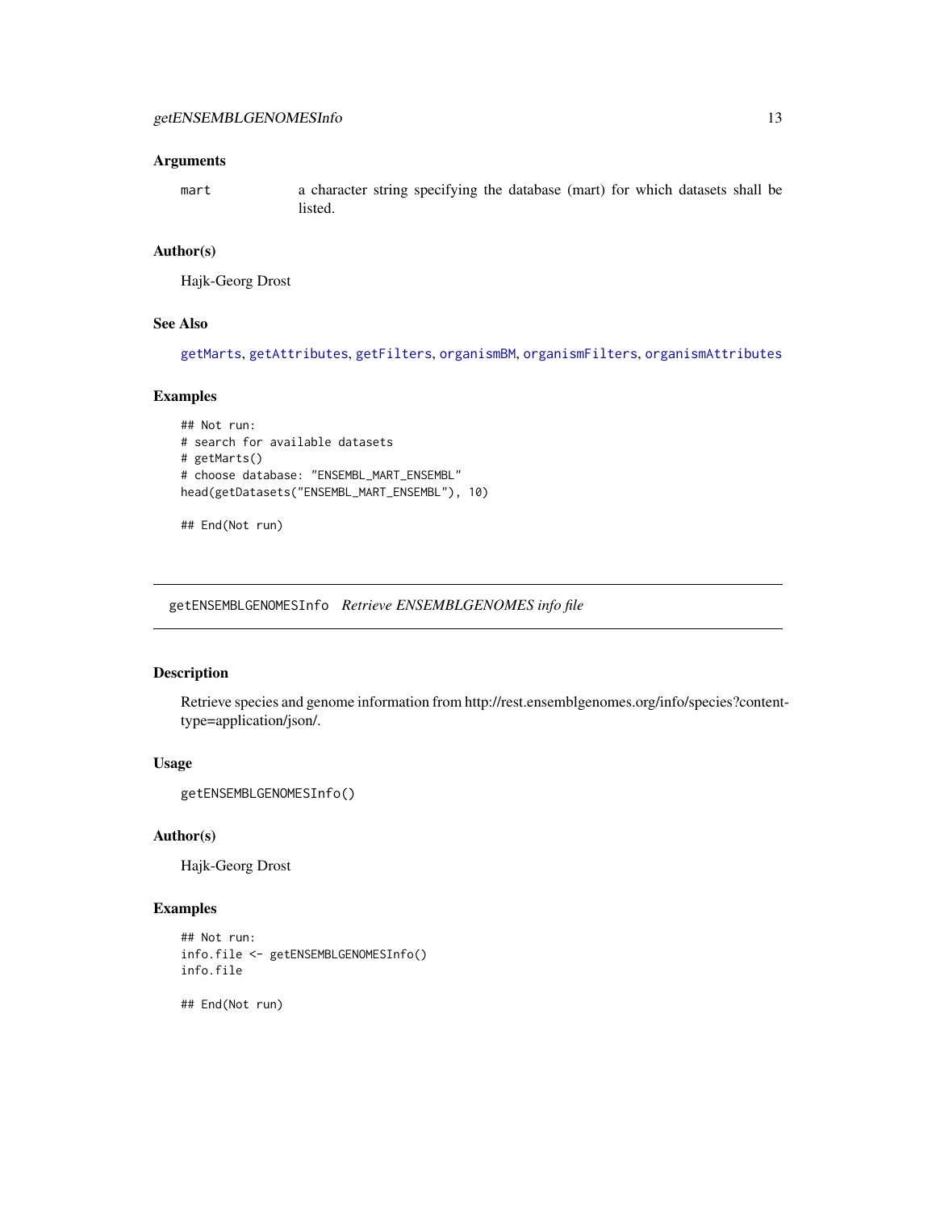### Arguments

| | |
|---|---|
| mart | a character string specifying the database (mart) for which datasets shall be listed. |

### Author(s)

Hajk-Georg Drost

### See Also

getMarts, getAttributes, getFilters, organismBM, organismFilters, organismAttributes

### Examples

```
## Not run:
# search for available datasets
# getMarts()
# choose database: "ENSEMBL_MART_ENSEMBL"
head(getDatasets("ENSEMBL_MART_ENSEMBL"), 10)

## End(Not run)
```

---

## getENSEMBLGENOMESInfo *Retrieve ENSEMBLGENOMES info file*

### Description

Retrieve species and genome information from http://rest.ensemblgenomes.org/info/species?content-type=application/json/.

### Usage

```
getENSEMBLGENOMESInfo()
```

### Author(s)

Hajk-Georg Drost

### Examples

```
## Not run:
info.file <- getENSEMBLGENOMESInfo()
info.file

## End(Not run)
```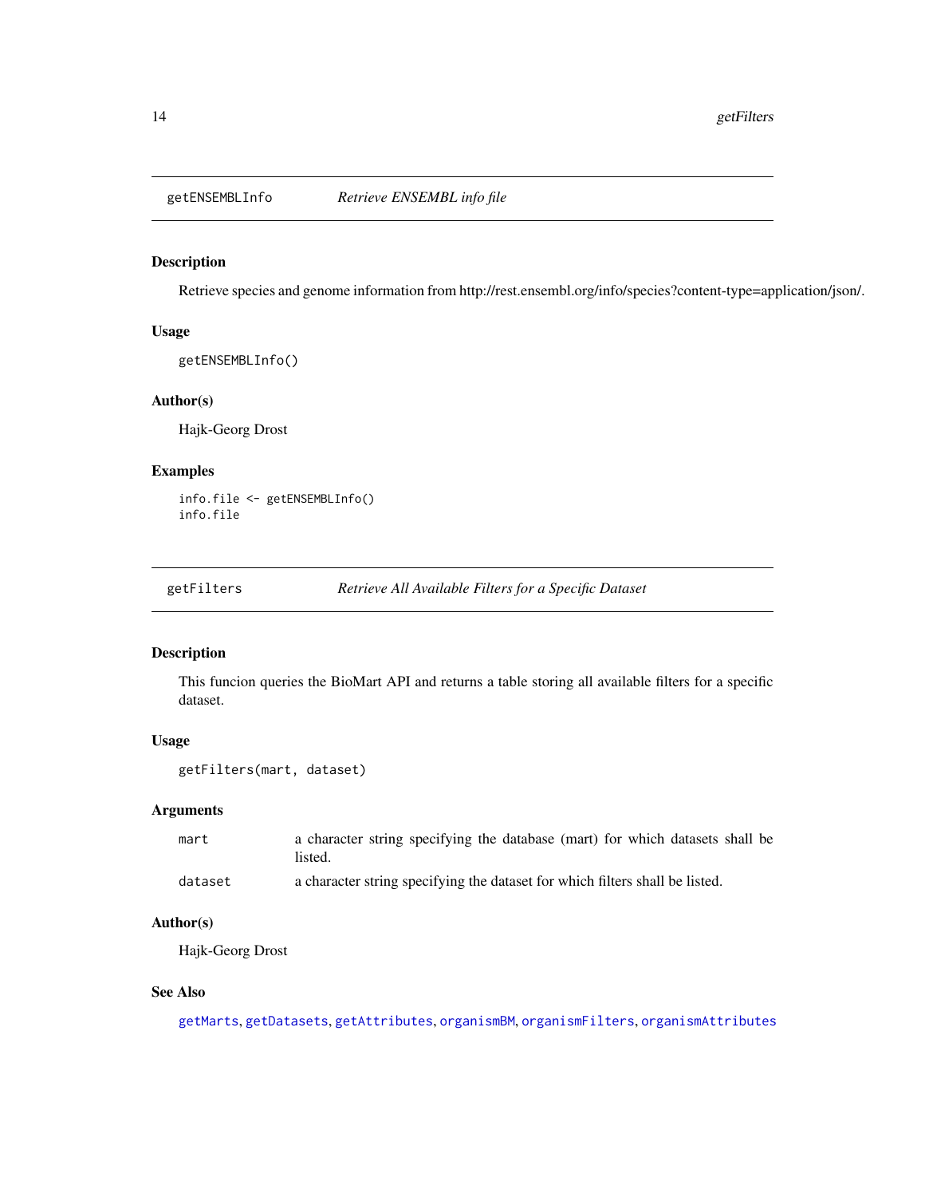## getENSEMBLInfo — *Retrieve ENSEMBL info file*

### Description

Retrieve species and genome information from http://rest.ensembl.org/info/species?content-type=application/json/.

### Usage

```
getENSEMBLInfo()
```

### Author(s)

Hajk-Georg Drost

### Examples

```
info.file <- getENSEMBLInfo()
info.file
```

## getFilters — *Retrieve All Available Filters for a Specific Dataset*

### Description

This funcion queries the BioMart API and returns a table storing all available filters for a specific dataset.

### Usage

```
getFilters(mart, dataset)
```

### Arguments

| | |
|---|---|
| mart | a character string specifying the database (mart) for which datasets shall be listed. |
| dataset | a character string specifying the dataset for which filters shall be listed. |

### Author(s)

Hajk-Georg Drost

### See Also

getMarts, getDatasets, getAttributes, organismBM, organismFilters, organismAttributes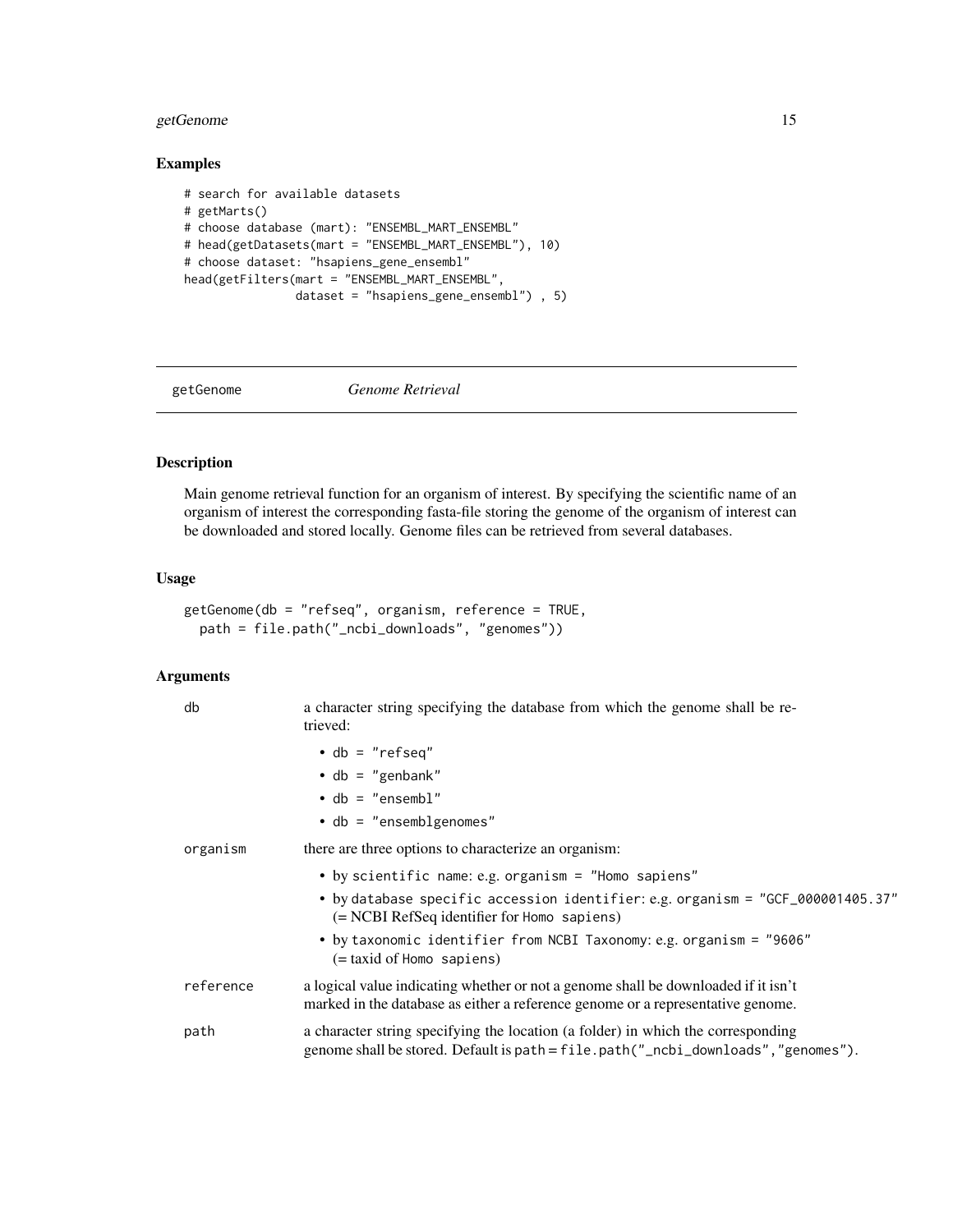## Examples

```
# search for available datasets
# getMarts()
# choose database (mart): "ENSEMBL_MART_ENSEMBL"
# head(getDatasets(mart = "ENSEMBL_MART_ENSEMBL"), 10)
# choose dataset: "hsapiens_gene_ensembl"
head(getFilters(mart = "ENSEMBL_MART_ENSEMBL",
                dataset = "hsapiens_gene_ensembl") , 5)
```

---

# getGenome *Genome Retrieval*

---

## Description

Main genome retrieval function for an organism of interest. By specifying the scientific name of an organism of interest the corresponding fasta-file storing the genome of the organism of interest can be downloaded and stored locally. Genome files can be retrieved from several databases.

## Usage

```
getGenome(db = "refseq", organism, reference = TRUE,
  path = file.path("_ncbi_downloads", "genomes"))
```

## Arguments

| | |
|---|---|
| db | a character string specifying the database from which the genome shall be retrieved:<br>• `db = "refseq"`<br>• `db = "genbank"`<br>• `db = "ensembl"`<br>• `db = "ensemblgenomes"` |
| organism | there are three options to characterize an organism:<br>• by `scientific name`: e.g. `organism = "Homo sapiens"`<br>• by `database specific accession identifier`: e.g. `organism = "GCF_000001405.37"` (= NCBI RefSeq identifier for `Homo sapiens`)<br>• by `taxonomic identifier from NCBI Taxonomy`: e.g. `organism = "9606"` (= taxid of `Homo sapiens`) |
| reference | a logical value indicating whether or not a genome shall be downloaded if it isn't marked in the database as either a reference genome or a representative genome. |
| path | a character string specifying the location (a folder) in which the corresponding genome shall be stored. Default is `path = file.path("_ncbi_downloads","genomes")`. |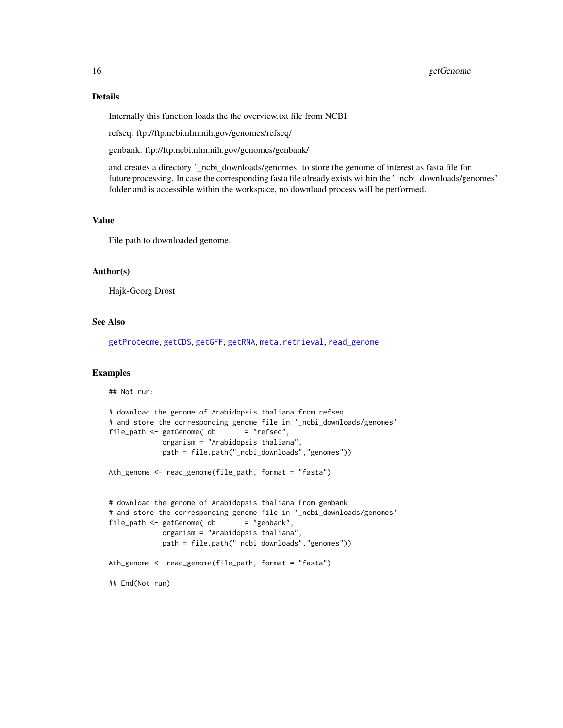## Details

Internally this function loads the the overview.txt file from NCBI:

refseq: ftp://ftp.ncbi.nlm.nih.gov/genomes/refseq/

genbank: ftp://ftp.ncbi.nlm.nih.gov/genomes/genbank/

and creates a directory '_ncbi_downloads/genomes' to store the genome of interest as fasta file for future processing. In case the corresponding fasta file already exists within the '_ncbi_downloads/genomes' folder and is accessible within the workspace, no download process will be performed.

## Value

File path to downloaded genome.

## Author(s)

Hajk-Georg Drost

## See Also

getProteome, getCDS, getGFF, getRNA, meta.retrieval, read_genome

## Examples

```
## Not run:

# download the genome of Arabidopsis thaliana from refseq
# and store the corresponding genome file in '_ncbi_downloads/genomes'
file_path <- getGenome( db       = "refseq",
             organism = "Arabidopsis thaliana",
             path = file.path("_ncbi_downloads","genomes"))

Ath_genome <- read_genome(file_path, format = "fasta")


# download the genome of Arabidopsis thaliana from genbank
# and store the corresponding genome file in '_ncbi_downloads/genomes'
file_path <- getGenome( db       = "genbank",
             organism = "Arabidopsis thaliana",
             path = file.path("_ncbi_downloads","genomes"))

Ath_genome <- read_genome(file_path, format = "fasta")

## End(Not run)
```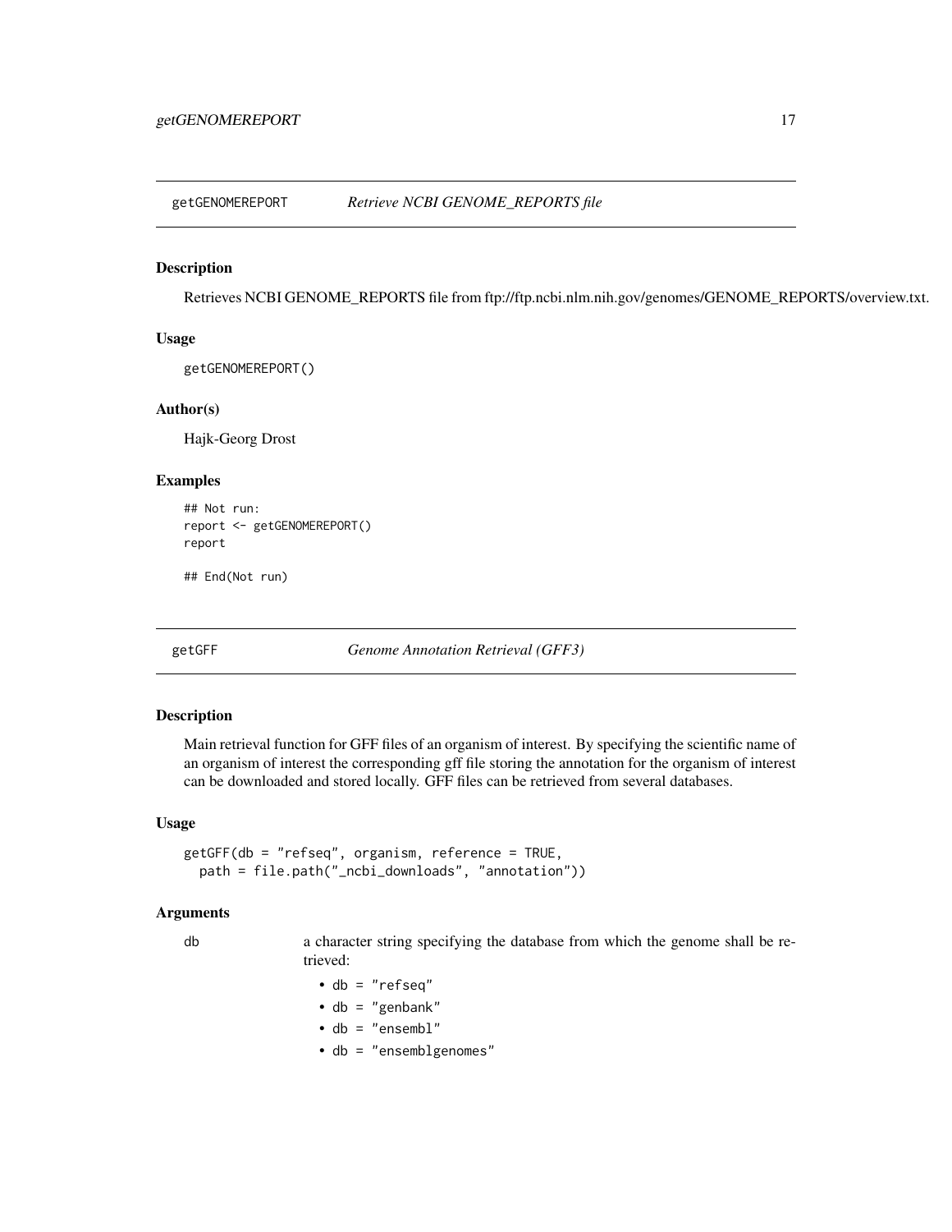## getGENOMEREPORT *Retrieve NCBI GENOME_REPORTS file*

### Description

Retrieves NCBI GENOME_REPORTS file from ftp://ftp.ncbi.nlm.nih.gov/genomes/GENOME_REPORTS/overview.txt.

### Usage

```
getGENOMEREPORT()
```

### Author(s)

Hajk-Georg Drost

### Examples

```
## Not run:
report <- getGENOMEREPORT()
report

## End(Not run)
```

## getGFF *Genome Annotation Retrieval (GFF3)*

### Description

Main retrieval function for GFF files of an organism of interest. By specifying the scientific name of an organism of interest the corresponding gff file storing the annotation for the organism of interest can be downloaded and stored locally. GFF files can be retrieved from several databases.

### Usage

```
getGFF(db = "refseq", organism, reference = TRUE,
  path = file.path("_ncbi_downloads", "annotation"))
```

### Arguments

`db` a character string specifying the database from which the genome shall be retrieved:

- `db = "refseq"`
- `db = "genbank"`
- `db = "ensembl"`
- `db = "ensemblgenomes"`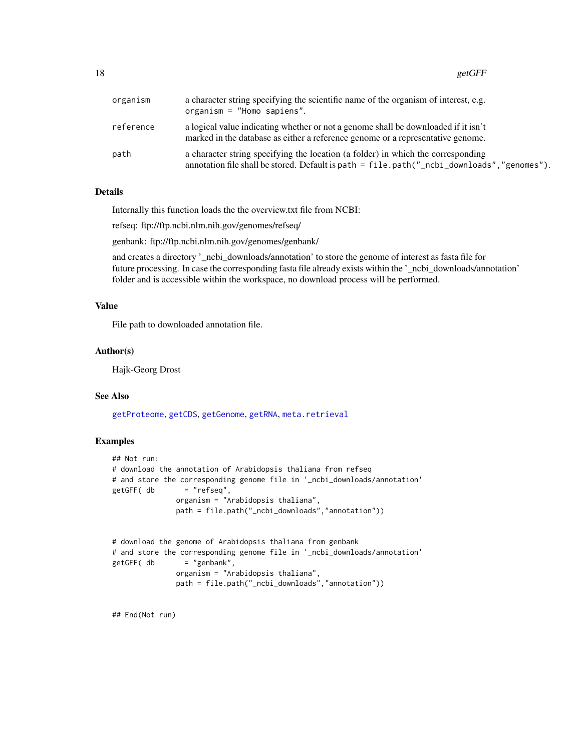| | |
|---|---|
| organism | a character string specifying the scientific name of the organism of interest, e.g. `organism = "Homo sapiens"`. |
| reference | a logical value indicating whether or not a genome shall be downloaded if it isn't marked in the database as either a reference genome or a representative genome. |
| path | a character string specifying the location (a folder) in which the corresponding annotation file shall be stored. Default is `path = file.path("_ncbi_downloads","genomes")`. |

### Details

Internally this function loads the the overview.txt file from NCBI:

refseq: ftp://ftp.ncbi.nlm.nih.gov/genomes/refseq/

genbank: ftp://ftp.ncbi.nlm.nih.gov/genomes/genbank/

and creates a directory '_ncbi_downloads/annotation' to store the genome of interest as fasta file for future processing. In case the corresponding fasta file already exists within the '_ncbi_downloads/annotation' folder and is accessible within the workspace, no download process will be performed.

### Value

File path to downloaded annotation file.

### Author(s)

Hajk-Georg Drost

### See Also

getProteome, getCDS, getGenome, getRNA, meta.retrieval

### Examples

```
## Not run:
# download the annotation of Arabidopsis thaliana from refseq
# and store the corresponding genome file in '_ncbi_downloads/annotation'
getGFF( db       = "refseq",
               organism = "Arabidopsis thaliana",
               path = file.path("_ncbi_downloads","annotation"))


# download the genome of Arabidopsis thaliana from genbank
# and store the corresponding genome file in '_ncbi_downloads/annotation'
getGFF( db       = "genbank",
               organism = "Arabidopsis thaliana",
               path = file.path("_ncbi_downloads","annotation"))


## End(Not run)
```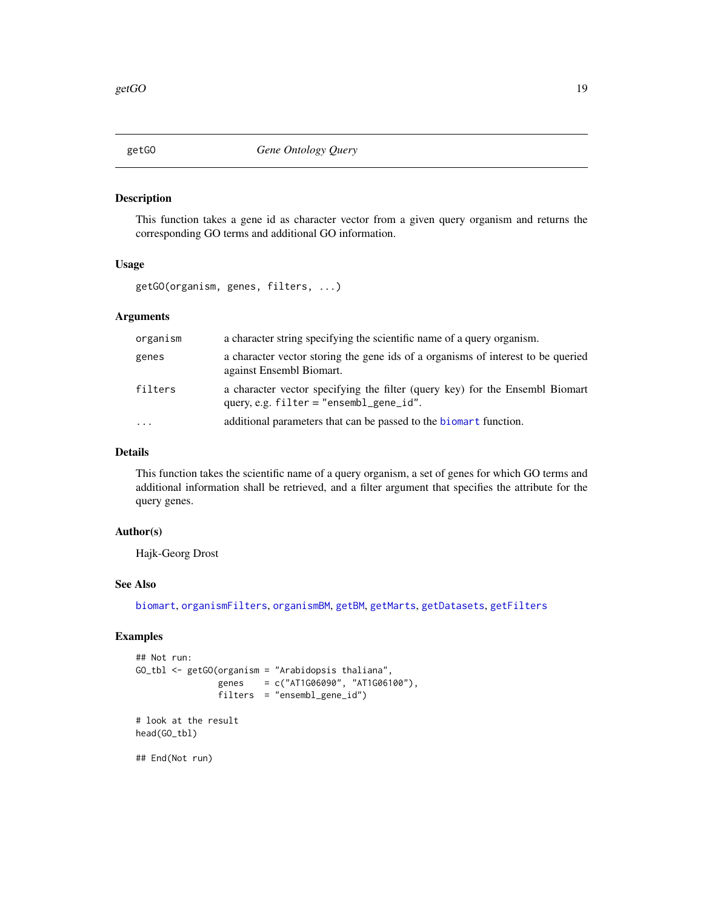# getGO *Gene Ontology Query*

## Description

This function takes a gene id as character vector from a given query organism and returns the corresponding GO terms and additional GO information.

## Usage

```
getGO(organism, genes, filters, ...)
```

## Arguments

| | |
|---|---|
| `organism` | a character string specifying the scientific name of a query organism. |
| `genes` | a character vector storing the gene ids of a organisms of interest to be queried against Ensembl Biomart. |
| `filters` | a character vector specifying the filter (query key) for the Ensembl Biomart query, e.g. `filter = "ensembl_gene_id"`. |
| `...` | additional parameters that can be passed to the `biomart` function. |

## Details

This function takes the scientific name of a query organism, a set of genes for which GO terms and additional information shall be retrieved, and a filter argument that specifies the attribute for the query genes.

## Author(s)

Hajk-Georg Drost

## See Also

`biomart`, `organismFilters`, `organismBM`, `getBM`, `getMarts`, `getDatasets`, `getFilters`

## Examples

```
## Not run:
GO_tbl <- getGO(organism = "Arabidopsis thaliana",
                genes    = c("AT1G06090", "AT1G06100"),
                filters  = "ensembl_gene_id")

# look at the result
head(GO_tbl)

## End(Not run)
```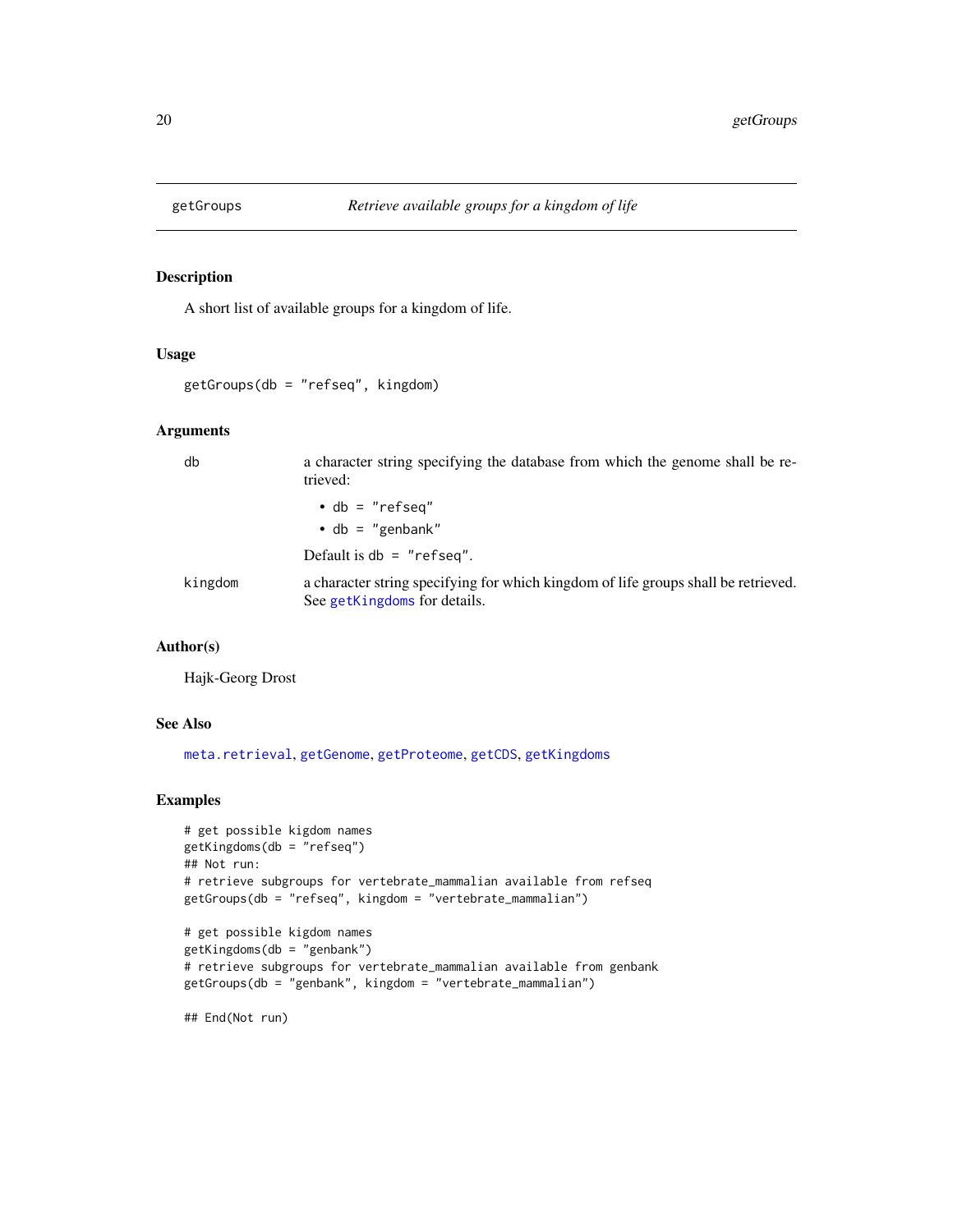## getGroups — *Retrieve available groups for a kingdom of life*

### Description

A short list of available groups for a kingdom of life.

### Usage

```
getGroups(db = "refseq", kingdom)
```

### Arguments

| | |
|---|---|
| `db` | a character string specifying the database from which the genome shall be retrieved:<br>• `db = "refseq"`<br>• `db = "genbank"`<br>Default is `db = "refseq"`. |
| `kingdom` | a character string specifying for which kingdom of life groups shall be retrieved. See `getKingdoms` for details. |

### Author(s)

Hajk-Georg Drost

### See Also

`meta.retrieval`, `getGenome`, `getProteome`, `getCDS`, `getKingdoms`

### Examples

```
# get possible kigdom names
getKingdoms(db = "refseq")
## Not run:
# retrieve subgroups for vertebrate_mammalian available from refseq
getGroups(db = "refseq", kingdom = "vertebrate_mammalian")

# get possible kigdom names
getKingdoms(db = "genbank")
# retrieve subgroups for vertebrate_mammalian available from genbank
getGroups(db = "genbank", kingdom = "vertebrate_mammalian")

## End(Not run)
```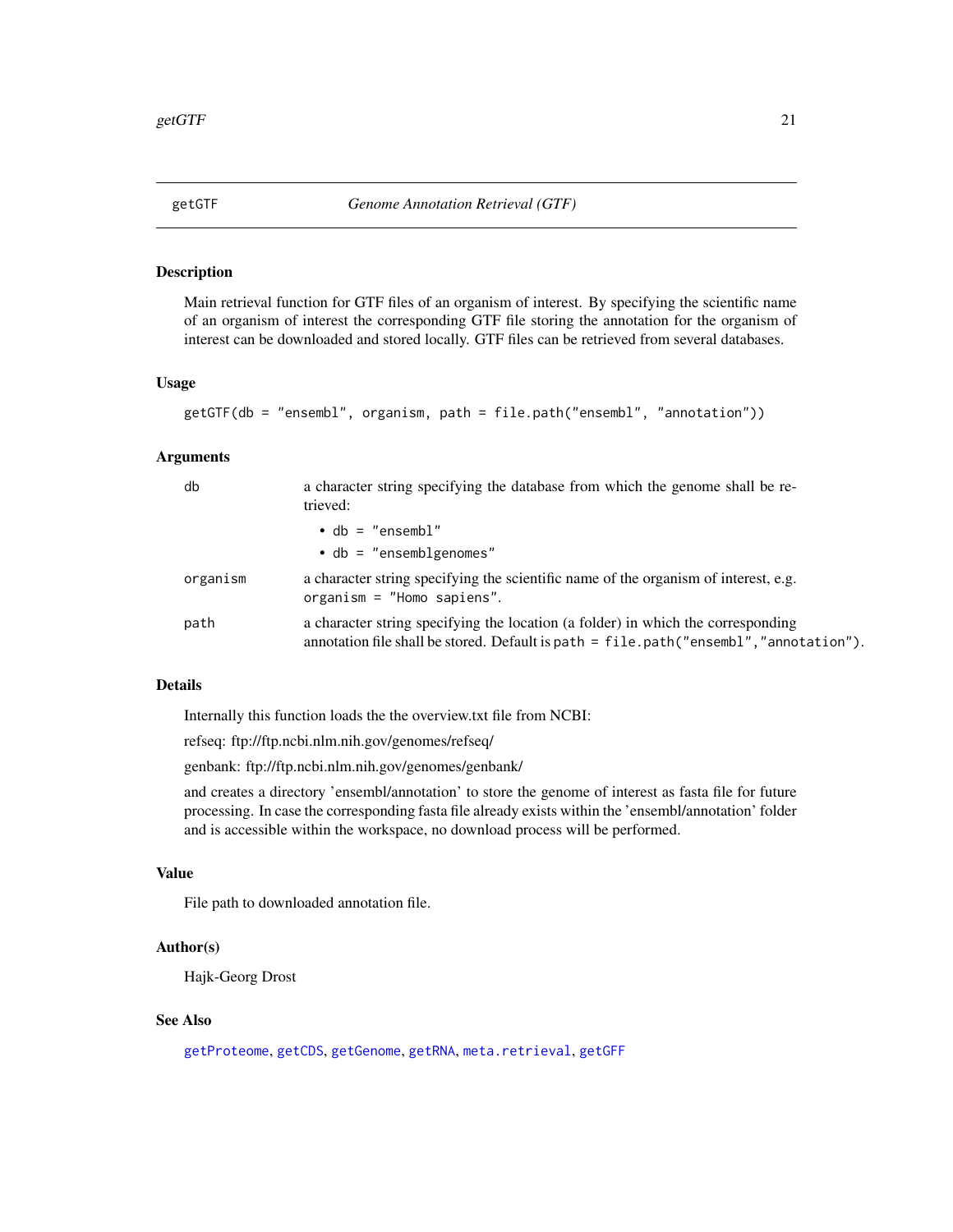## getGTF — *Genome Annotation Retrieval (GTF)*

### Description

Main retrieval function for GTF files of an organism of interest. By specifying the scientific name of an organism of interest the corresponding GTF file storing the annotation for the organism of interest can be downloaded and stored locally. GTF files can be retrieved from several databases.

### Usage

```
getGTF(db = "ensembl", organism, path = file.path("ensembl", "annotation"))
```

### Arguments

| | |
|---|---|
| `db` | a character string specifying the database from which the genome shall be retrieved:<br>• `db = "ensembl"`<br>• `db = "ensemblgenomes"` |
| `organism` | a character string specifying the scientific name of the organism of interest, e.g. `organism = "Homo sapiens"`. |
| `path` | a character string specifying the location (a folder) in which the corresponding annotation file shall be stored. Default is `path = file.path("ensembl","annotation")`. |

### Details

Internally this function loads the the overview.txt file from NCBI:

refseq: ftp://ftp.ncbi.nlm.nih.gov/genomes/refseq/

genbank: ftp://ftp.ncbi.nlm.nih.gov/genomes/genbank/

and creates a directory 'ensembl/annotation' to store the genome of interest as fasta file for future processing. In case the corresponding fasta file already exists within the 'ensembl/annotation' folder and is accessible within the workspace, no download process will be performed.

### Value

File path to downloaded annotation file.

### Author(s)

Hajk-Georg Drost

### See Also

`getProteome`, `getCDS`, `getGenome`, `getRNA`, `meta.retrieval`, `getGFF`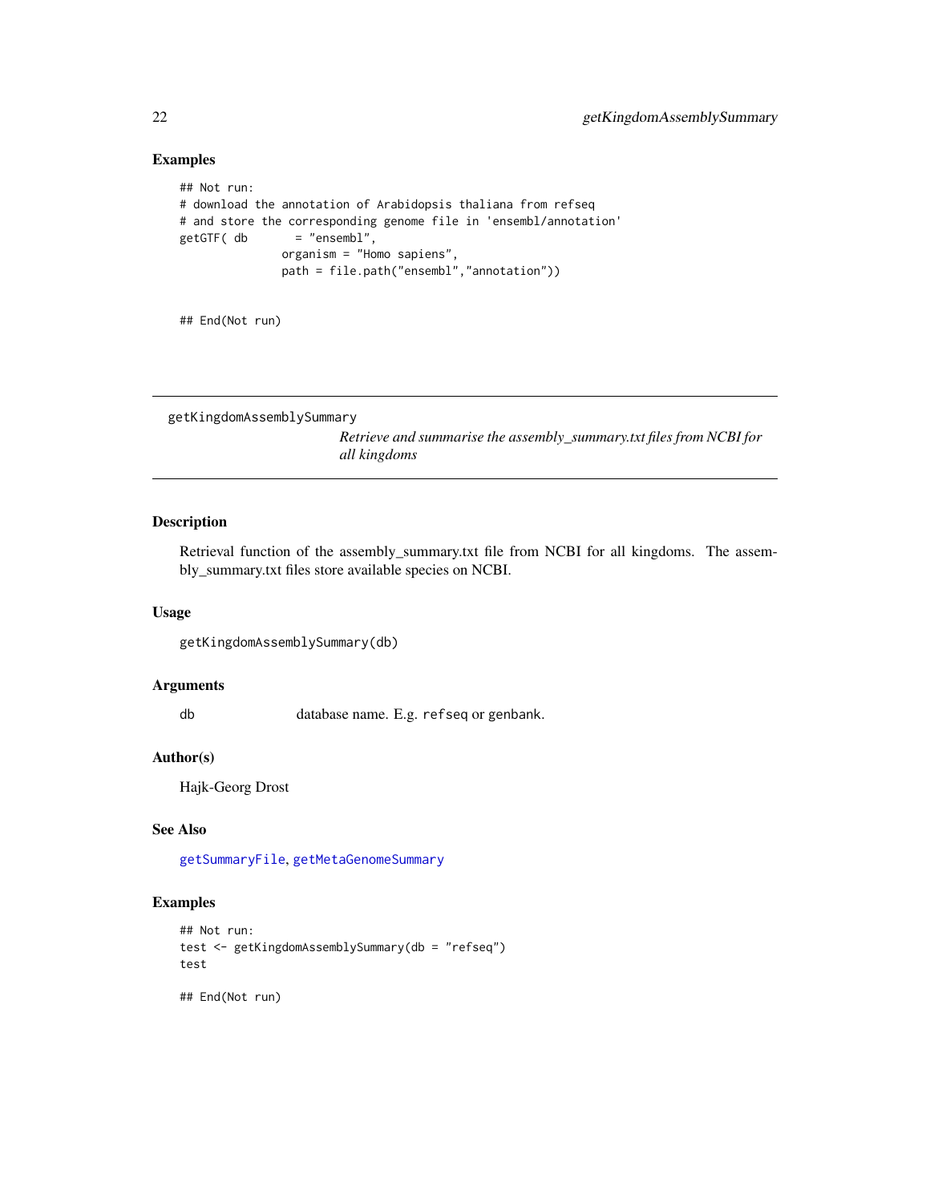### Examples

```
## Not run:
# download the annotation of Arabidopsis thaliana from refseq
# and store the corresponding genome file in 'ensembl/annotation'
getGTF( db       = "ensembl",
               organism = "Homo sapiens",
               path = file.path("ensembl","annotation"))


## End(Not run)
```

---

## getKingdomAssemblySummary

*Retrieve and summarise the assembly_summary.txt files from NCBI for all kingdoms*

---

### Description

Retrieval function of the assembly_summary.txt file from NCBI for all kingdoms. The assembly_summary.txt files store available species on NCBI.

### Usage

```
getKingdomAssemblySummary(db)
```

### Arguments

| | |
|---|---|
| db | database name. E.g. `refseq` or `genbank`. |

### Author(s)

Hajk-Georg Drost

### See Also

`getSummaryFile`, `getMetaGenomeSummary`

### Examples

```
## Not run:
test <- getKingdomAssemblySummary(db = "refseq")
test

## End(Not run)
```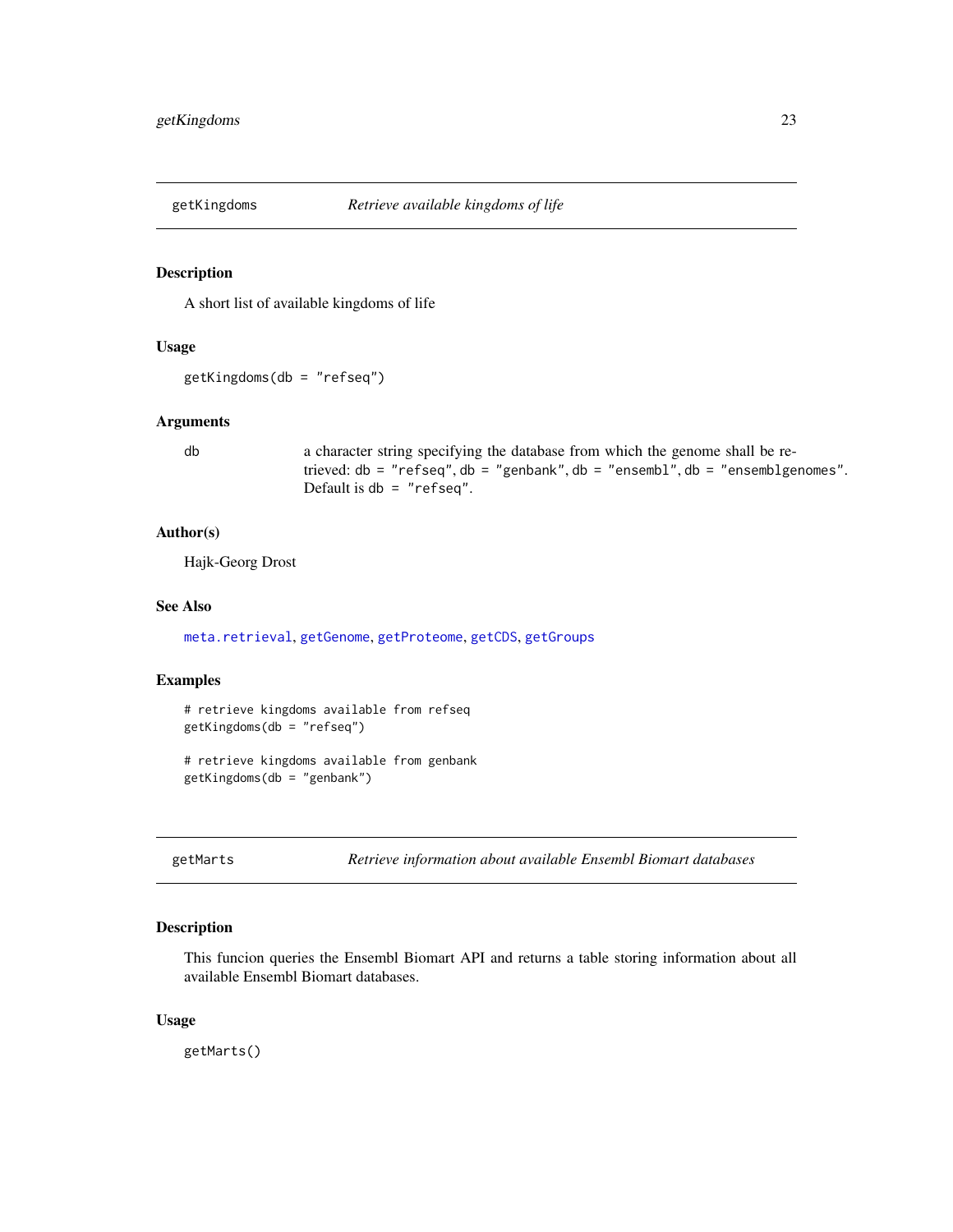## getKingdoms — *Retrieve available kingdoms of life*

### Description

A short list of available kingdoms of life

### Usage

```
getKingdoms(db = "refseq")
```

### Arguments

| | |
|---|---|
| db | a character string specifying the database from which the genome shall be retrieved: `db = "refseq"`, `db = "genbank"`, `db = "ensembl"`, `db = "ensemblgenomes"`. Default is `db = "refseq"`. |

### Author(s)

Hajk-Georg Drost

### See Also

meta.retrieval, getGenome, getProteome, getCDS, getGroups

### Examples

```
# retrieve kingdoms available from refseq
getKingdoms(db = "refseq")

# retrieve kingdoms available from genbank
getKingdoms(db = "genbank")
```

## getMarts — *Retrieve information about available Ensembl Biomart databases*

### Description

This funcion queries the Ensembl Biomart API and returns a table storing information about all available Ensembl Biomart databases.

### Usage

```
getMarts()
```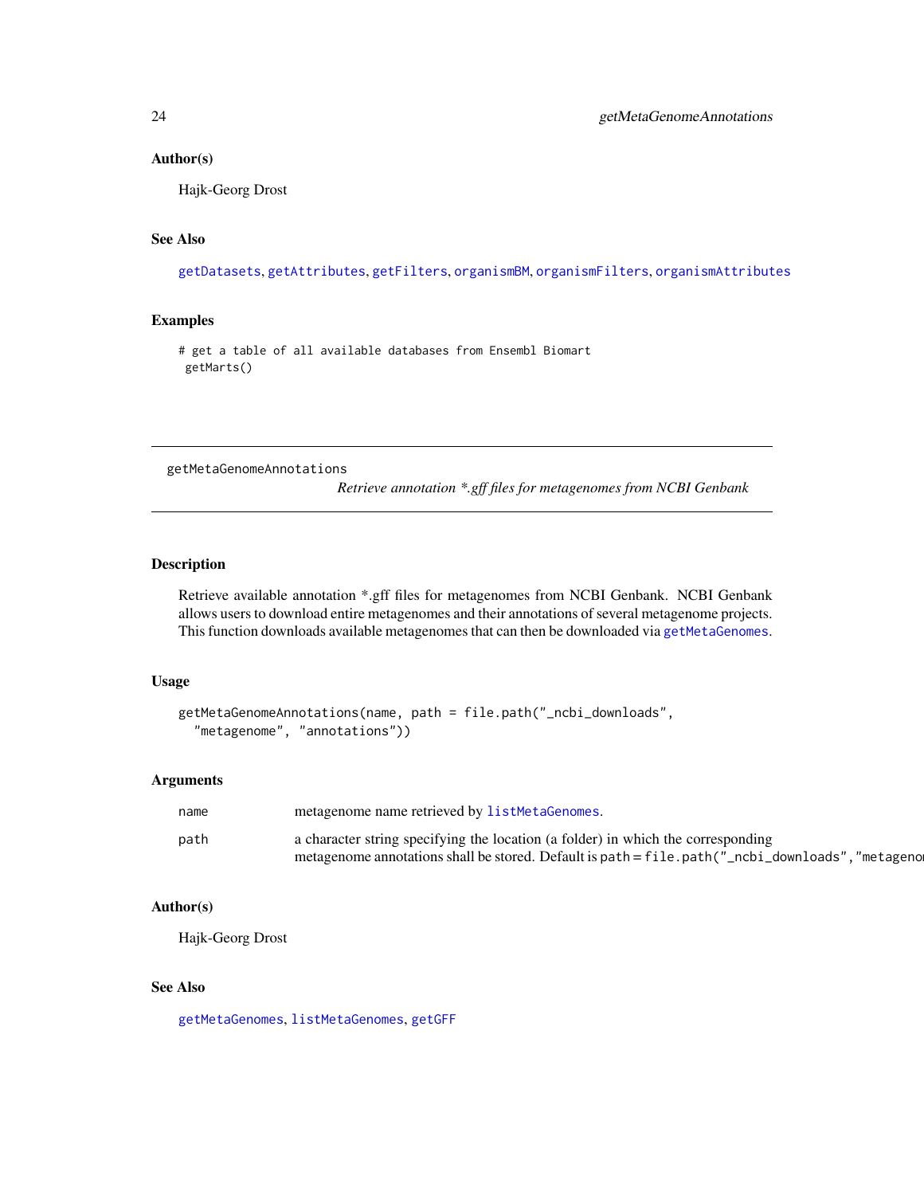### Author(s)

Hajk-Georg Drost

### See Also

getDatasets, getAttributes, getFilters, organismBM, organismFilters, organismAttributes

### Examples

```
# get a table of all available databases from Ensembl Biomart
 getMarts()
```

---

## getMetaGenomeAnnotations

*Retrieve annotation *.gff files for metagenomes from NCBI Genbank*

---

### Description

Retrieve available annotation *.gff files for metagenomes from NCBI Genbank. NCBI Genbank allows users to download entire metagenomes and their annotations of several metagenome projects. This function downloads available metagenomes that can then be downloaded via getMetaGenomes.

### Usage

```
getMetaGenomeAnnotations(name, path = file.path("_ncbi_downloads",
  "metagenome", "annotations"))
```

### Arguments

| | |
|---|---|
| name | metagenome name retrieved by listMetaGenomes. |
| path | a character string specifying the location (a folder) in which the corresponding metagenome annotations shall be stored. Default is path = file.path("_ncbi_downloads","metageno |

### Author(s)

Hajk-Georg Drost

### See Also

getMetaGenomes, listMetaGenomes, getGFF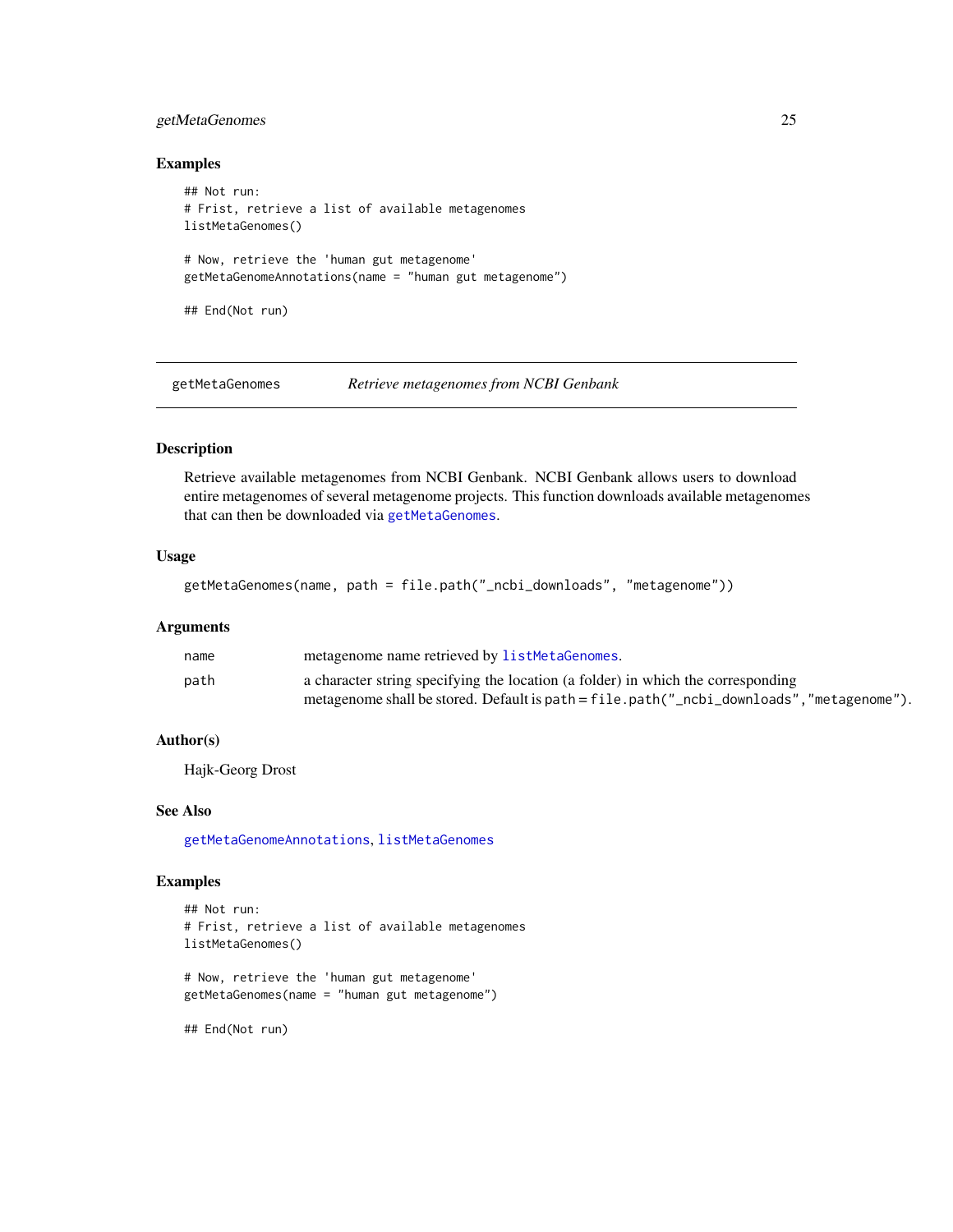### Examples

```
## Not run:
# Frist, retrieve a list of available metagenomes
listMetaGenomes()

# Now, retrieve the 'human gut metagenome'
getMetaGenomeAnnotations(name = "human gut metagenome")

## End(Not run)
```

---

## getMetaGenomes — *Retrieve metagenomes from NCBI Genbank*

### Description

Retrieve available metagenomes from NCBI Genbank. NCBI Genbank allows users to download entire metagenomes of several metagenome projects. This function downloads available metagenomes that can then be downloaded via `getMetaGenomes`.

### Usage

```
getMetaGenomes(name, path = file.path("_ncbi_downloads", "metagenome"))
```

### Arguments

| | |
|---|---|
| `name` | metagenome name retrieved by `listMetaGenomes`. |
| `path` | a character string specifying the location (a folder) in which the corresponding metagenome shall be stored. Default is `path = file.path("_ncbi_downloads","metagenome")`. |

### Author(s)

Hajk-Georg Drost

### See Also

`getMetaGenomeAnnotations`, `listMetaGenomes`

### Examples

```
## Not run:
# Frist, retrieve a list of available metagenomes
listMetaGenomes()

# Now, retrieve the 'human gut metagenome'
getMetaGenomes(name = "human gut metagenome")

## End(Not run)
```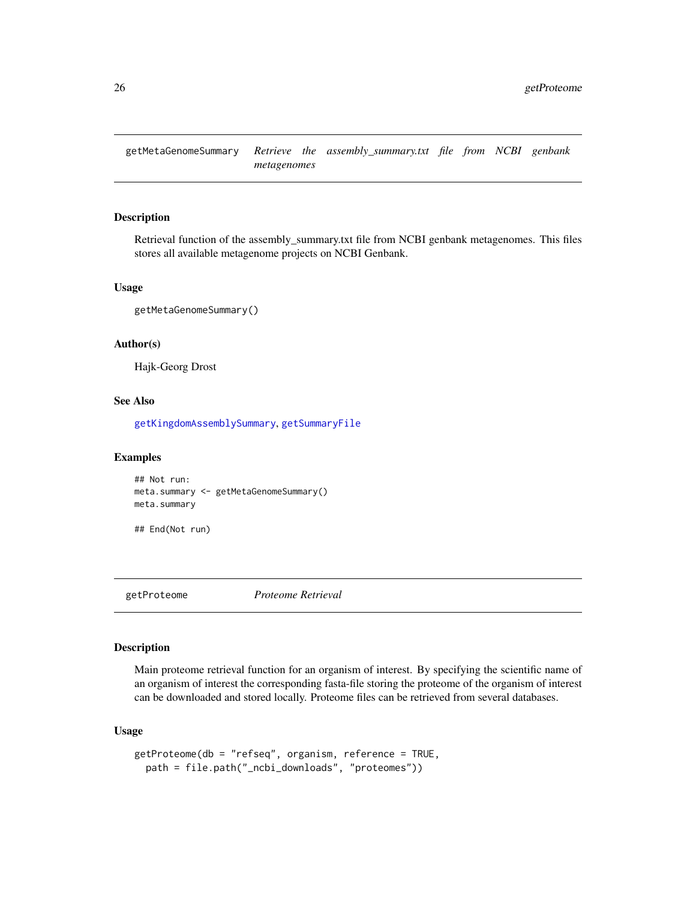## getMetaGenomeSummary    *Retrieve the assembly_summary.txt file from NCBI genbank metagenomes*

### Description

Retrieval function of the assembly_summary.txt file from NCBI genbank metagenomes. This files stores all available metagenome projects on NCBI Genbank.

### Usage

```
getMetaGenomeSummary()
```

### Author(s)

Hajk-Georg Drost

### See Also

getKingdomAssemblySummary, getSummaryFile

### Examples

```
## Not run:
meta.summary <- getMetaGenomeSummary()
meta.summary

## End(Not run)
```

## getProteome    *Proteome Retrieval*

### Description

Main proteome retrieval function for an organism of interest. By specifying the scientific name of an organism of interest the corresponding fasta-file storing the proteome of the organism of interest can be downloaded and stored locally. Proteome files can be retrieved from several databases.

### Usage

```
getProteome(db = "refseq", organism, reference = TRUE,
  path = file.path("_ncbi_downloads", "proteomes"))
```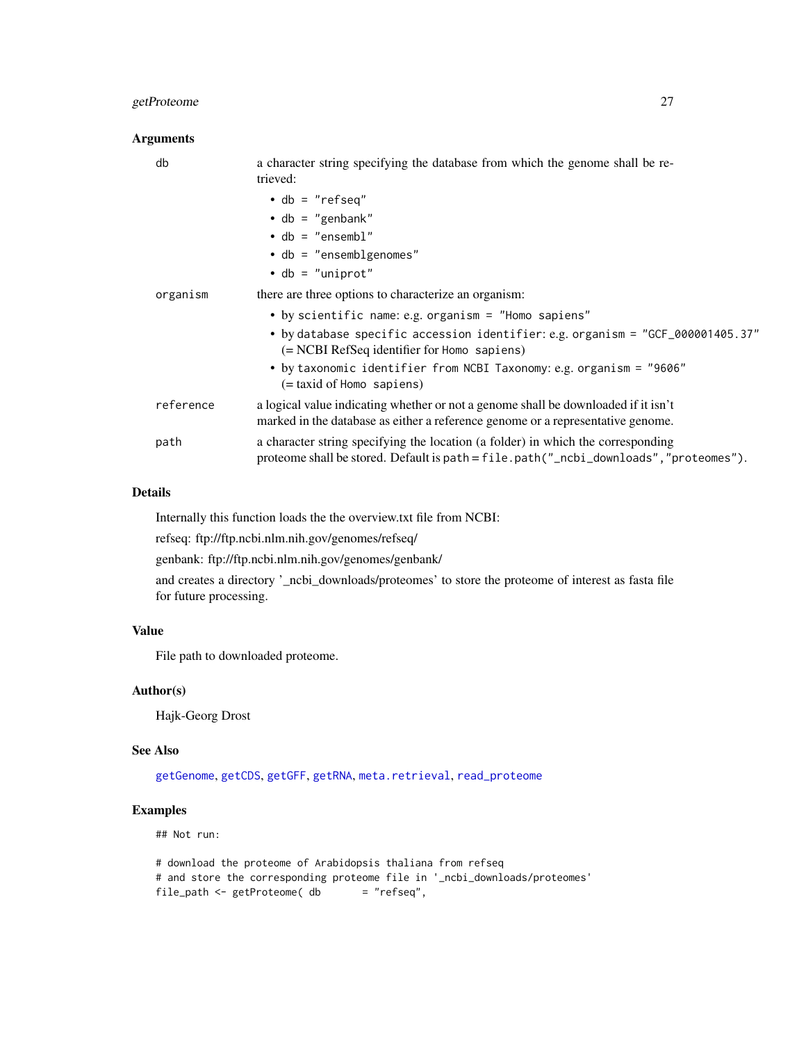### Arguments

| | |
|---|---|
| `db` | a character string specifying the database from which the genome shall be retrieved:<br>• `db = "refseq"`<br>• `db = "genbank"`<br>• `db = "ensembl"`<br>• `db = "ensemblgenomes"`<br>• `db = "uniprot"` |
| `organism` | there are three options to characterize an organism:<br>• by `scientific name`: e.g. `organism = "Homo sapiens"`<br>• by `database specific accession identifier`: e.g. `organism = "GCF_000001405.37"` (= NCBI RefSeq identifier for `Homo sapiens`)<br>• by `taxonomic identifier from NCBI Taxonomy`: e.g. `organism = "9606"` (= taxid of `Homo sapiens`) |
| `reference` | a logical value indicating whether or not a genome shall be downloaded if it isn't marked in the database as either a reference genome or a representative genome. |
| `path` | a character string specifying the location (a folder) in which the corresponding proteome shall be stored. Default is `path = file.path("_ncbi_downloads","proteomes")`. |

### Details

Internally this function loads the the overview.txt file from NCBI:

refseq: ftp://ftp.ncbi.nlm.nih.gov/genomes/refseq/

genbank: ftp://ftp.ncbi.nlm.nih.gov/genomes/genbank/

and creates a directory '_ncbi_downloads/proteomes' to store the proteome of interest as fasta file for future processing.

### Value

File path to downloaded proteome.

### Author(s)

Hajk-Georg Drost

### See Also

`getGenome`, `getCDS`, `getGFF`, `getRNA`, `meta.retrieval`, `read_proteome`

### Examples

```
## Not run:

# download the proteome of Arabidopsis thaliana from refseq
# and store the corresponding proteome file in '_ncbi_downloads/proteomes'
file_path <- getProteome( db       = "refseq",
```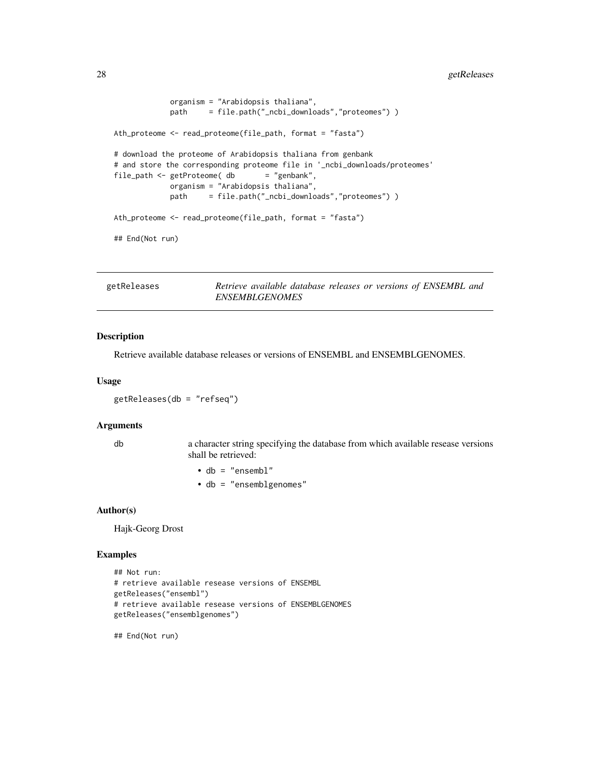```
             organism = "Arabidopsis thaliana",
             path     = file.path("_ncbi_downloads","proteomes") )

Ath_proteome <- read_proteome(file_path, format = "fasta")

# download the proteome of Arabidopsis thaliana from genbank
# and store the corresponding proteome file in '_ncbi_downloads/proteomes'
file_path <- getProteome( db       = "genbank",
             organism = "Arabidopsis thaliana",
             path     = file.path("_ncbi_downloads","proteomes") )

Ath_proteome <- read_proteome(file_path, format = "fasta")

## End(Not run)
```

---

## getReleases — *Retrieve available database releases or versions of ENSEMBL and ENSEMBLGENOMES*

### Description

Retrieve available database releases or versions of ENSEMBL and ENSEMBLGENOMES.

### Usage

```
getReleases(db = "refseq")
```

### Arguments

`db` — a character string specifying the database from which available resease versions shall be retrieved:

- `db = "ensembl"`
- `db = "ensemblgenomes"`

### Author(s)

Hajk-Georg Drost

### Examples

```
## Not run:
# retrieve available resease versions of ENSEMBL
getReleases("ensembl")
# retrieve available resease versions of ENSEMBLGENOMES
getReleases("ensemblgenomes")

## End(Not run)
```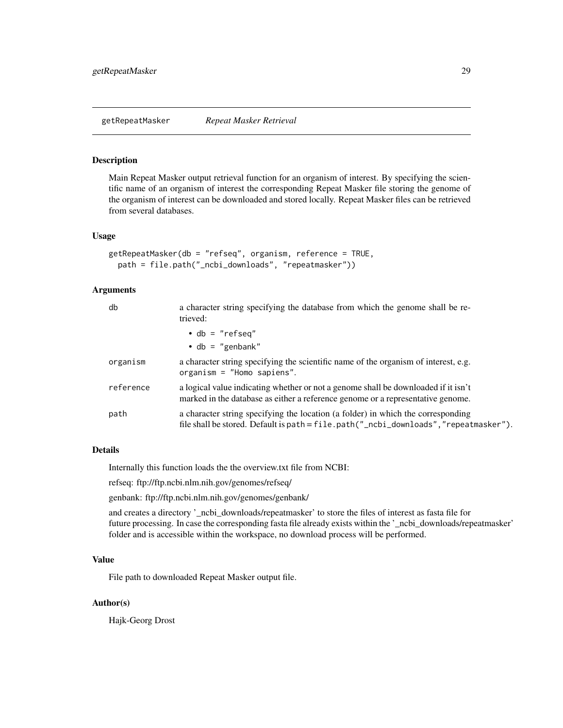# getRepeatMasker — *Repeat Masker Retrieval*

## Description

Main Repeat Masker output retrieval function for an organism of interest. By specifying the scientific name of an organism of interest the corresponding Repeat Masker file storing the genome of the organism of interest can be downloaded and stored locally. Repeat Masker files can be retrieved from several databases.

## Usage

```
getRepeatMasker(db = "refseq", organism, reference = TRUE,
  path = file.path("_ncbi_downloads", "repeatmasker"))
```

## Arguments

| | |
|---|---|
| `db` | a character string specifying the database from which the genome shall be retrieved: <br>• `db = "refseq"` <br>• `db = "genbank"` |
| `organism` | a character string specifying the scientific name of the organism of interest, e.g. `organism = "Homo sapiens"`. |
| `reference` | a logical value indicating whether or not a genome shall be downloaded if it isn't marked in the database as either a reference genome or a representative genome. |
| `path` | a character string specifying the location (a folder) in which the corresponding file shall be stored. Default is `path = file.path("_ncbi_downloads","repeatmasker")`. |

## Details

Internally this function loads the the overview.txt file from NCBI:

refseq: ftp://ftp.ncbi.nlm.nih.gov/genomes/refseq/

genbank: ftp://ftp.ncbi.nlm.nih.gov/genomes/genbank/

and creates a directory '_ncbi_downloads/repeatmasker' to store the files of interest as fasta file for future processing. In case the corresponding fasta file already exists within the '_ncbi_downloads/repeatmasker' folder and is accessible within the workspace, no download process will be performed.

## Value

File path to downloaded Repeat Masker output file.

## Author(s)

Hajk-Georg Drost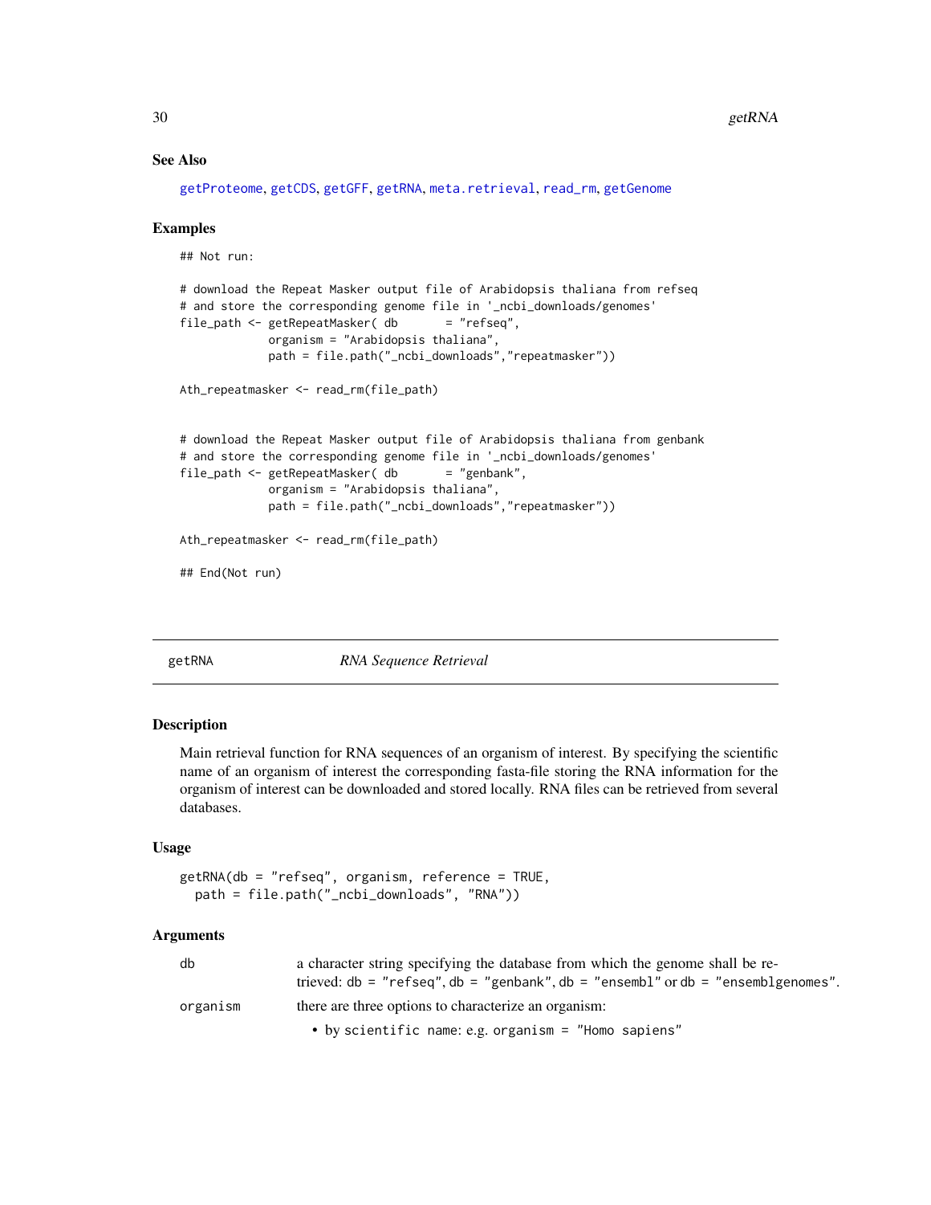## See Also

getProteome, getCDS, getGFF, getRNA, meta.retrieval, read_rm, getGenome

## Examples

```
## Not run:

# download the Repeat Masker output file of Arabidopsis thaliana from refseq
# and store the corresponding genome file in '_ncbi_downloads/genomes'
file_path <- getRepeatMasker( db       = "refseq",
             organism = "Arabidopsis thaliana",
             path = file.path("_ncbi_downloads","repeatmasker"))

Ath_repeatmasker <- read_rm(file_path)


# download the Repeat Masker output file of Arabidopsis thaliana from genbank
# and store the corresponding genome file in '_ncbi_downloads/genomes'
file_path <- getRepeatMasker( db       = "genbank",
             organism = "Arabidopsis thaliana",
             path = file.path("_ncbi_downloads","repeatmasker"))

Ath_repeatmasker <- read_rm(file_path)

## End(Not run)
```

---

# getRNA — *RNA Sequence Retrieval*

## Description

Main retrieval function for RNA sequences of an organism of interest. By specifying the scientific name of an organism of interest the corresponding fasta-file storing the RNA information for the organism of interest can be downloaded and stored locally. RNA files can be retrieved from several databases.

## Usage

```
getRNA(db = "refseq", organism, reference = TRUE,
  path = file.path("_ncbi_downloads", "RNA"))
```

## Arguments

| | |
|---|---|
| db | a character string specifying the database from which the genome shall be retrieved: db = "refseq", db = "genbank", db = "ensembl" or db = "ensemblgenomes". |
| organism | there are three options to characterize an organism:<br>• by scientific name: e.g. organism = "Homo sapiens" |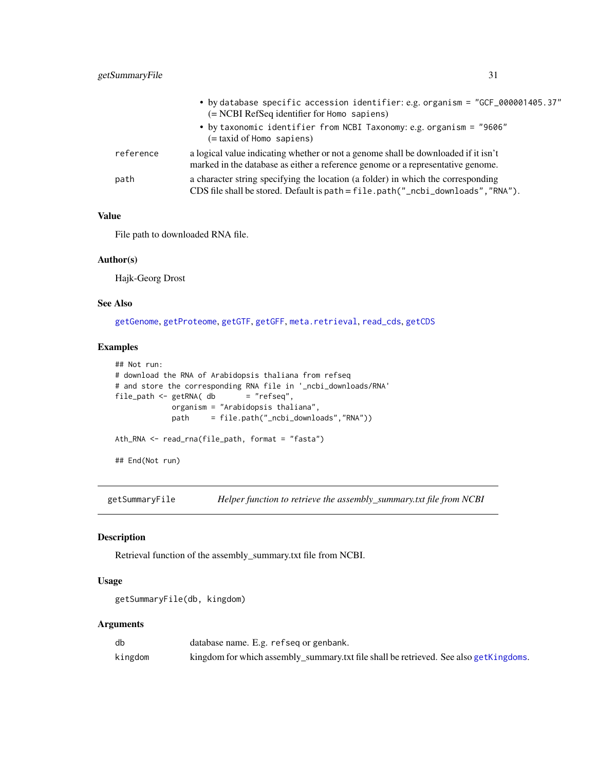- by `database specific accession identifier`: e.g. `organism = "GCF_000001405.37"` (= NCBI RefSeq identifier for `Homo sapiens`)
- by `taxonomic identifier from NCBI Taxonomy`: e.g. `organism = "9606"` (= taxid of `Homo sapiens`)

| | |
|---|---|
| `reference` | a logical value indicating whether or not a genome shall be downloaded if it isn't marked in the database as either a reference genome or a representative genome. |
| `path` | a character string specifying the location (a folder) in which the corresponding CDS file shall be stored. Default is `path = file.path("_ncbi_downloads","RNA")`. |

### Value

File path to downloaded RNA file.

### Author(s)

Hajk-Georg Drost

### See Also

getGenome, getProteome, getGTF, getGFF, meta.retrieval, read_cds, getCDS

### Examples

```
## Not run:
# download the RNA of Arabidopsis thaliana from refseq
# and store the corresponding RNA file in '_ncbi_downloads/RNA'
file_path <- getRNA( db       = "refseq",
             organism = "Arabidopsis thaliana",
             path     = file.path("_ncbi_downloads","RNA"))

Ath_RNA <- read_rna(file_path, format = "fasta")

## End(Not run)
```

---

## getSummaryFile — *Helper function to retrieve the assembly_summary.txt file from NCBI*

### Description

Retrieval function of the assembly_summary.txt file from NCBI.

### Usage

```
getSummaryFile(db, kingdom)
```

### Arguments

| | |
|---|---|
| `db` | database name. E.g. `refseq` or `genbank`. |
| `kingdom` | kingdom for which assembly_summary.txt file shall be retrieved. See also getKingdoms. |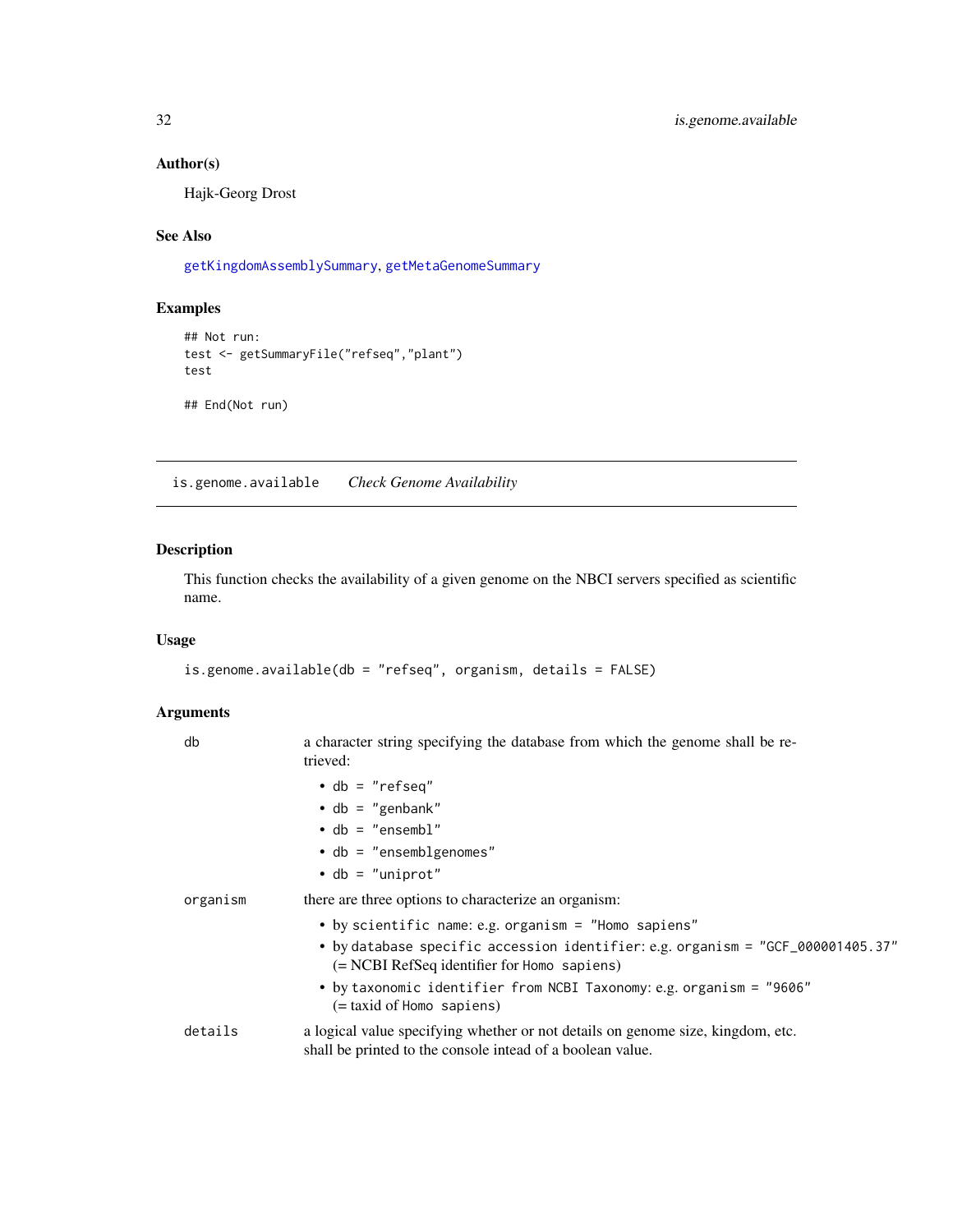## Author(s)

Hajk-Georg Drost

## See Also

getKingdomAssemblySummary, getMetaGenomeSummary

## Examples

```
## Not run:
test <- getSummaryFile("refseq","plant")
test

## End(Not run)
```

---

# is.genome.available *Check Genome Availability*

---

## Description

This function checks the availability of a given genome on the NBCI servers specified as scientific name.

## Usage

```
is.genome.available(db = "refseq", organism, details = FALSE)
```

## Arguments

- `db` — a character string specifying the database from which the genome shall be retrieved:
  - `db = "refseq"`
  - `db = "genbank"`
  - `db = "ensembl"`
  - `db = "ensemblgenomes"`
  - `db = "uniprot"`
- `organism` — there are three options to characterize an organism:
  - by `scientific name`: e.g. `organism = "Homo sapiens"`
  - by `database specific accession identifier`: e.g. `organism = "GCF_000001405.37"` (= NCBI RefSeq identifier for `Homo sapiens`)
  - by `taxonomic identifier from NCBI Taxonomy`: e.g. `organism = "9606"` (= taxid of `Homo sapiens`)
- `details` — a logical value specifying whether or not details on genome size, kingdom, etc. shall be printed to the console intead of a boolean value.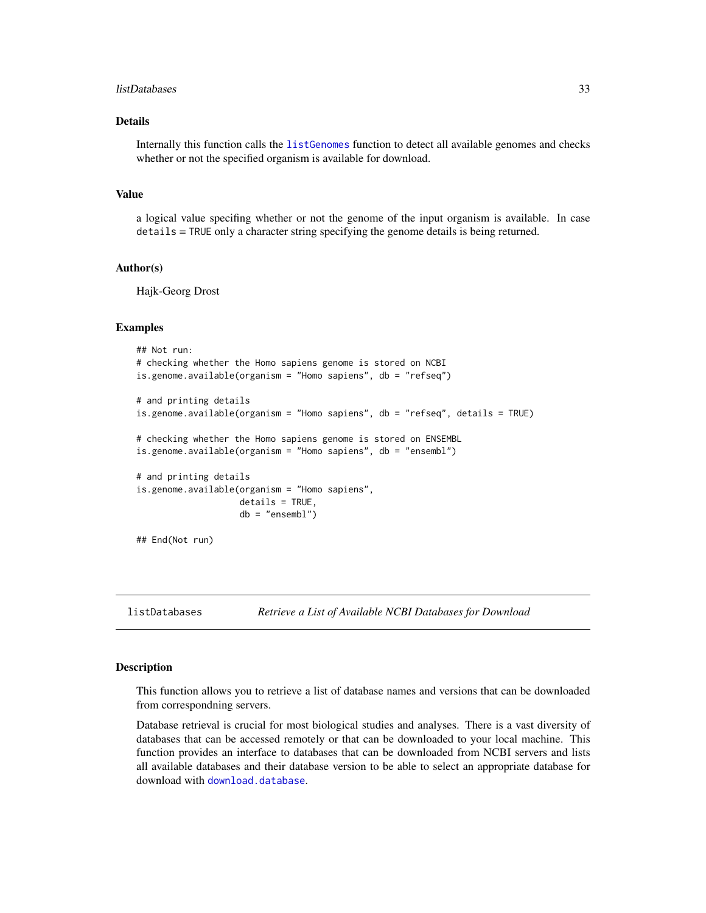### Details

Internally this function calls the `listGenomes` function to detect all available genomes and checks whether or not the specified organism is available for download.

### Value

a logical value specifing whether or not the genome of the input organism is available. In case `details = TRUE` only a character string specifying the genome details is being returned.

### Author(s)

Hajk-Georg Drost

### Examples

```
## Not run:
# checking whether the Homo sapiens genome is stored on NCBI
is.genome.available(organism = "Homo sapiens", db = "refseq")

# and printing details
is.genome.available(organism = "Homo sapiens", db = "refseq", details = TRUE)

# checking whether the Homo sapiens genome is stored on ENSEMBL
is.genome.available(organism = "Homo sapiens", db = "ensembl")

# and printing details
is.genome.available(organism = "Homo sapiens",
                    details = TRUE,
                    db = "ensembl")

## End(Not run)
```

---

## listDatabases    *Retrieve a List of Available NCBI Databases for Download*

---

### Description

This function allows you to retrieve a list of database names and versions that can be downloaded from correspondning servers.

Database retrieval is crucial for most biological studies and analyses. There is a vast diversity of databases that can be accessed remotely or that can be downloaded to your local machine. This function provides an interface to databases that can be downloaded from NCBI servers and lists all available databases and their database version to be able to select an appropriate database for download with `download.database`.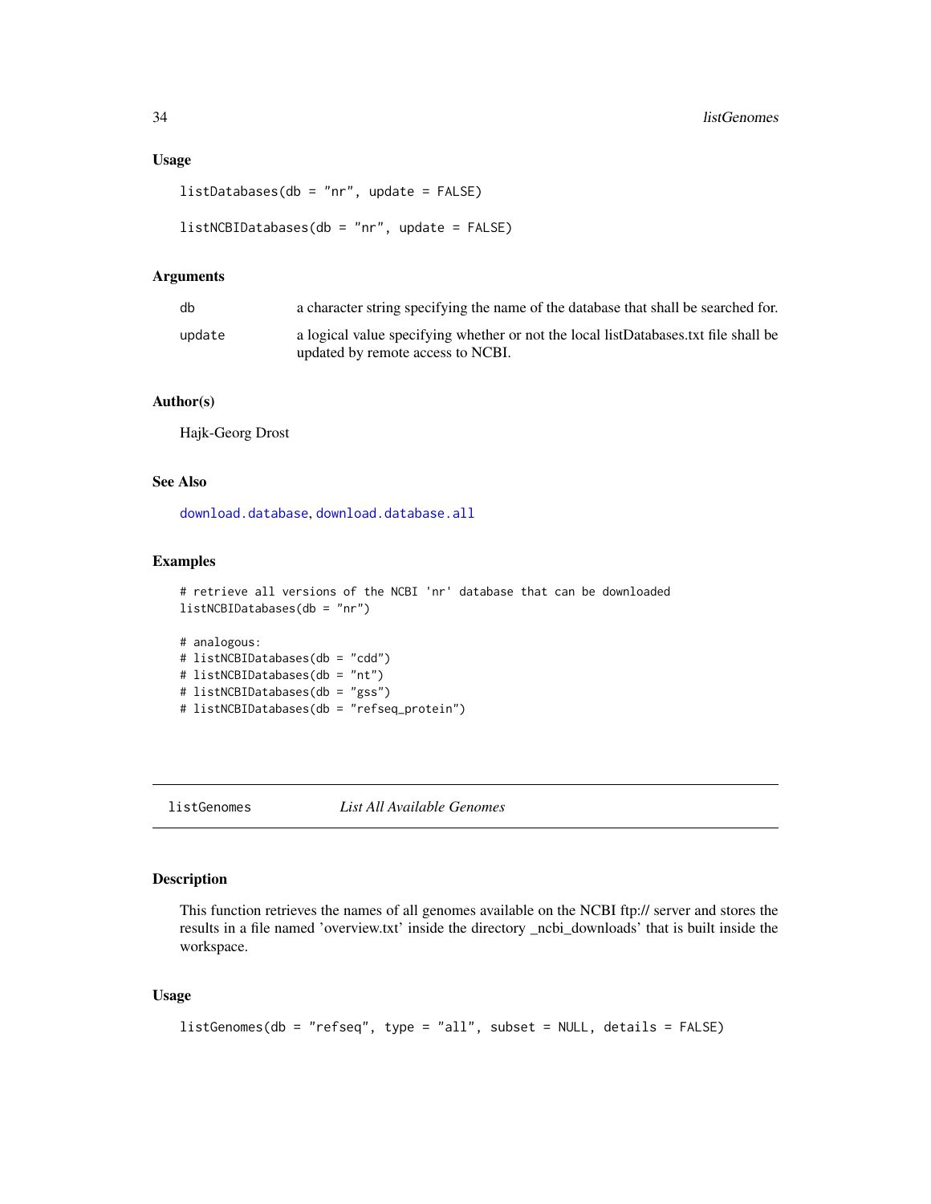### Usage

```
listDatabases(db = "nr", update = FALSE)

listNCBIDatabases(db = "nr", update = FALSE)
```

### Arguments

| | |
|---|---|
| db | a character string specifying the name of the database that shall be searched for. |
| update | a logical value specifying whether or not the local listDatabases.txt file shall be updated by remote access to NCBI. |

### Author(s)

Hajk-Georg Drost

### See Also

download.database, download.database.all

### Examples

```
# retrieve all versions of the NCBI 'nr' database that can be downloaded
listNCBIDatabases(db = "nr")

# analogous:
# listNCBIDatabases(db = "cdd")
# listNCBIDatabases(db = "nt")
# listNCBIDatabases(db = "gss")
# listNCBIDatabases(db = "refseq_protein")
```

---

## listGenomes — *List All Available Genomes*

---

### Description

This function retrieves the names of all genomes available on the NCBI ftp:// server and stores the results in a file named 'overview.txt' inside the directory _ncbi_downloads' that is built inside the workspace.

### Usage

```
listGenomes(db = "refseq", type = "all", subset = NULL, details = FALSE)
```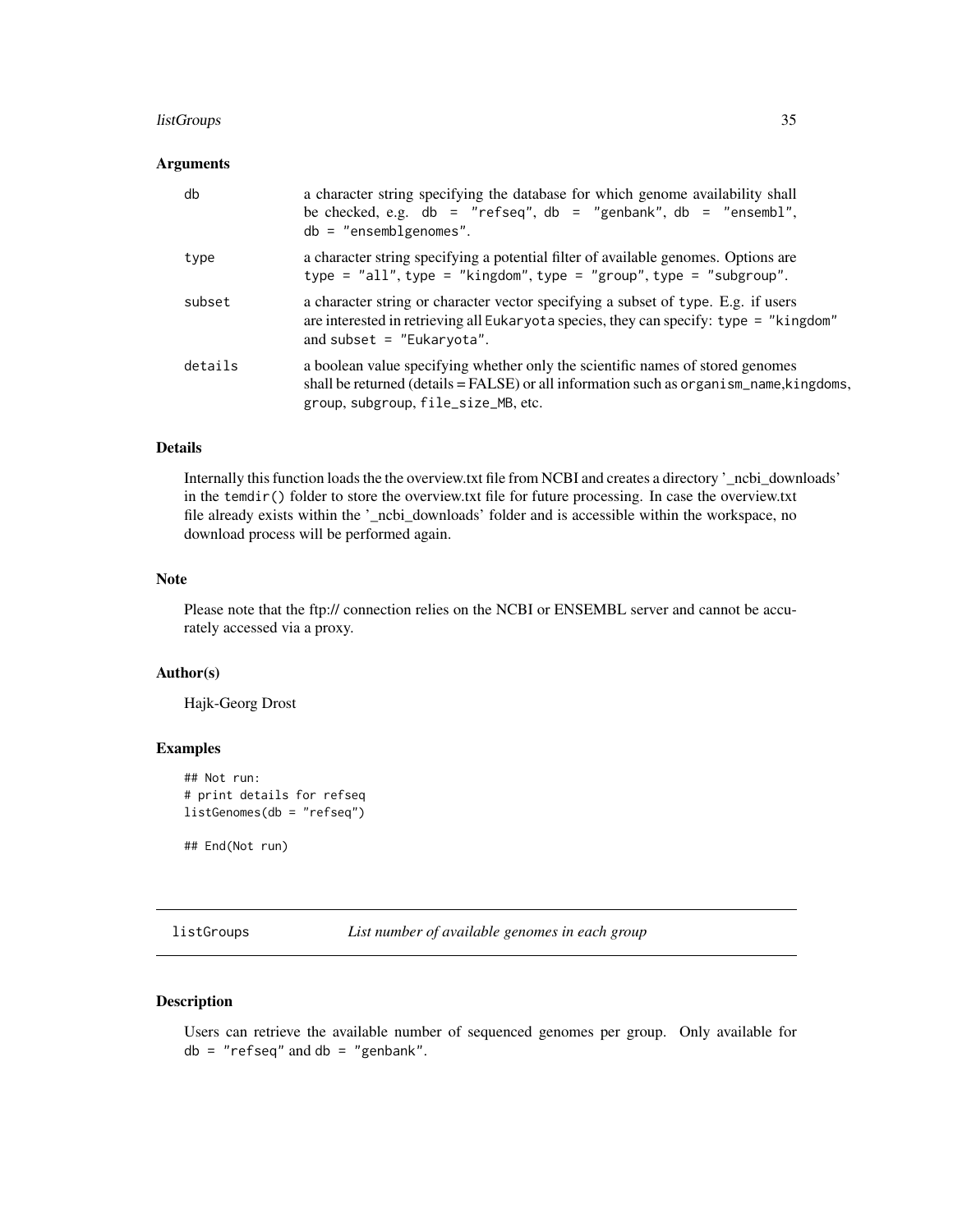### Arguments

| | |
|---|---|
| db | a character string specifying the database for which genome availability shall be checked, e.g. `db = "refseq"`, `db = "genbank"`, `db = "ensembl"`, `db = "ensemblgenomes"`. |
| type | a character string specifying a potential filter of available genomes. Options are `type = "all"`, `type = "kingdom"`, `type = "group"`, `type = "subgroup"`. |
| subset | a character string or character vector specifying a subset of `type`. E.g. if users are interested in retrieving all `Eukaryota` species, they can specify: `type = "kingdom"` and `subset = "Eukaryota"`. |
| details | a boolean value specifying whether only the scientific names of stored genomes shall be returned (details = FALSE) or all information such as `organism_name`,`kingdoms`, `group`, `subgroup`, `file_size_MB`, etc. |

### Details

Internally this function loads the the overview.txt file from NCBI and creates a directory '_ncbi_downloads' in the `temdir()` folder to store the overview.txt file for future processing. In case the overview.txt file already exists within the '_ncbi_downloads' folder and is accessible within the workspace, no download process will be performed again.

### Note

Please note that the ftp:// connection relies on the NCBI or ENSEMBL server and cannot be accurately accessed via a proxy.

### Author(s)

Hajk-Georg Drost

### Examples

```
## Not run:
# print details for refseq
listGenomes(db = "refseq")

## End(Not run)
```

---

## listGroups *List number of available genomes in each group*

---

### Description

Users can retrieve the available number of sequenced genomes per group. Only available for `db = "refseq"` and `db = "genbank"`.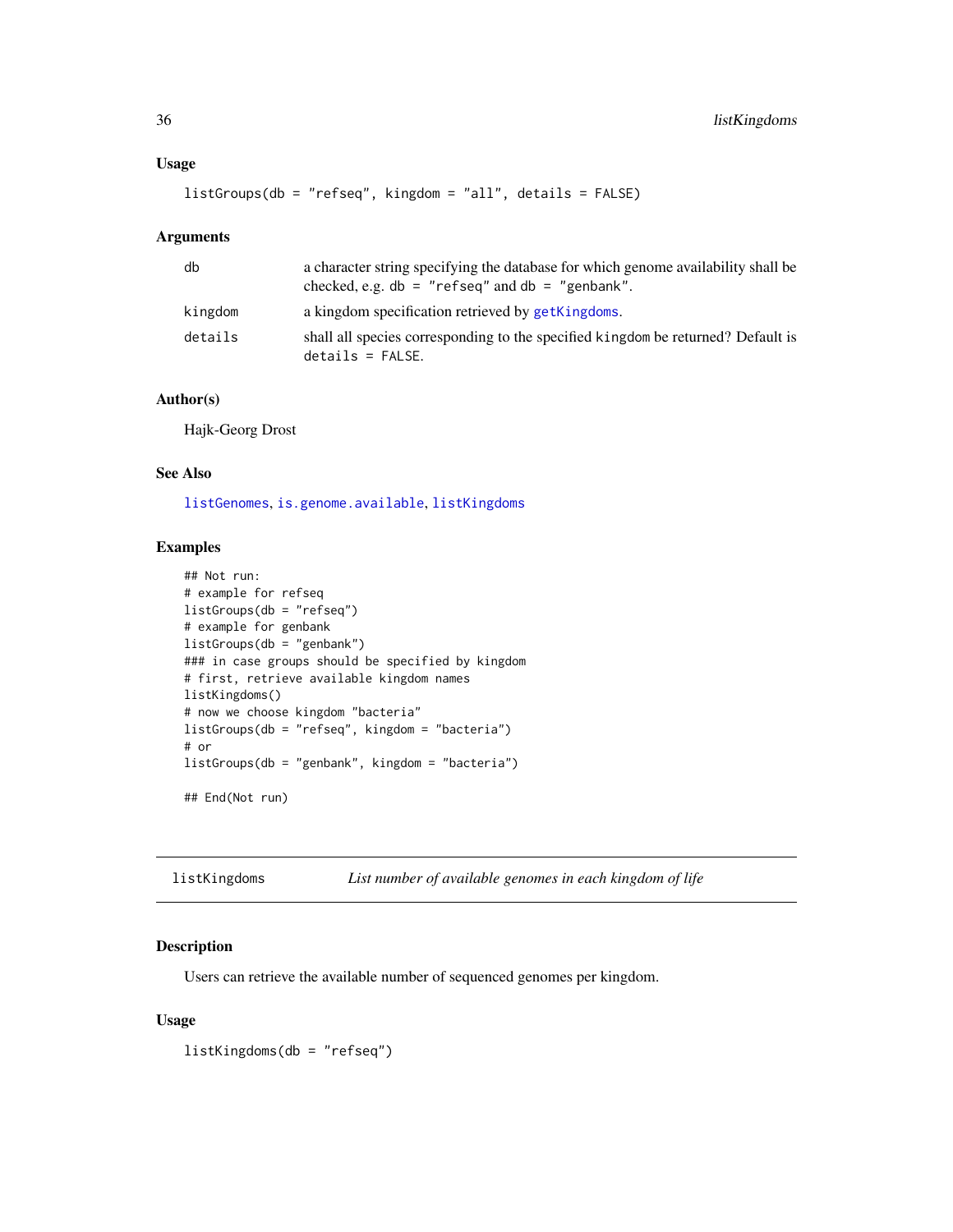### Usage

```
listGroups(db = "refseq", kingdom = "all", details = FALSE)
```

### Arguments

| | |
|---|---|
| db | a character string specifying the database for which genome availability shall be checked, e.g. `db = "refseq"` and `db = "genbank"`. |
| kingdom | a kingdom specification retrieved by `getKingdoms`. |
| details | shall all species corresponding to the specified `kingdom` be returned? Default is `details = FALSE`. |

### Author(s)

Hajk-Georg Drost

### See Also

`listGenomes`, `is.genome.available`, `listKingdoms`

### Examples

```
## Not run:
# example for refseq
listGroups(db = "refseq")
# example for genbank
listGroups(db = "genbank")
### in case groups should be specified by kingdom
# first, retrieve available kingdom names
listKingdoms()
# now we choose kingdom "bacteria"
listGroups(db = "refseq", kingdom = "bacteria")
# or
listGroups(db = "genbank", kingdom = "bacteria")

## End(Not run)
```

---

## listKingdoms — *List number of available genomes in each kingdom of life*

### Description

Users can retrieve the available number of sequenced genomes per kingdom.

### Usage

```
listKingdoms(db = "refseq")
```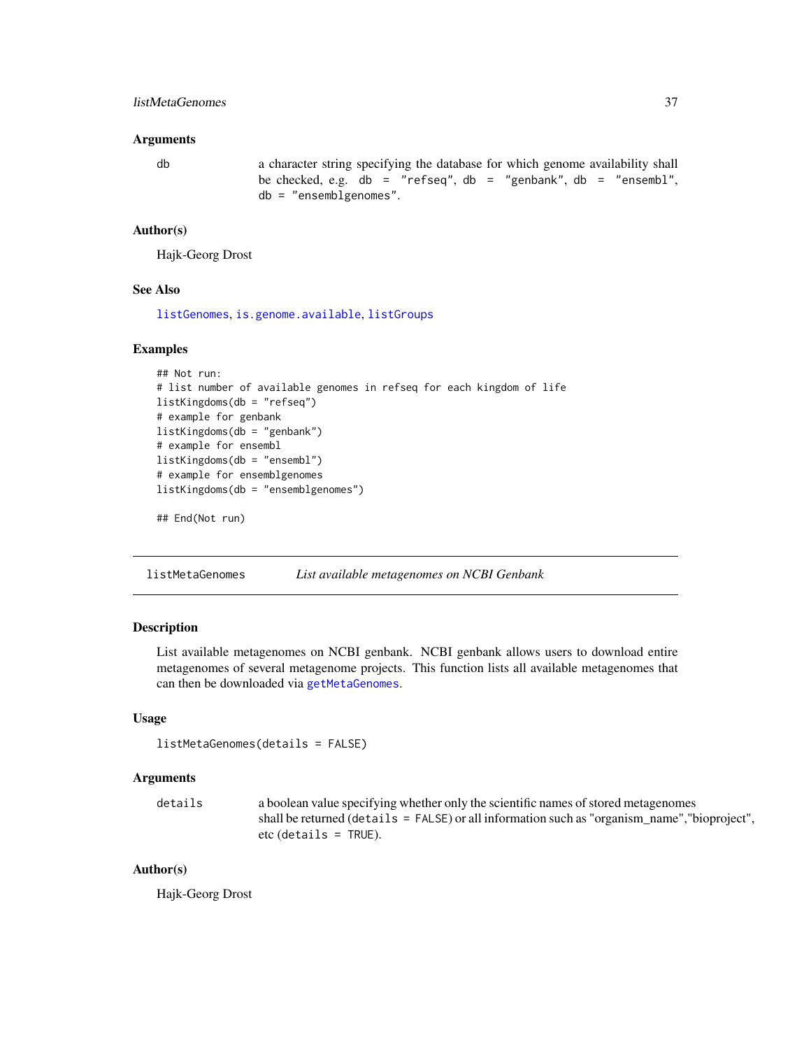## Arguments

`db` — a character string specifying the database for which genome availability shall be checked, e.g. `db = "refseq"`, `db = "genbank"`, `db = "ensembl"`, `db = "ensemblgenomes"`.

## Author(s)

Hajk-Georg Drost

## See Also

listGenomes, is.genome.available, listGroups

## Examples

```
## Not run:
# list number of available genomes in refseq for each kingdom of life
listKingdoms(db = "refseq")
# example for genbank
listKingdoms(db = "genbank")
# example for ensembl
listKingdoms(db = "ensembl")
# example for ensemblgenomes
listKingdoms(db = "ensemblgenomes")

## End(Not run)
```

---

# listMetaGenomes — *List available metagenomes on NCBI Genbank*

## Description

List available metagenomes on NCBI genbank. NCBI genbank allows users to download entire metagenomes of several metagenome projects. This function lists all available metagenomes that can then be downloaded via getMetaGenomes.

## Usage

```
listMetaGenomes(details = FALSE)
```

## Arguments

`details` — a boolean value specifying whether only the scientific names of stored metagenomes shall be returned (`details = FALSE`) or all information such as "organism_name","bioproject", etc (`details = TRUE`).

## Author(s)

Hajk-Georg Drost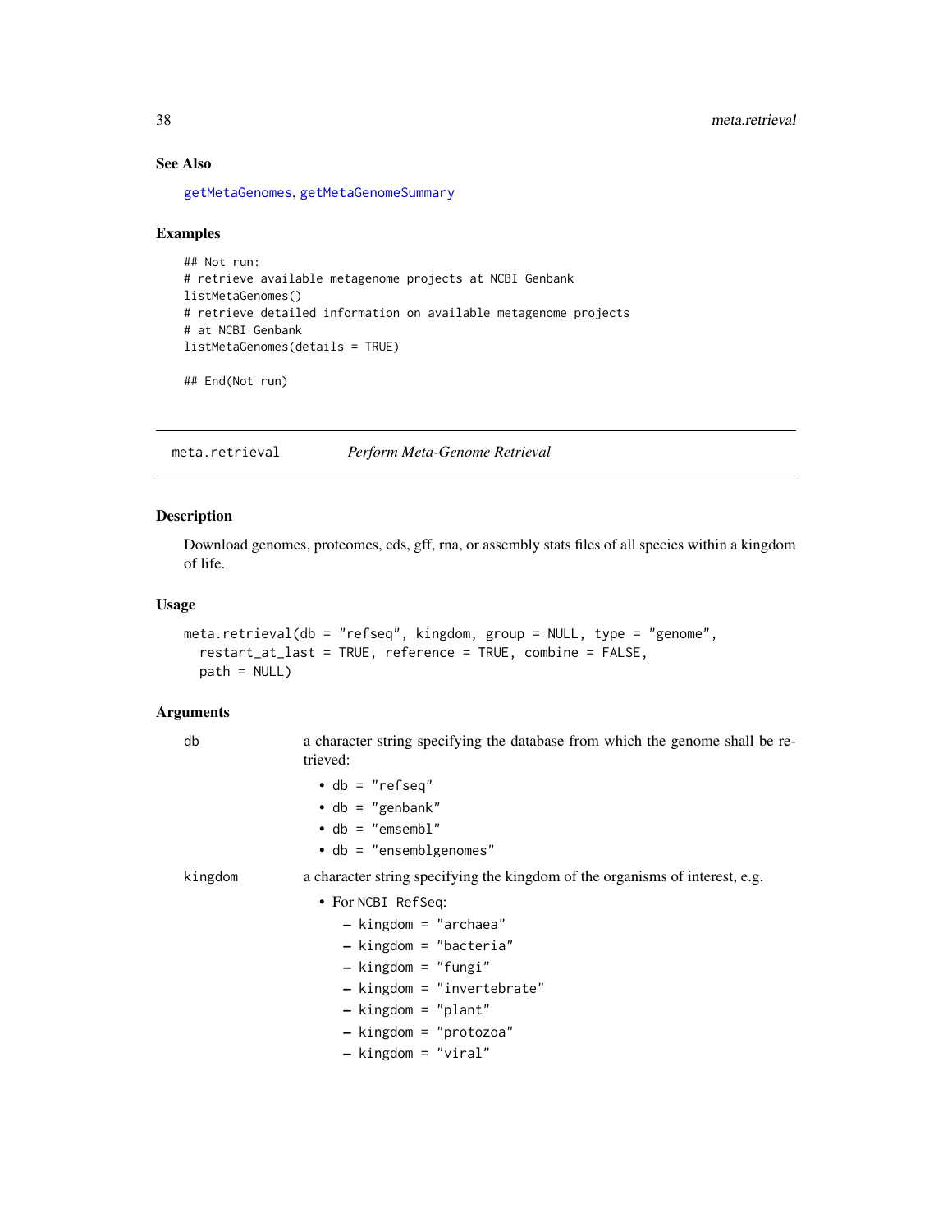### See Also

getMetaGenomes, getMetaGenomeSummary

### Examples

```
## Not run:
# retrieve available metagenome projects at NCBI Genbank
listMetaGenomes()
# retrieve detailed information on available metagenome projects
# at NCBI Genbank
listMetaGenomes(details = TRUE)

## End(Not run)
```

---

## meta.retrieval *Perform Meta-Genome Retrieval*

### Description

Download genomes, proteomes, cds, gff, rna, or assembly stats files of all species within a kingdom of life.

### Usage

```
meta.retrieval(db = "refseq", kingdom, group = NULL, type = "genome",
  restart_at_last = TRUE, reference = TRUE, combine = FALSE,
  path = NULL)
```

### Arguments

**db** a character string specifying the database from which the genome shall be retrieved:

- db = "refseq"
- db = "genbank"
- db = "emsembl"
- db = "ensemblgenomes"

**kingdom** a character string specifying the kingdom of the organisms of interest, e.g.

- For NCBI RefSeq:
  - kingdom = "archaea"
  - kingdom = "bacteria"
  - kingdom = "fungi"
  - kingdom = "invertebrate"
  - kingdom = "plant"
  - kingdom = "protozoa"
  - kingdom = "viral"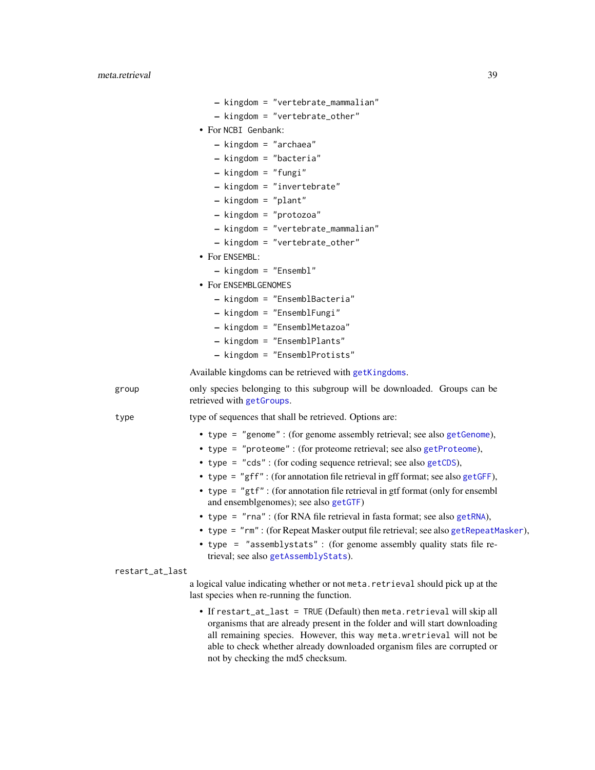- kingdom = "vertebrate_mammalian"
  - kingdom = "vertebrate_other"
- For NCBI Genbank:
  - kingdom = "archaea"
  - kingdom = "bacteria"
  - kingdom = "fungi"
  - kingdom = "invertebrate"
  - kingdom = "plant"
  - kingdom = "protozoa"
  - kingdom = "vertebrate_mammalian"
  - kingdom = "vertebrate_other"
- For ENSEMBL:
  - kingdom = "Ensembl"
- For ENSEMBLGENOMES
  - kingdom = "EnsemblBacteria"
  - kingdom = "EnsemblFungi"
  - kingdom = "EnsemblMetazoa"
  - kingdom = "EnsemblPlants"
  - kingdom = "EnsemblProtists"

Available kingdoms can be retrieved with `getKingdoms`.

**group** only species belonging to this subgroup will be downloaded. Groups can be retrieved with `getGroups`.

**type** type of sequences that shall be retrieved. Options are:

- type = "genome" : (for genome assembly retrieval; see also `getGenome`),
- type = "proteome" : (for proteome retrieval; see also `getProteome`),
- type = "cds" : (for coding sequence retrieval; see also `getCDS`),
- type = "gff" : (for annotation file retrieval in gff format; see also `getGFF`),
- type = "gtf" : (for annotation file retrieval in gtf format (only for ensembl and ensemblgenomes); see also `getGTF`)
- type = "rna" : (for RNA file retrieval in fasta format; see also `getRNA`),
- type = "rm" : (for Repeat Masker output file retrieval; see also `getRepeatMasker`),
- type = "assemblystats" : (for genome assembly quality stats file retrieval; see also `getAssemblyStats`).

**restart_at_last**

a logical value indicating whether or not `meta.retrieval` should pick up at the last species when re-running the function.

- If restart_at_last = TRUE (Default) then `meta.retrieval` will skip all organisms that are already present in the folder and will start downloading all remaining species. However, this way `meta.wretrieval` will not be able to check whether already downloaded organism files are corrupted or not by checking the md5 checksum.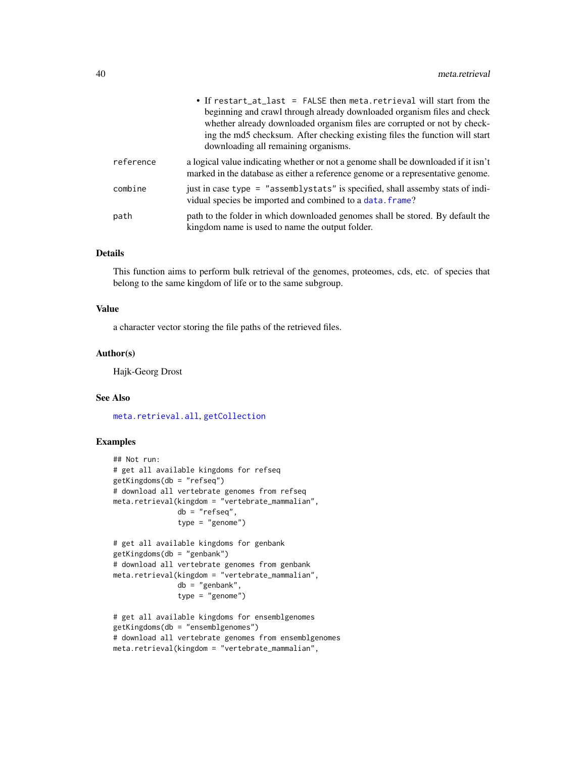- If `restart_at_last = FALSE` then `meta.retrieval` will start from the beginning and crawl through already downloaded organism files and check whether already downloaded organism files are corrupted or not by checking the md5 checksum. After checking existing files the function will start downloading all remaining organisms.

| | |
|---|---|
| `reference` | a logical value indicating whether or not a genome shall be downloaded if it isn't marked in the database as either a reference genome or a representative genome. |
| `combine` | just in case `type = "assemblystats"` is specified, shall assemby stats of individual species be imported and combined to a `data.frame`? |
| `path` | path to the folder in which downloaded genomes shall be stored. By default the kingdom name is used to name the output folder. |

## Details

This function aims to perform bulk retrieval of the genomes, proteomes, cds, etc. of species that belong to the same kingdom of life or to the same subgroup.

## Value

a character vector storing the file paths of the retrieved files.

## Author(s)

Hajk-Georg Drost

## See Also

`meta.retrieval.all`, `getCollection`

## Examples

```
## Not run:
# get all available kingdoms for refseq
getKingdoms(db = "refseq")
# download all vertebrate genomes from refseq
meta.retrieval(kingdom = "vertebrate_mammalian",
               db = "refseq",
               type = "genome")

# get all available kingdoms for genbank
getKingdoms(db = "genbank")
# download all vertebrate genomes from genbank
meta.retrieval(kingdom = "vertebrate_mammalian",
               db = "genbank",
               type = "genome")

# get all available kingdoms for ensemblgenomes
getKingdoms(db = "ensemblgenomes")
# download all vertebrate genomes from ensemblgenomes
meta.retrieval(kingdom = "vertebrate_mammalian",
```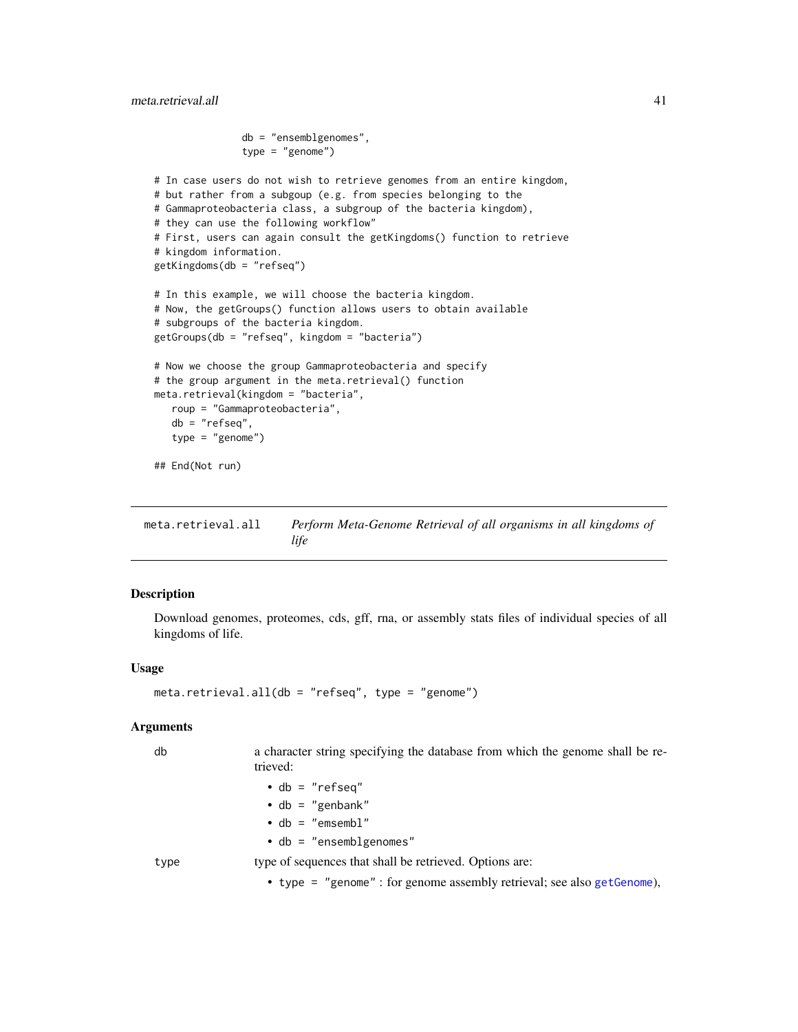```
              db = "ensemblgenomes",
              type = "genome")

# In case users do not wish to retrieve genomes from an entire kingdom,
# but rather from a subgoup (e.g. from species belonging to the
# Gammaproteobacteria class, a subgroup of the bacteria kingdom),
# they can use the following workflow"
# First, users can again consult the getKingdoms() function to retrieve
# kingdom information.
getKingdoms(db = "refseq")

# In this example, we will choose the bacteria kingdom.
# Now, the getGroups() function allows users to obtain available
# subgroups of the bacteria kingdom.
getGroups(db = "refseq", kingdom = "bacteria")

# Now we choose the group Gammaproteobacteria and specify
# the group argument in the meta.retrieval() function
meta.retrieval(kingdom = "bacteria",
   roup = "Gammaproteobacteria",
   db = "refseq",
   type = "genome")

## End(Not run)
```

## meta.retrieval.all — *Perform Meta-Genome Retrieval of all organisms in all kingdoms of life*

### Description

Download genomes, proteomes, cds, gff, rna, or assembly stats files of individual species of all kingdoms of life.

### Usage

```
meta.retrieval.all(db = "refseq", type = "genome")
```

### Arguments

`db` — a character string specifying the database from which the genome shall be retrieved:

- `db = "refseq"`
- `db = "genbank"`
- `db = "emsembl"`
- `db = "ensemblgenomes"`

`type` — type of sequences that shall be retrieved. Options are:

- `type = "genome"` : for genome assembly retrieval; see also `getGenome`),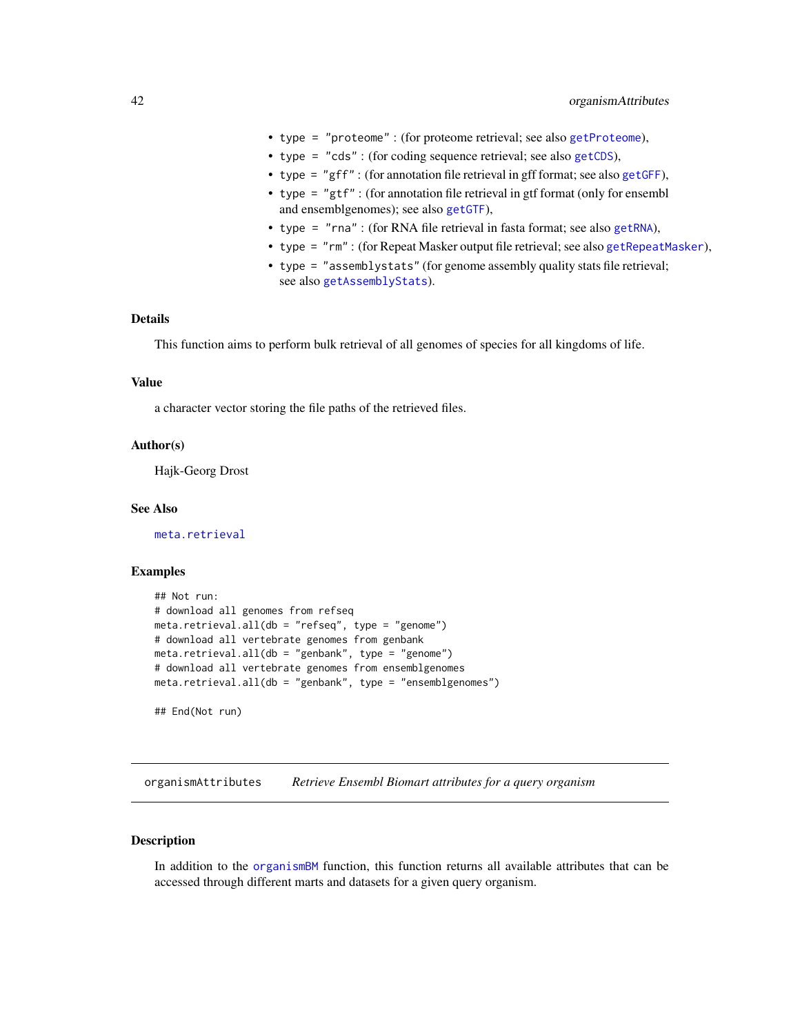- type = "proteome" : (for proteome retrieval; see also getProteome),
- type = "cds" : (for coding sequence retrieval; see also getCDS),
- type = "gff" : (for annotation file retrieval in gff format; see also getGFF),
- type = "gtf" : (for annotation file retrieval in gtf format (only for ensembl and ensemblgenomes); see also getGTF),
- type = "rna" : (for RNA file retrieval in fasta format; see also getRNA),
- type = "rm" : (for Repeat Masker output file retrieval; see also getRepeatMasker),
- type = "assemblystats" (for genome assembly quality stats file retrieval; see also getAssemblyStats).

### Details

This function aims to perform bulk retrieval of all genomes of species for all kingdoms of life.

### Value

a character vector storing the file paths of the retrieved files.

### Author(s)

Hajk-Georg Drost

### See Also

meta.retrieval

### Examples

```
## Not run:
# download all genomes from refseq
meta.retrieval.all(db = "refseq", type = "genome")
# download all vertebrate genomes from genbank
meta.retrieval.all(db = "genbank", type = "genome")
# download all vertebrate genomes from ensemblgenomes
meta.retrieval.all(db = "genbank", type = "ensemblgenomes")

## End(Not run)
```

---

## organismAttributes *Retrieve Ensembl Biomart attributes for a query organism*

### Description

In addition to the organismBM function, this function returns all available attributes that can be accessed through different marts and datasets for a given query organism.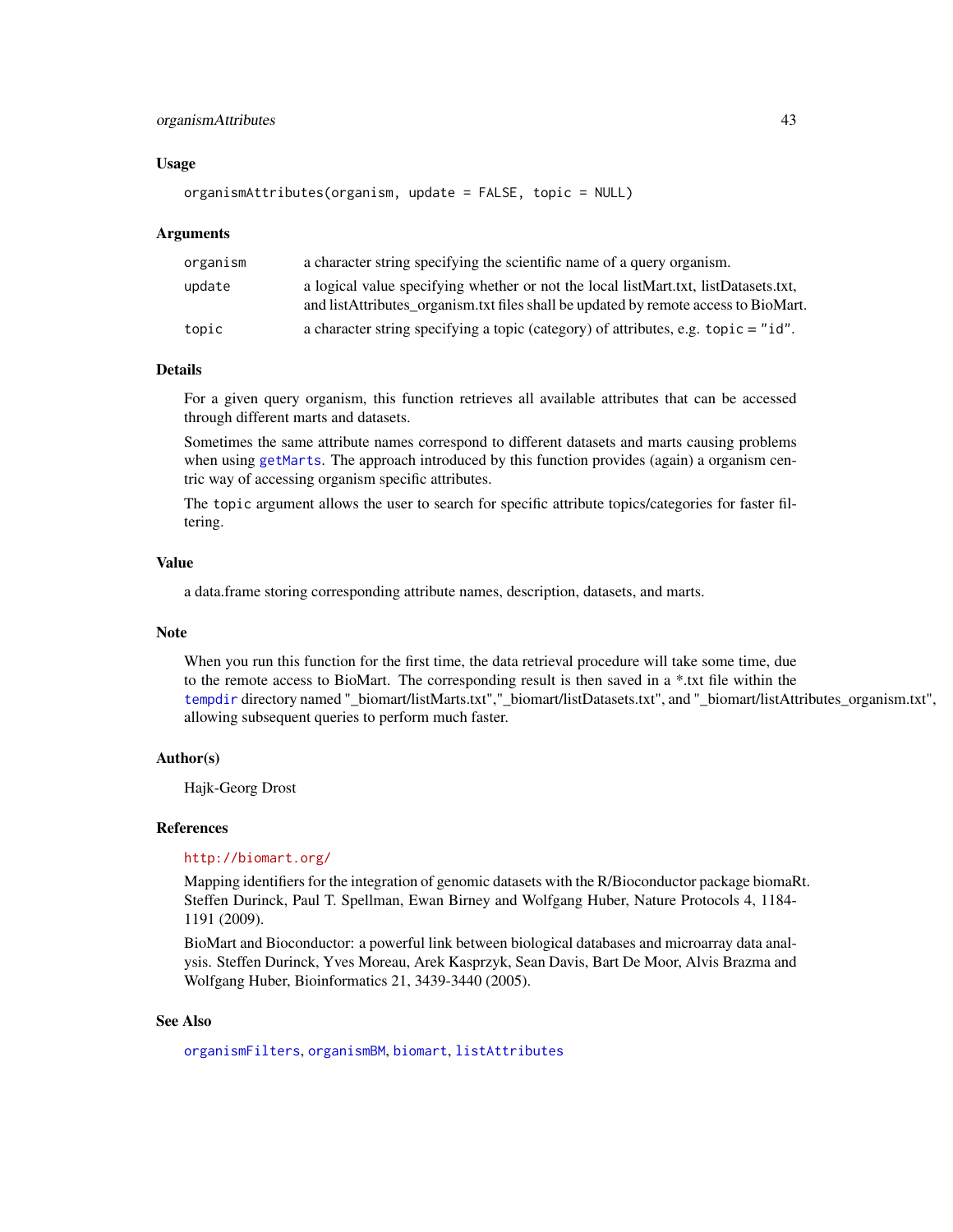## Usage

```
organismAttributes(organism, update = FALSE, topic = NULL)
```

## Arguments

| | |
|---|---|
| `organism` | a character string specifying the scientific name of a query organism. |
| `update` | a logical value specifying whether or not the local listMart.txt, listDatasets.txt, and listAttributes_organism.txt files shall be updated by remote access to BioMart. |
| `topic` | a character string specifying a topic (category) of attributes, e.g. `topic = "id"`. |

## Details

For a given query organism, this function retrieves all available attributes that can be accessed through different marts and datasets.

Sometimes the same attribute names correspond to different datasets and marts causing problems when using `getMarts`. The approach introduced by this function provides (again) a organism centric way of accessing organism specific attributes.

The `topic` argument allows the user to search for specific attribute topics/categories for faster filtering.

## Value

a data.frame storing corresponding attribute names, description, datasets, and marts.

## Note

When you run this function for the first time, the data retrieval procedure will take some time, due to the remote access to BioMart. The corresponding result is then saved in a *.txt file within the `tempdir` directory named "_biomart/listMarts.txt","_biomart/listDatasets.txt", and "_biomart/listAttributes_organism.txt", allowing subsequent queries to perform much faster.

## Author(s)

Hajk-Georg Drost

## References

http://biomart.org/

Mapping identifiers for the integration of genomic datasets with the R/Bioconductor package biomaRt. Steffen Durinck, Paul T. Spellman, Ewan Birney and Wolfgang Huber, Nature Protocols 4, 1184-1191 (2009).

BioMart and Bioconductor: a powerful link between biological databases and microarray data analysis. Steffen Durinck, Yves Moreau, Arek Kasprzyk, Sean Davis, Bart De Moor, Alvis Brazma and Wolfgang Huber, Bioinformatics 21, 3439-3440 (2005).

## See Also

`organismFilters`, `organismBM`, `biomart`, `listAttributes`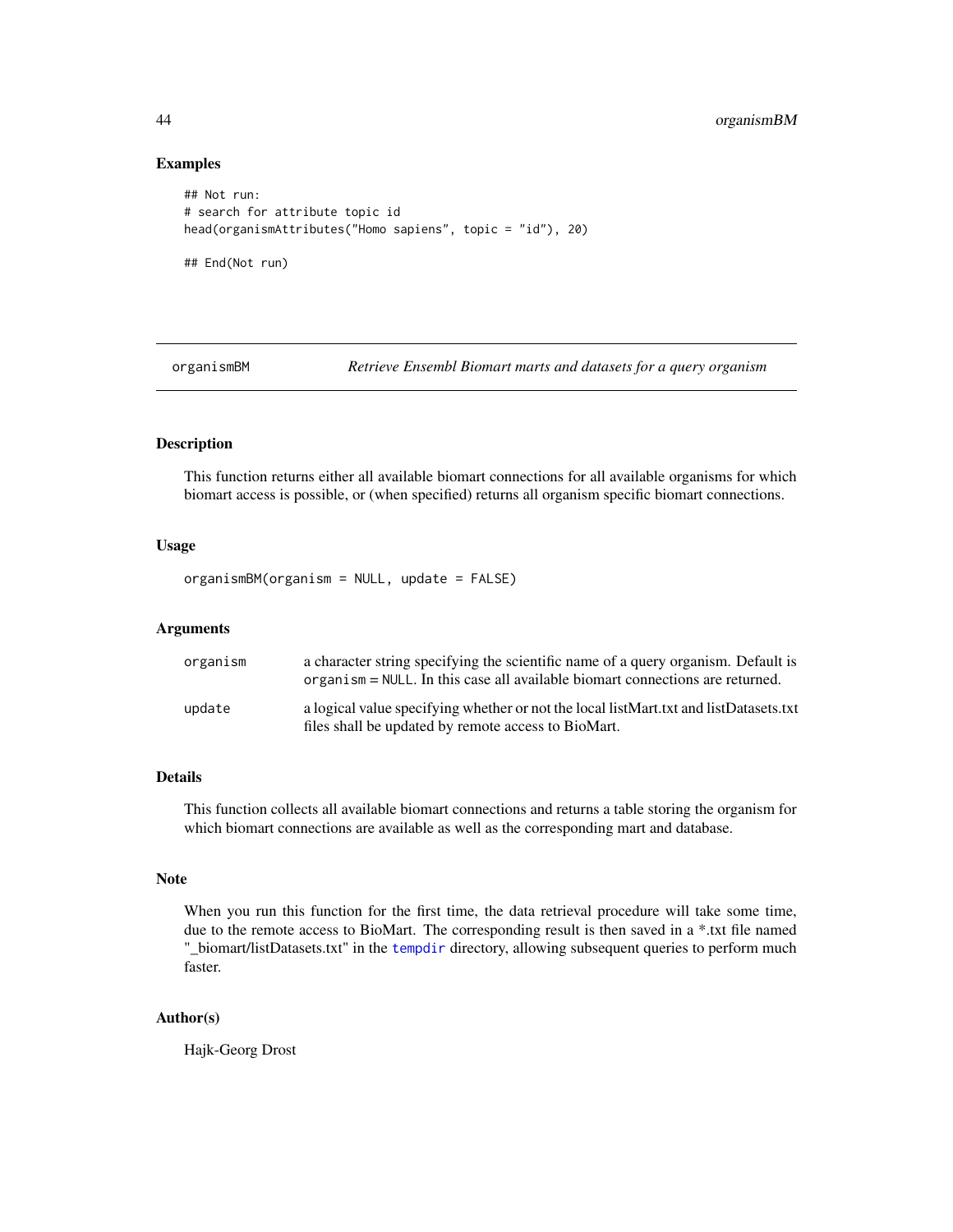### Examples

```
## Not run:
# search for attribute topic id
head(organismAttributes("Homo sapiens", topic = "id"), 20)

## End(Not run)
```

---

## organismBM — *Retrieve Ensembl Biomart marts and datasets for a query organism*

---

### Description

This function returns either all available biomart connections for all available organisms for which biomart access is possible, or (when specified) returns all organism specific biomart connections.

### Usage

```
organismBM(organism = NULL, update = FALSE)
```

### Arguments

| | |
|---|---|
| `organism` | a character string specifying the scientific name of a query organism. Default is `organism = NULL`. In this case all available biomart connections are returned. |
| `update` | a logical value specifying whether or not the local listMart.txt and listDatasets.txt files shall be updated by remote access to BioMart. |

### Details

This function collects all available biomart connections and returns a table storing the organism for which biomart connections are available as well as the corresponding mart and database.

### Note

When you run this function for the first time, the data retrieval procedure will take some time, due to the remote access to BioMart. The corresponding result is then saved in a *.txt file named "_biomart/listDatasets.txt" in the `tempdir` directory, allowing subsequent queries to perform much faster.

### Author(s)

Hajk-Georg Drost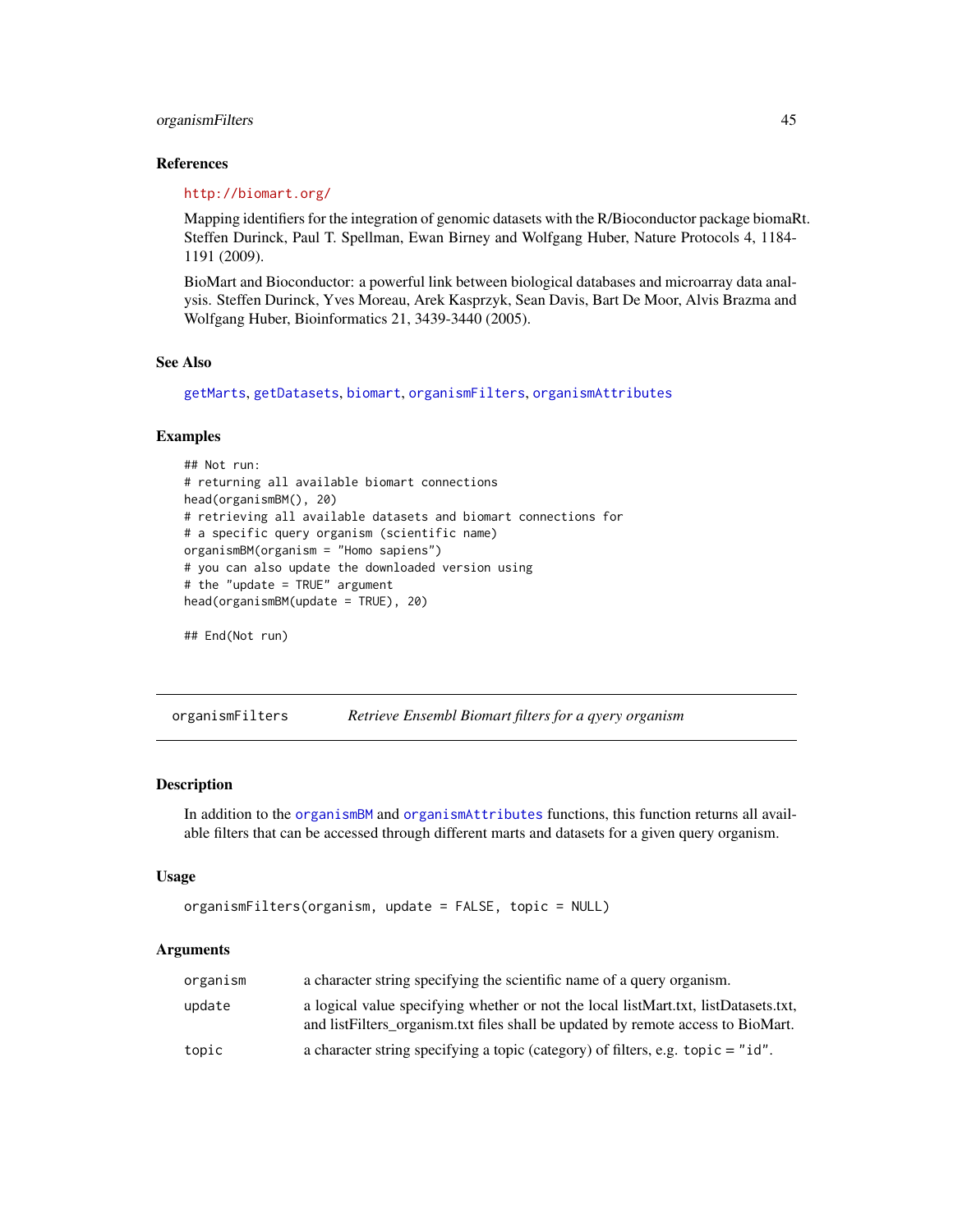### References

http://biomart.org/

Mapping identifiers for the integration of genomic datasets with the R/Bioconductor package biomaRt. Steffen Durinck, Paul T. Spellman, Ewan Birney and Wolfgang Huber, Nature Protocols 4, 1184-1191 (2009).

BioMart and Bioconductor: a powerful link between biological databases and microarray data analysis. Steffen Durinck, Yves Moreau, Arek Kasprzyk, Sean Davis, Bart De Moor, Alvis Brazma and Wolfgang Huber, Bioinformatics 21, 3439-3440 (2005).

### See Also

getMarts, getDatasets, biomart, organismFilters, organismAttributes

### Examples

```
## Not run:
# returning all available biomart connections
head(organismBM(), 20)
# retrieving all available datasets and biomart connections for
# a specific query organism (scientific name)
organismBM(organism = "Homo sapiens")
# you can also update the downloaded version using
# the "update = TRUE" argument
head(organismBM(update = TRUE), 20)

## End(Not run)
```

---

## organismFilters *Retrieve Ensembl Biomart filters for a qyery organism*

### Description

In addition to the organismBM and organismAttributes functions, this function returns all available filters that can be accessed through different marts and datasets for a given query organism.

### Usage

```
organismFilters(organism, update = FALSE, topic = NULL)
```

### Arguments

| | |
|---|---|
| organism | a character string specifying the scientific name of a query organism. |
| update | a logical value specifying whether or not the local listMart.txt, listDatasets.txt, and listFilters_organism.txt files shall be updated by remote access to BioMart. |
| topic | a character string specifying a topic (category) of filters, e.g. topic = "id". |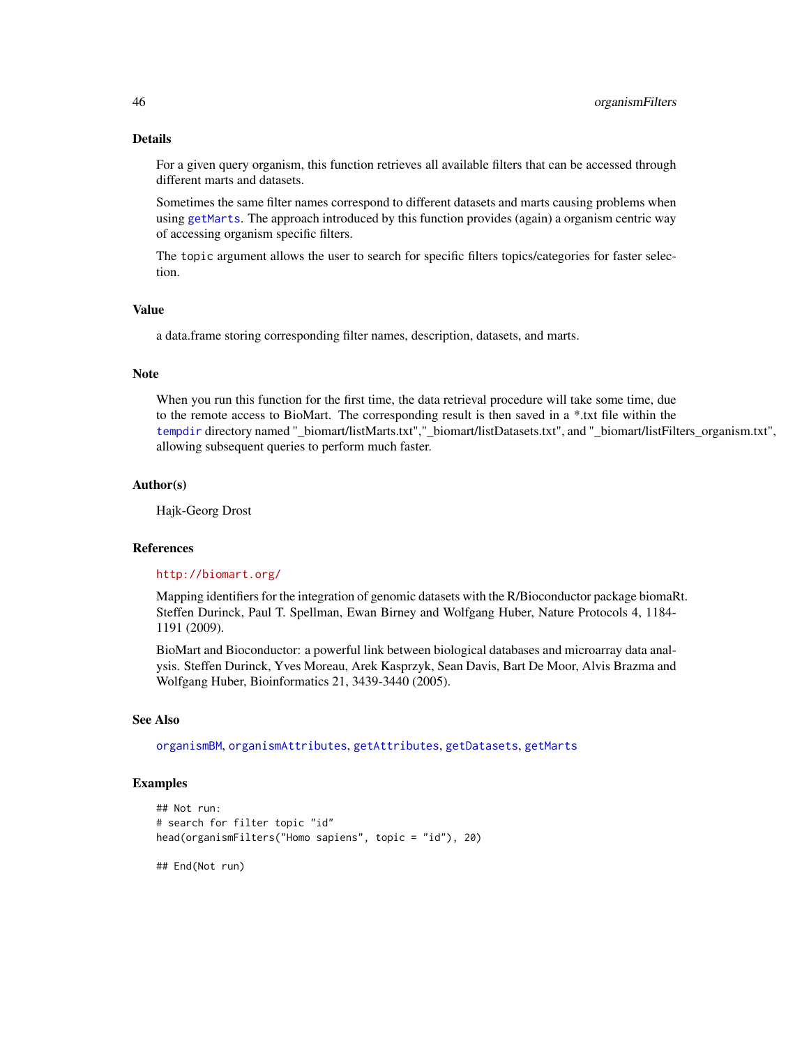## Details

For a given query organism, this function retrieves all available filters that can be accessed through different marts and datasets.

Sometimes the same filter names correspond to different datasets and marts causing problems when using getMarts. The approach introduced by this function provides (again) a organism centric way of accessing organism specific filters.

The topic argument allows the user to search for specific filters topics/categories for faster selection.

## Value

a data.frame storing corresponding filter names, description, datasets, and marts.

## Note

When you run this function for the first time, the data retrieval procedure will take some time, due to the remote access to BioMart. The corresponding result is then saved in a *.txt file within the tempdir directory named "_biomart/listMarts.txt","_biomart/listDatasets.txt", and "_biomart/listFilters_organism.txt", allowing subsequent queries to perform much faster.

## Author(s)

Hajk-Georg Drost

## References

http://biomart.org/

Mapping identifiers for the integration of genomic datasets with the R/Bioconductor package biomaRt. Steffen Durinck, Paul T. Spellman, Ewan Birney and Wolfgang Huber, Nature Protocols 4, 1184-1191 (2009).

BioMart and Bioconductor: a powerful link between biological databases and microarray data analysis. Steffen Durinck, Yves Moreau, Arek Kasprzyk, Sean Davis, Bart De Moor, Alvis Brazma and Wolfgang Huber, Bioinformatics 21, 3439-3440 (2005).

## See Also

organismBM, organismAttributes, getAttributes, getDatasets, getMarts

## Examples

```
## Not run:
# search for filter topic "id"
head(organismFilters("Homo sapiens", topic = "id"), 20)

## End(Not run)
```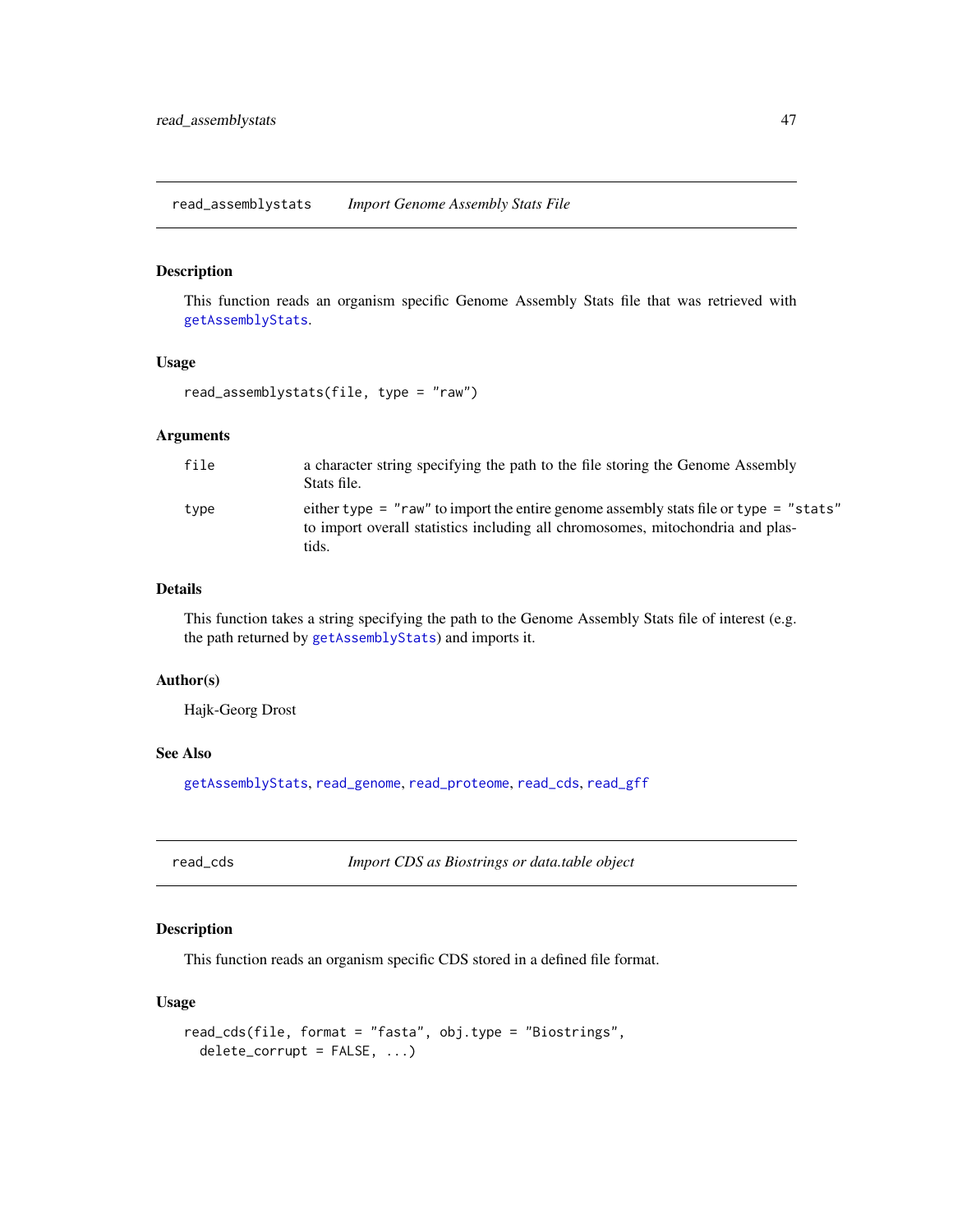## read_assemblystats *Import Genome Assembly Stats File*

### Description

This function reads an organism specific Genome Assembly Stats file that was retrieved with getAssemblyStats.

### Usage

```
read_assemblystats(file, type = "raw")
```

### Arguments

| | |
|---|---|
| file | a character string specifying the path to the file storing the Genome Assembly Stats file. |
| type | either type = "raw" to import the entire genome assembly stats file or type = "stats" to import overall statistics including all chromosomes, mitochondria and plastids. |

### Details

This function takes a string specifying the path to the Genome Assembly Stats file of interest (e.g. the path returned by getAssemblyStats) and imports it.

### Author(s)

Hajk-Georg Drost

### See Also

getAssemblyStats, read_genome, read_proteome, read_cds, read_gff

## read_cds *Import CDS as Biostrings or data.table object*

### Description

This function reads an organism specific CDS stored in a defined file format.

### Usage

```
read_cds(file, format = "fasta", obj.type = "Biostrings",
  delete_corrupt = FALSE, ...)
```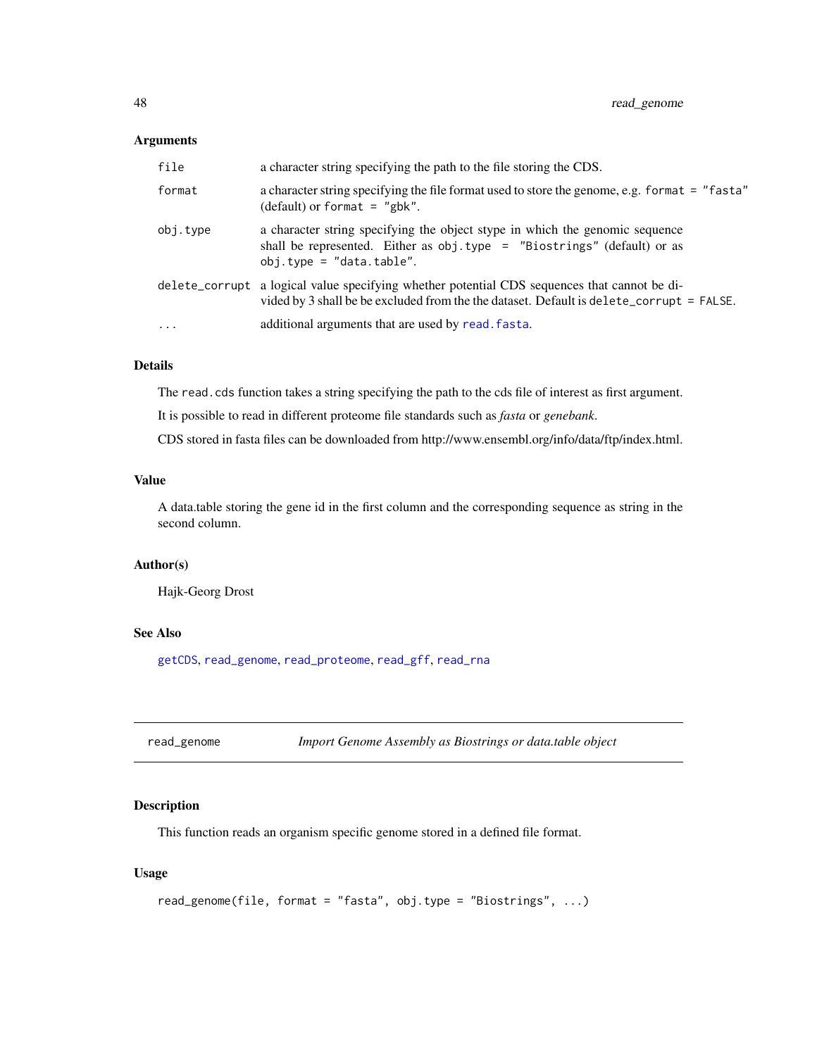### Arguments

| | |
|---|---|
| `file` | a character string specifying the path to the file storing the CDS. |
| `format` | a character string specifying the file format used to store the genome, e.g. `format = "fasta"` (default) or `format = "gbk"`. |
| `obj.type` | a character string specifying the object stype in which the genomic sequence shall be represented. Either as `obj.type = "Biostrings"` (default) or as `obj.type = "data.table"`. |
| `delete_corrupt` | a logical value specifying whether potential CDS sequences that cannot be divided by 3 shall be be excluded from the the dataset. Default is `delete_corrupt = FALSE`. |
| `...` | additional arguments that are used by `read.fasta`. |

### Details

The `read.cds` function takes a string specifying the path to the cds file of interest as first argument.

It is possible to read in different proteome file standards such as *fasta* or *genebank*.

CDS stored in fasta files can be downloaded from http://www.ensembl.org/info/data/ftp/index.html.

### Value

A data.table storing the gene id in the first column and the corresponding sequence as string in the second column.

### Author(s)

Hajk-Georg Drost

### See Also

`getCDS`, `read_genome`, `read_proteome`, `read_gff`, `read_rna`

---

## read_genome — *Import Genome Assembly as Biostrings or data.table object*

---

### Description

This function reads an organism specific genome stored in a defined file format.

### Usage

```
read_genome(file, format = "fasta", obj.type = "Biostrings", ...)
```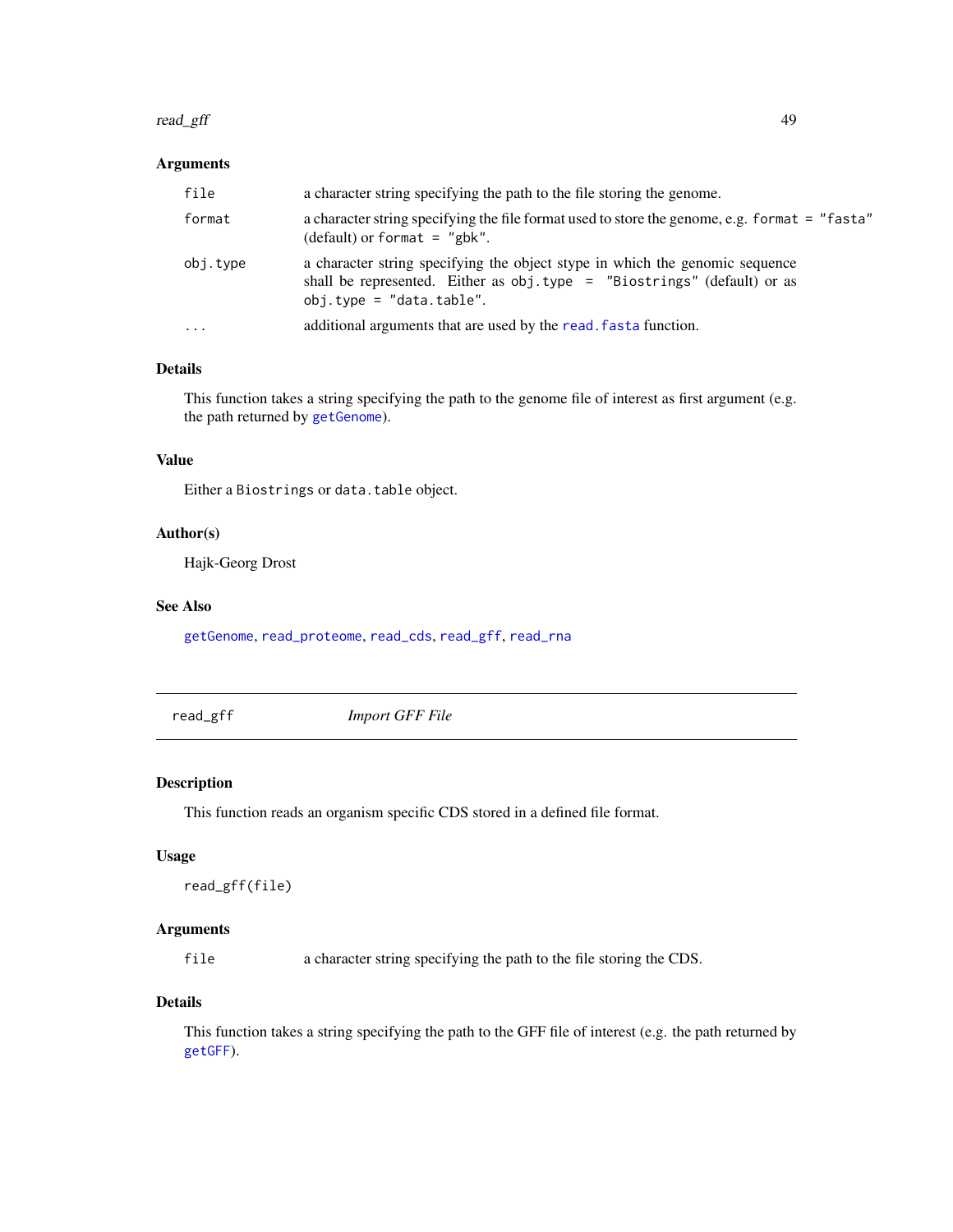### Arguments

| | |
|---|---|
| `file` | a character string specifying the path to the file storing the genome. |
| `format` | a character string specifying the file format used to store the genome, e.g. `format = "fasta"` (default) or `format = "gbk"`. |
| `obj.type` | a character string specifying the object stype in which the genomic sequence shall be represented. Either as `obj.type = "Biostrings"` (default) or as `obj.type = "data.table"`. |
| `...` | additional arguments that are used by the `read.fasta` function. |

### Details

This function takes a string specifying the path to the genome file of interest as first argument (e.g. the path returned by `getGenome`).

### Value

Either a `Biostrings` or `data.table` object.

### Author(s)

Hajk-Georg Drost

### See Also

`getGenome`, `read_proteome`, `read_cds`, `read_gff`, `read_rna`

---

## read_gff — *Import GFF File*

---

### Description

This function reads an organism specific CDS stored in a defined file format.

### Usage

```
read_gff(file)
```

### Arguments

| | |
|---|---|
| `file` | a character string specifying the path to the file storing the CDS. |

### Details

This function takes a string specifying the path to the GFF file of interest (e.g. the path returned by `getGFF`).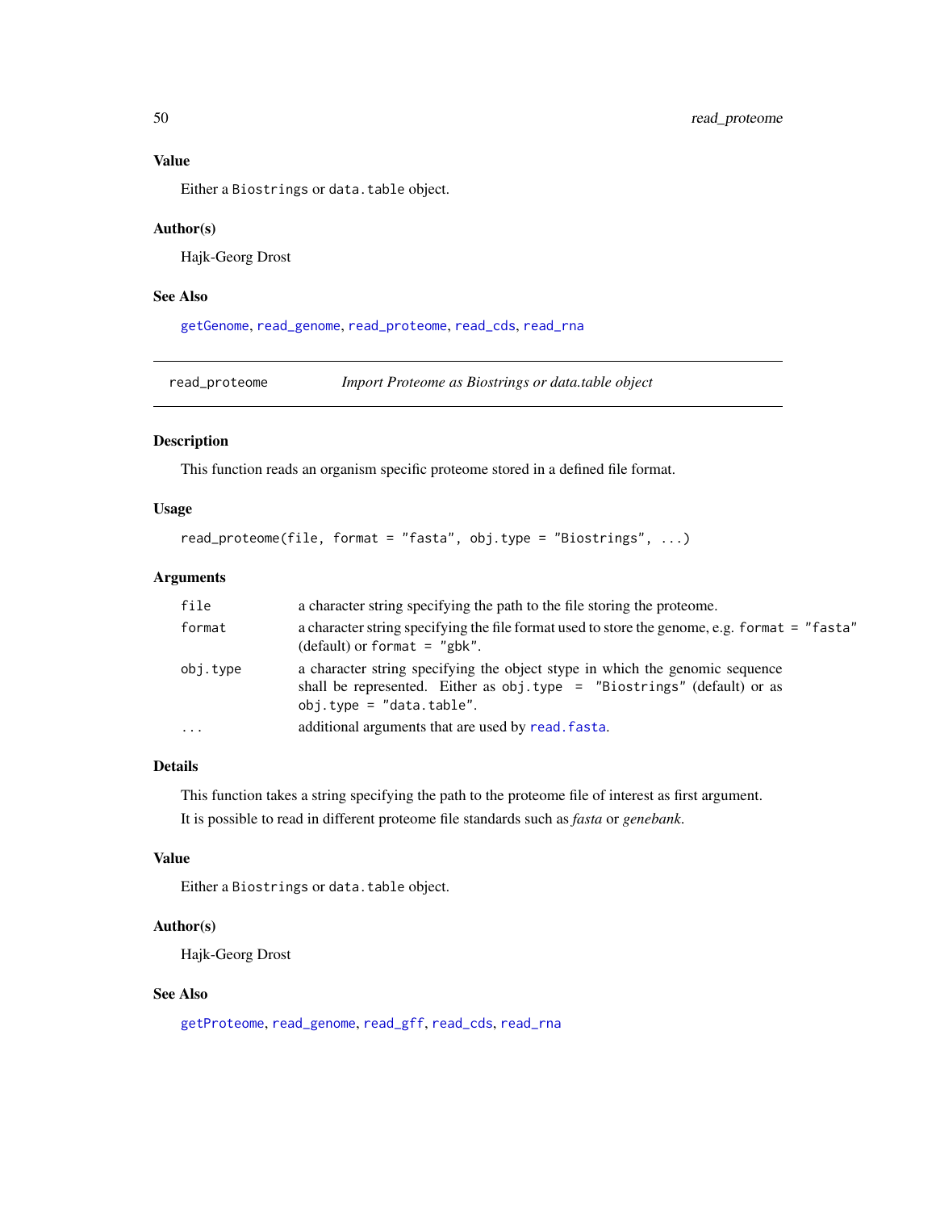### Value

Either a `Biostrings` or `data.table` object.

### Author(s)

Hajk-Georg Drost

### See Also

`getGenome`, `read_genome`, `read_proteome`, `read_cds`, `read_rna`

---

## read_proteome — *Import Proteome as Biostrings or data.table object*

---

### Description

This function reads an organism specific proteome stored in a defined file format.

### Usage

```
read_proteome(file, format = "fasta", obj.type = "Biostrings", ...)
```

### Arguments

| | |
|---|---|
| `file` | a character string specifying the path to the file storing the proteome. |
| `format` | a character string specifying the file format used to store the genome, e.g. `format = "fasta"` (default) or `format = "gbk"`. |
| `obj.type` | a character string specifying the object stype in which the genomic sequence shall be represented. Either as `obj.type = "Biostrings"` (default) or as `obj.type = "data.table"`. |
| `...` | additional arguments that are used by `read.fasta`. |

### Details

This function takes a string specifying the path to the proteome file of interest as first argument.

It is possible to read in different proteome file standards such as *fasta* or *genebank*.

### Value

Either a `Biostrings` or `data.table` object.

### Author(s)

Hajk-Georg Drost

### See Also

`getProteome`, `read_genome`, `read_gff`, `read_cds`, `read_rna`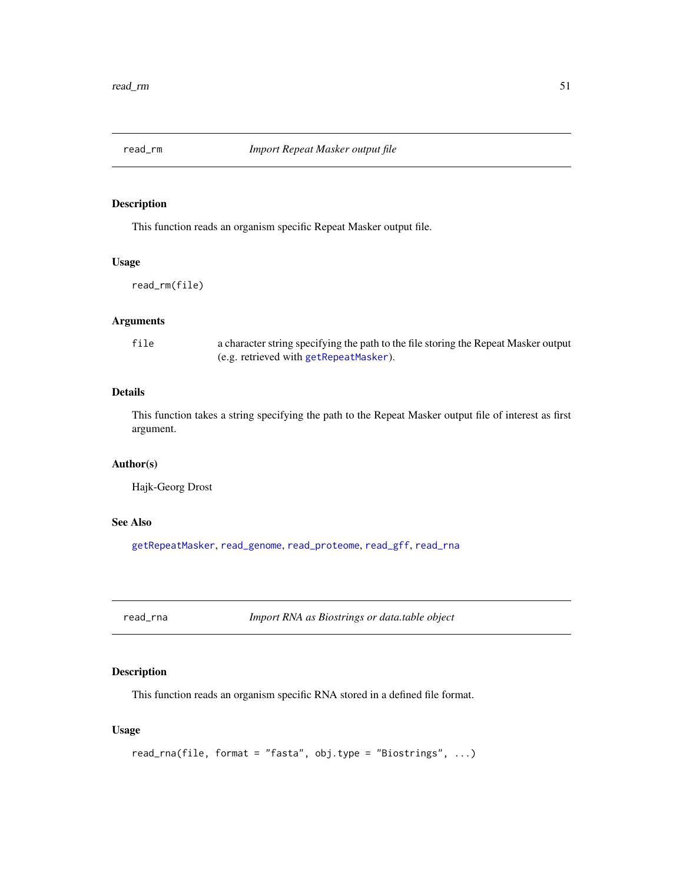## read_rm — *Import Repeat Masker output file*

### Description

This function reads an organism specific Repeat Masker output file.

### Usage

```
read_rm(file)
```

### Arguments

| | |
|---|---|
| file | a character string specifying the path to the file storing the Repeat Masker output (e.g. retrieved with getRepeatMasker). |

### Details

This function takes a string specifying the path to the Repeat Masker output file of interest as first argument.

### Author(s)

Hajk-Georg Drost

### See Also

getRepeatMasker, read_genome, read_proteome, read_gff, read_rna

## read_rna — *Import RNA as Biostrings or data.table object*

### Description

This function reads an organism specific RNA stored in a defined file format.

### Usage

```
read_rna(file, format = "fasta", obj.type = "Biostrings", ...)
```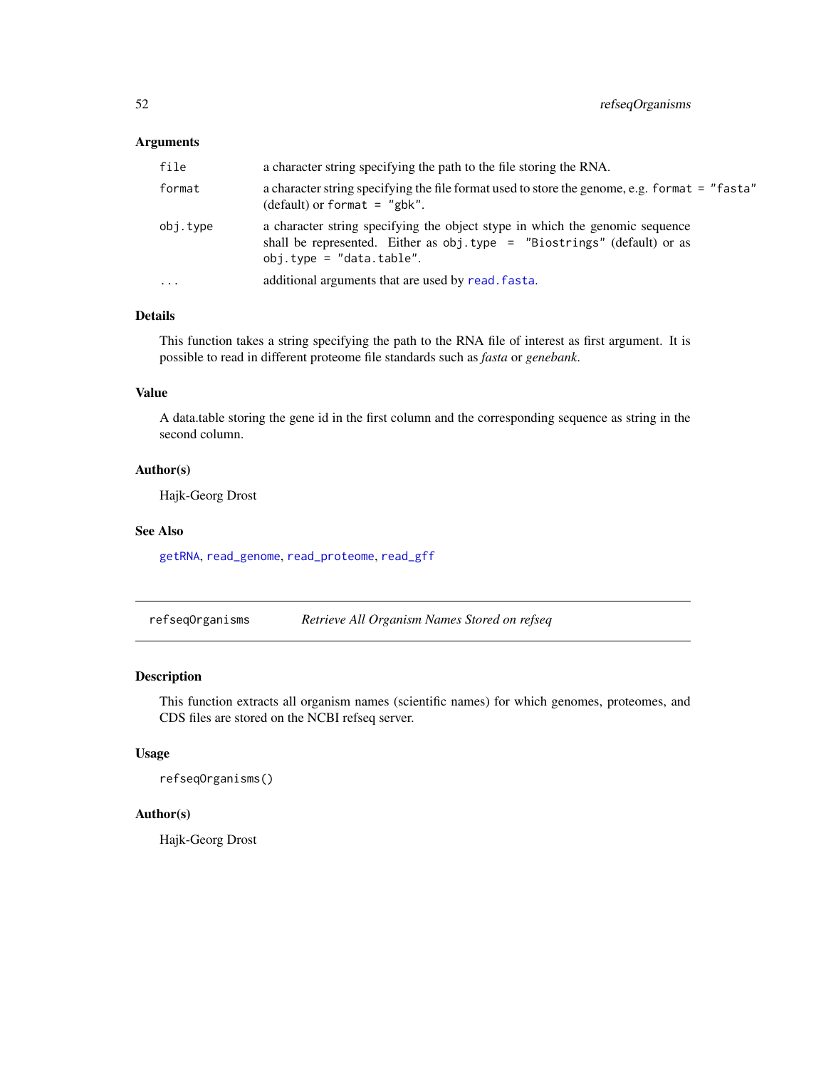### Arguments

| | |
|---|---|
| `file` | a character string specifying the path to the file storing the RNA. |
| `format` | a character string specifying the file format used to store the genome, e.g. `format = "fasta"` (default) or `format = "gbk"`. |
| `obj.type` | a character string specifying the object stype in which the genomic sequence shall be represented. Either as `obj.type = "Biostrings"` (default) or as `obj.type = "data.table"`. |
| `...` | additional arguments that are used by `read.fasta`. |

### Details

This function takes a string specifying the path to the RNA file of interest as first argument. It is possible to read in different proteome file standards such as *fasta* or *genebank*.

### Value

A data.table storing the gene id in the first column and the corresponding sequence as string in the second column.

### Author(s)

Hajk-Georg Drost

### See Also

`getRNA`, `read_genome`, `read_proteome`, `read_gff`

---

## refseqOrganisms — *Retrieve All Organism Names Stored on refseq*

### Description

This function extracts all organism names (scientific names) for which genomes, proteomes, and CDS files are stored on the NCBI refseq server.

### Usage

```
refseqOrganisms()
```

### Author(s)

Hajk-Georg Drost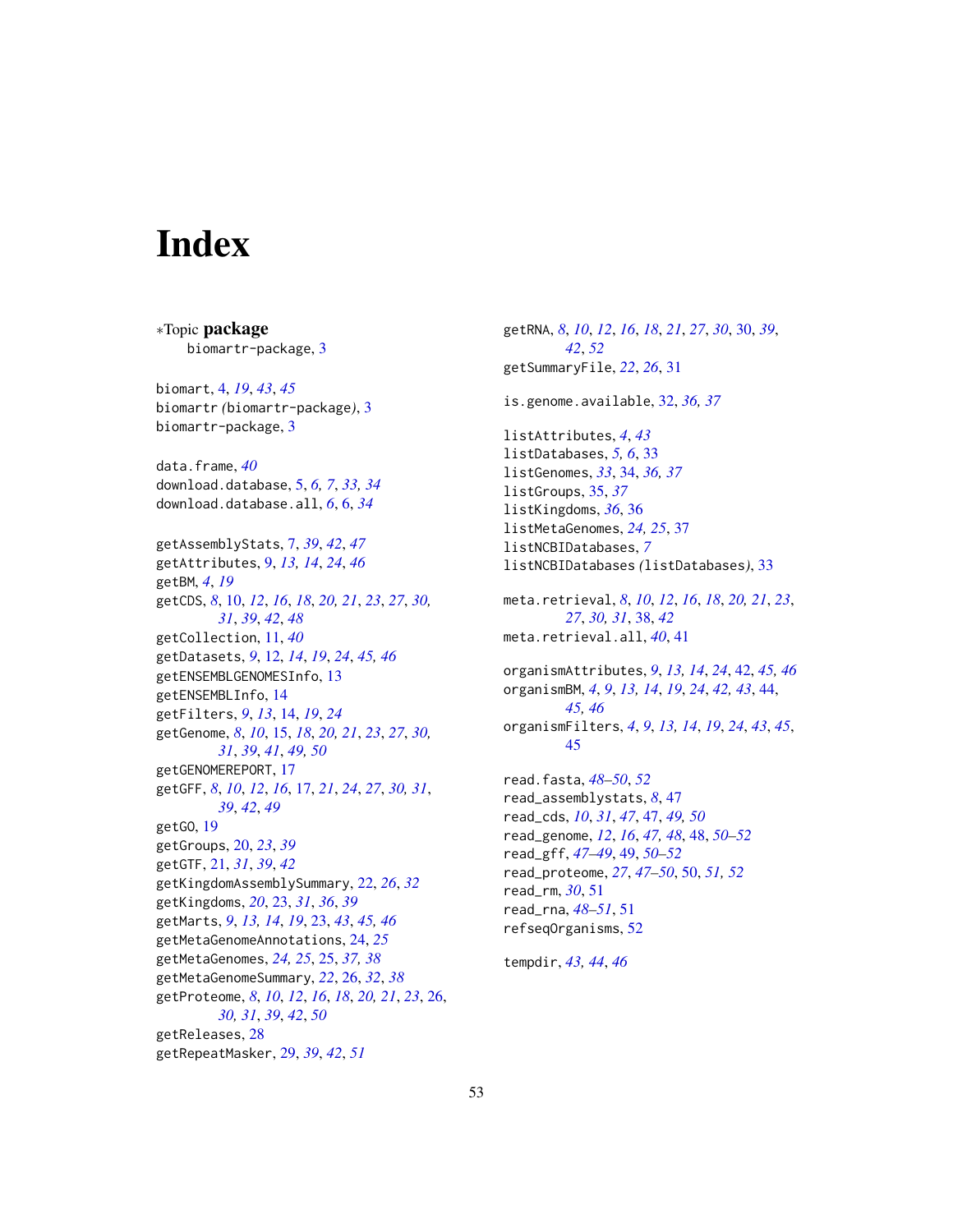# Index

*Topic **package**
  biomartr-package, 3

biomart, 4, *19*, *43*, *45*
biomartr *(biomartr-package)*, 3
biomartr-package, 3

data.frame, *40*
download.database, 5, *6, 7*, *33, 34*
download.database.all, *6*, 6, *34*

getAssemblyStats, 7, *39*, *42*, *47*
getAttributes, 9, *13, 14*, *24*, *46*
getBM, *4*, *19*
getCDS, *8*, 10, *12*, *16*, *18*, *20, 21*, *23*, *27*, *30, 31*, *39*, *42*, *48*
getCollection, 11, *40*
getDatasets, *9*, 12, *14*, *19*, *24*, *45, 46*
getENSEMBLGENOMESInfo, 13
getENSEMBLInfo, 14
getFilters, *9*, *13*, 14, *19*, *24*
getGenome, *8*, *10*, 15, *18*, *20, 21*, *23*, *27*, *30, 31*, *39*, *41*, *49, 50*
getGENOMEREPORT, 17
getGFF, *8*, *10*, *12*, *16*, 17, *21*, *24*, *27*, *30, 31*, *39*, *42*, *49*
getGO, 19
getGroups, 20, *23*, *39*
getGTF, 21, *31*, *39*, *42*
getKingdomAssemblySummary, 22, *26*, *32*
getKingdoms, *20*, 23, *31*, *36*, *39*
getMarts, *9*, *13, 14*, *19*, 23, *43*, *45, 46*
getMetaGenomeAnnotations, 24, *25*
getMetaGenomes, *24, 25*, 25, *37, 38*
getMetaGenomeSummary, *22*, 26, *32*, *38*
getProteome, *8*, *10*, *12*, *16*, *18*, *20, 21*, *23*, 26, *30, 31*, *39*, *42*, *50*
getReleases, 28
getRepeatMasker, 29, *39*, *42*, *51*
getRNA, *8*, *10*, *12*, *16*, *18*, *21*, *27*, *30*, 30, *39*, *42*, *52*
getSummaryFile, *22*, *26*, 31

is.genome.available, 32, *36, 37*

listAttributes, *4*, *43*
listDatabases, *5, 6*, 33
listGenomes, *33*, 34, *36, 37*
listGroups, 35, *37*
listKingdoms, *36*, 36
listMetaGenomes, *24, 25*, 37
listNCBIDatabases, *7*
listNCBIDatabases *(listDatabases)*, 33

meta.retrieval, *8*, *10*, *12*, *16*, *18*, *20, 21*, *23*, *27*, *30, 31*, 38, *42*
meta.retrieval.all, *40*, 41

organismAttributes, *9*, *13, 14*, *24*, 42, *45, 46*
organismBM, *4*, *9*, *13, 14*, *19*, *24*, *42, 43*, 44, *45, 46*
organismFilters, *4*, *9*, *13, 14*, *19*, *24*, *43*, *45*, 45

read.fasta, *48–50*, *52*
read_assemblystats, *8*, 47
read_cds, *10*, *31*, *47*, 47, *49, 50*
read_genome, *12*, *16*, *47, 48*, 48, *50–52*
read_gff, *47–49*, 49, *50–52*
read_proteome, *27*, *47–50*, 50, *51, 52*
read_rm, *30*, 51
read_rna, *48–51*, 51
refseqOrganisms, 52

tempdir, *43, 44*, *46*